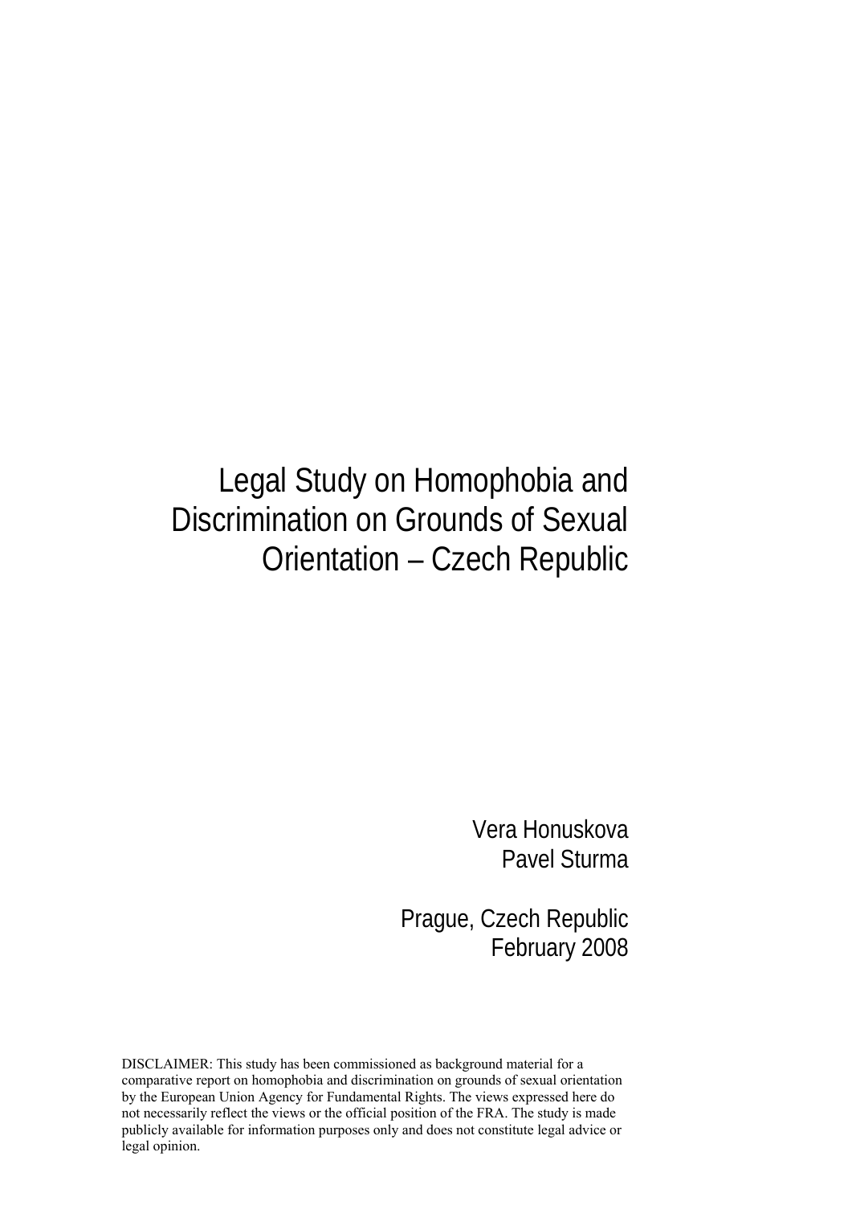# Legal Study on Homophobia and Discrimination on Grounds of Sexual Orientation – Czech Republic

Vera Honuskova
Pavel Sturma

Prague, Czech Republic
February 2008

DISCLAIMER: This study has been commissioned as background material for a comparative report on homophobia and discrimination on grounds of sexual orientation by the European Union Agency for Fundamental Rights. The views expressed here do not necessarily reflect the views or the official position of the FRA. The study is made publicly available for information purposes only and does not constitute legal advice or legal opinion.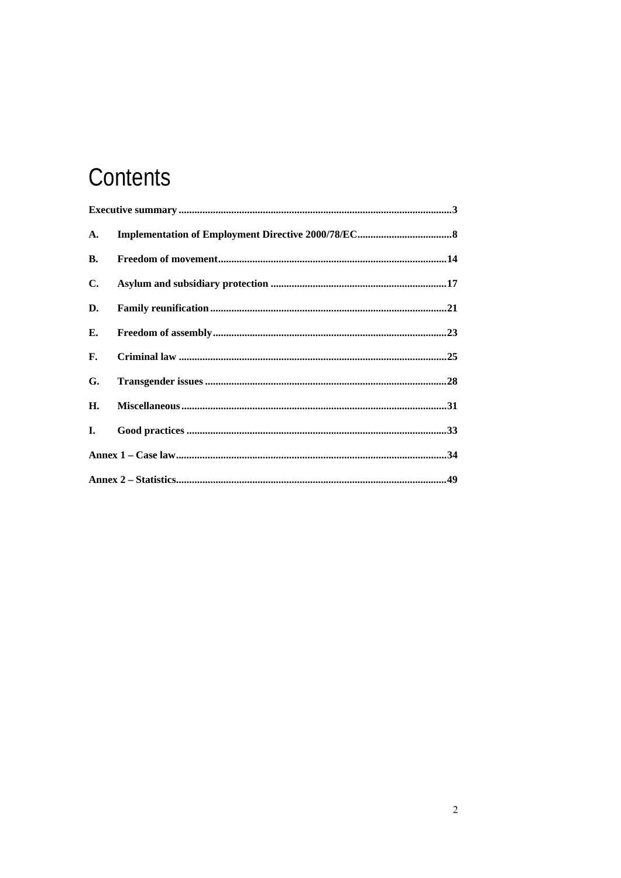# Contents

**Executive summary** .......................................................................................................3

**A. Implementation of Employment Directive 2000/78/EC**....................................8

**B. Freedom of movement**......................................................................................14

**C. Asylum and subsidiary protection** ..................................................................17

**D. Family reunification**.........................................................................................21

**E. Freedom of assembly**........................................................................................23

**F. Criminal law** .....................................................................................................25

**G. Transgender issues** ...........................................................................................28

**H. Miscellaneous**....................................................................................................31

**I. Good practices** ..................................................................................................33

**Annex 1 – Case law**......................................................................................................34

**Annex 2 – Statistics**......................................................................................................49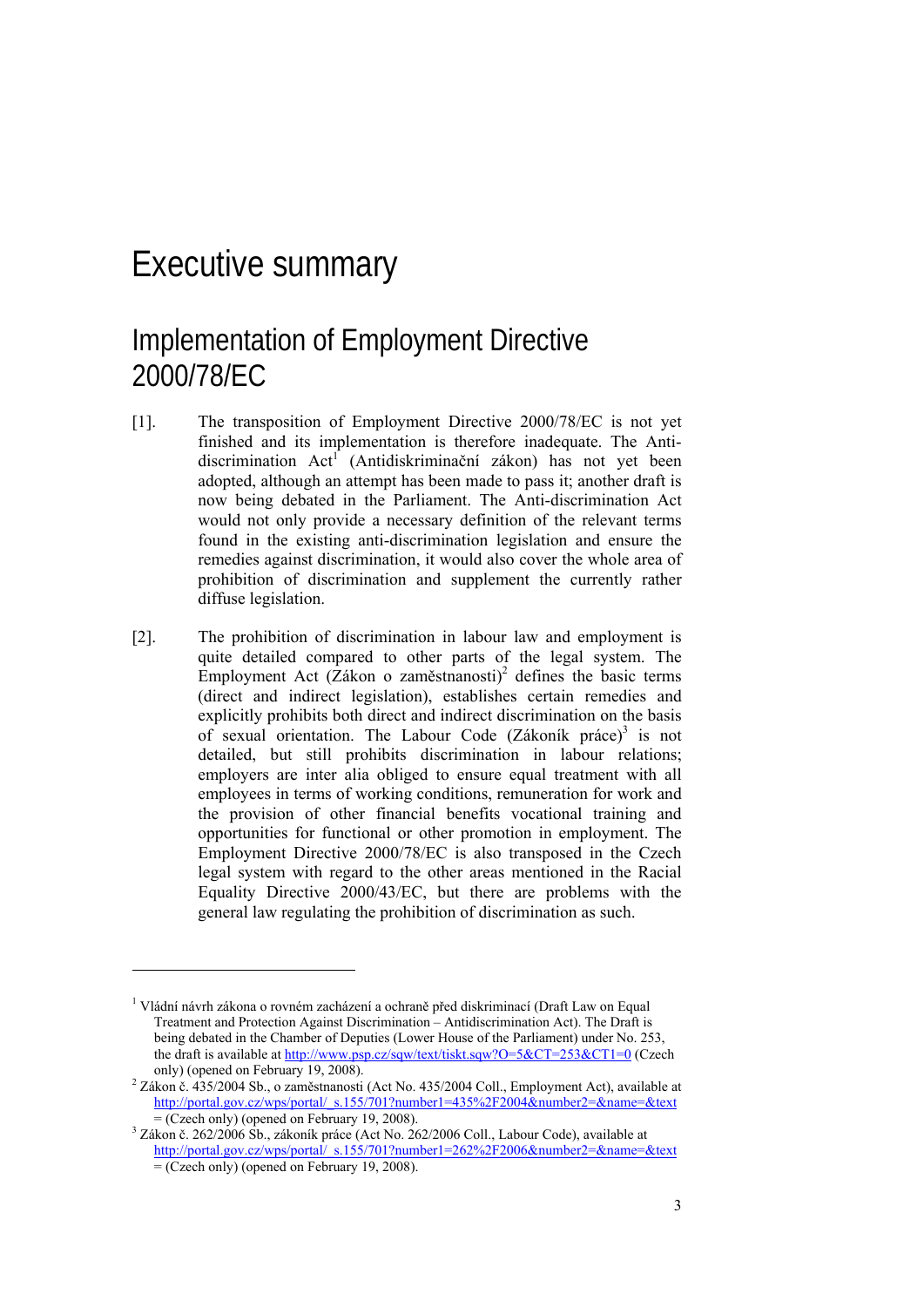# Executive summary

## Implementation of Employment Directive 2000/78/EC

[1]. The transposition of Employment Directive 2000/78/EC is not yet finished and its implementation is therefore inadequate. The Anti-discrimination Act[1] (Antidiskriminační zákon) has not yet been adopted, although an attempt has been made to pass it; another draft is now being debated in the Parliament. The Anti-discrimination Act would not only provide a necessary definition of the relevant terms found in the existing anti-discrimination legislation and ensure the remedies against discrimination, it would also cover the whole area of prohibition of discrimination and supplement the currently rather diffuse legislation.

[2]. The prohibition of discrimination in labour law and employment is quite detailed compared to other parts of the legal system. The Employment Act (Zákon o zaměstnanosti)[2] defines the basic terms (direct and indirect legislation), establishes certain remedies and explicitly prohibits both direct and indirect discrimination on the basis of sexual orientation. The Labour Code (Zákoník práce)[3] is not detailed, but still prohibits discrimination in labour relations; employers are inter alia obliged to ensure equal treatment with all employees in terms of working conditions, remuneration for work and the provision of other financial benefits vocational training and opportunities for functional or other promotion in employment. The Employment Directive 2000/78/EC is also transposed in the Czech legal system with regard to the other areas mentioned in the Racial Equality Directive 2000/43/EC, but there are problems with the general law regulating the prohibition of discrimination as such.

---

[1] Vládní návrh zákona o rovném zacházení a ochraně před diskriminací (Draft Law on Equal Treatment and Protection Against Discrimination – Antidiscrimination Act). The Draft is being debated in the Chamber of Deputies (Lower House of the Parliament) under No. 253, the draft is available at http://www.psp.cz/sqw/text/tiskt.sqw?O=5&CT=253&CT1=0 (Czech only) (opened on February 19, 2008).

[2] Zákon č. 435/2004 Sb., o zaměstnanosti (Act No. 435/2004 Coll., Employment Act), available at http://portal.gov.cz/wps/portal/_s.155/701?number1=435%2F2004&number2=&name=&text= (Czech only) (opened on February 19, 2008).

[3] Zákon č. 262/2006 Sb., zákoník práce (Act No. 262/2006 Coll., Labour Code), available at http://portal.gov.cz/wps/portal/_s.155/701?number1=262%2F2006&number2=&name=&text= (Czech only) (opened on February 19, 2008).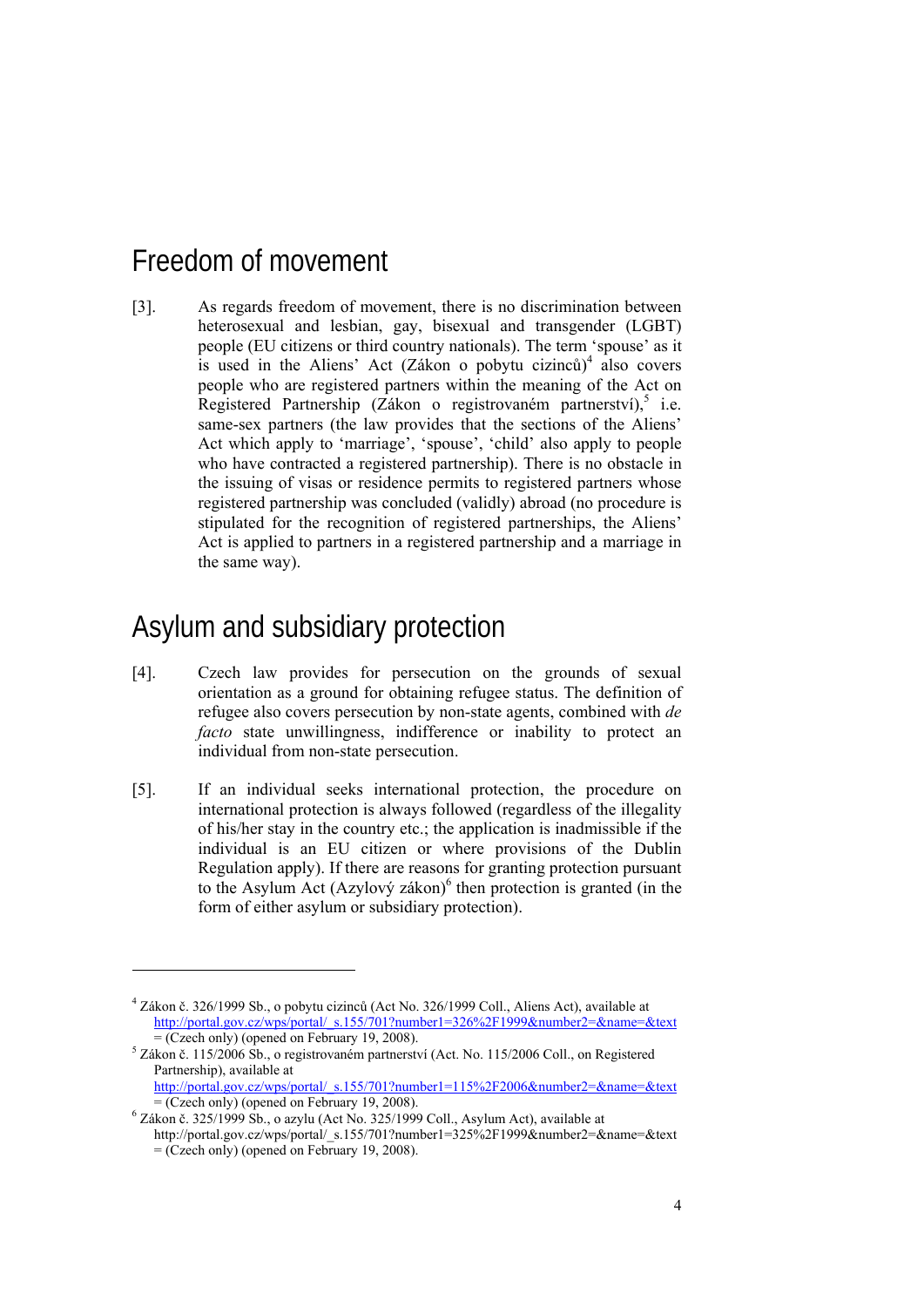## Freedom of movement

[3]. As regards freedom of movement, there is no discrimination between heterosexual and lesbian, gay, bisexual and transgender (LGBT) people (EU citizens or third country nationals). The term 'spouse' as it is used in the Aliens' Act (Zákon o pobytu cizinců)[4] also covers people who are registered partners within the meaning of the Act on Registered Partnership (Zákon o registrovaném partnerství),[5] i.e. same-sex partners (the law provides that the sections of the Aliens' Act which apply to 'marriage', 'spouse', 'child' also apply to people who have contracted a registered partnership). There is no obstacle in the issuing of visas or residence permits to registered partners whose registered partnership was concluded (validly) abroad (no procedure is stipulated for the recognition of registered partnerships, the Aliens' Act is applied to partners in a registered partnership and a marriage in the same way).

## Asylum and subsidiary protection

[4]. Czech law provides for persecution on the grounds of sexual orientation as a ground for obtaining refugee status. The definition of refugee also covers persecution by non-state agents, combined with *de facto* state unwillingness, indifference or inability to protect an individual from non-state persecution.

[5]. If an individual seeks international protection, the procedure on international protection is always followed (regardless of the illegality of his/her stay in the country etc.; the application is inadmissible if the individual is an EU citizen or where provisions of the Dublin Regulation apply). If there are reasons for granting protection pursuant to the Asylum Act (Azylový zákon)[6] then protection is granted (in the form of either asylum or subsidiary protection).

---

[4] Zákon č. 326/1999 Sb., o pobytu cizinců (Act No. 326/1999 Coll., Aliens Act), available at http://portal.gov.cz/wps/portal/_s.155/701?number1=326%2F1999&number2=&name=&text = (Czech only) (opened on February 19, 2008).

[5] Zákon č. 115/2006 Sb., o registrovaném partnerství (Act. No. 115/2006 Coll., on Registered Partnership), available at http://portal.gov.cz/wps/portal/_s.155/701?number1=115%2F2006&number2=&name=&text = (Czech only) (opened on February 19, 2008).

[6] Zákon č. 325/1999 Sb., o azylu (Act No. 325/1999 Coll., Asylum Act), available at http://portal.gov.cz/wps/portal/_s.155/701?number1=325%2F1999&number2=&name=&text = (Czech only) (opened on February 19, 2008).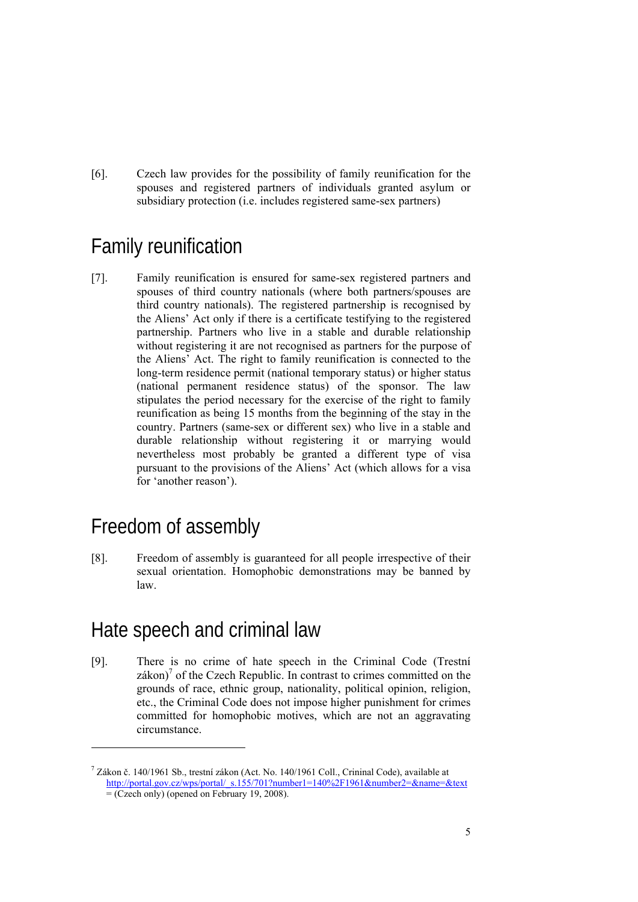[6]. Czech law provides for the possibility of family reunification for the spouses and registered partners of individuals granted asylum or subsidiary protection (i.e. includes registered same-sex partners)

## Family reunification

[7]. Family reunification is ensured for same-sex registered partners and spouses of third country nationals (where both partners/spouses are third country nationals). The registered partnership is recognised by the Aliens' Act only if there is a certificate testifying to the registered partnership. Partners who live in a stable and durable relationship without registering it are not recognised as partners for the purpose of the Aliens' Act. The right to family reunification is connected to the long-term residence permit (national temporary status) or higher status (national permanent residence status) of the sponsor. The law stipulates the period necessary for the exercise of the right to family reunification as being 15 months from the beginning of the stay in the country. Partners (same-sex or different sex) who live in a stable and durable relationship without registering it or marrying would nevertheless most probably be granted a different type of visa pursuant to the provisions of the Aliens' Act (which allows for a visa for 'another reason').

## Freedom of assembly

[8]. Freedom of assembly is guaranteed for all people irrespective of their sexual orientation. Homophobic demonstrations may be banned by law.

## Hate speech and criminal law

[9]. There is no crime of hate speech in the Criminal Code (Trestní zákon)[7] of the Czech Republic. In contrast to crimes committed on the grounds of race, ethnic group, nationality, political opinion, religion, etc., the Criminal Code does not impose higher punishment for crimes committed for homophobic motives, which are not an aggravating circumstance.

---

[7] Zákon č. 140/1961 Sb., trestní zákon (Act. No. 140/1961 Coll., Crininal Code), available at http://portal.gov.cz/wps/portal/_s.155/701?number1=140%2F1961&number2=&name=&text = (Czech only) (opened on February 19, 2008).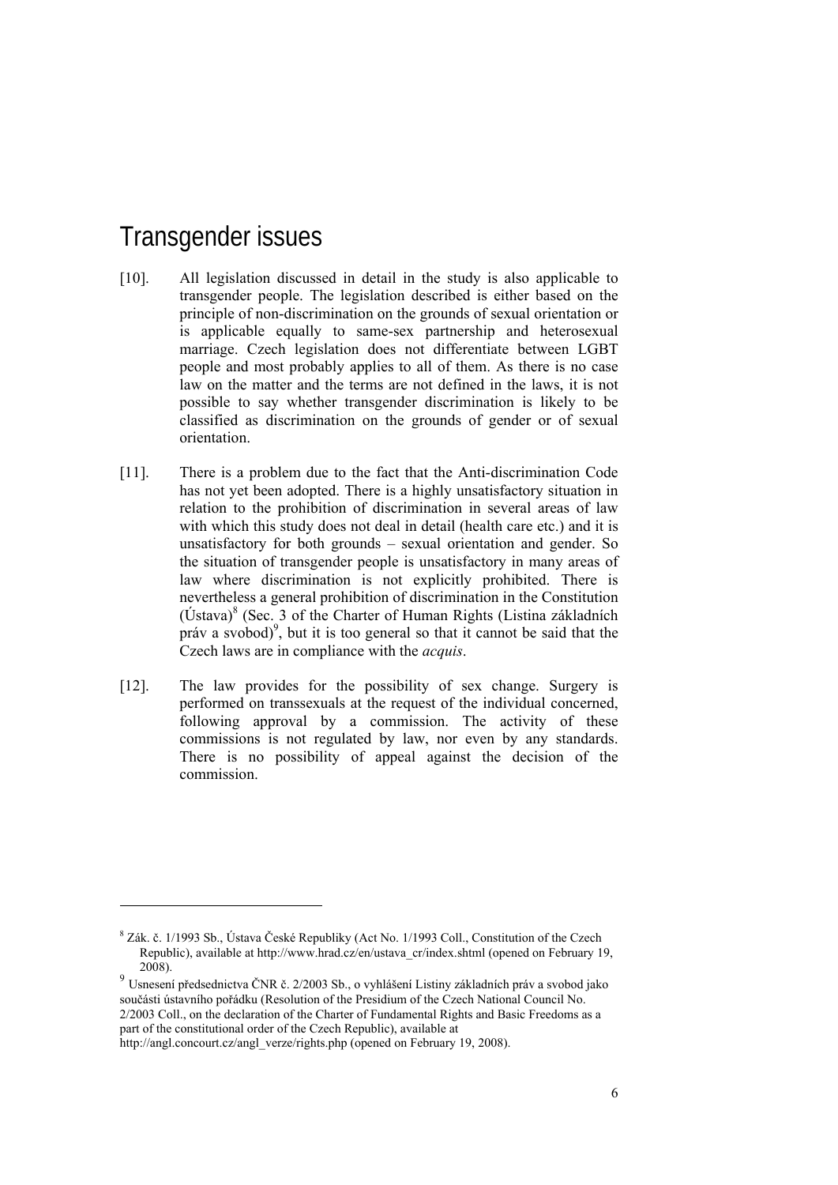# Transgender issues

[10]. All legislation discussed in detail in the study is also applicable to transgender people. The legislation described is either based on the principle of non-discrimination on the grounds of sexual orientation or is applicable equally to same-sex partnership and heterosexual marriage. Czech legislation does not differentiate between LGBT people and most probably applies to all of them. As there is no case law on the matter and the terms are not defined in the laws, it is not possible to say whether transgender discrimination is likely to be classified as discrimination on the grounds of gender or of sexual orientation.

[11]. There is a problem due to the fact that the Anti-discrimination Code has not yet been adopted. There is a highly unsatisfactory situation in relation to the prohibition of discrimination in several areas of law with which this study does not deal in detail (health care etc.) and it is unsatisfactory for both grounds – sexual orientation and gender. So the situation of transgender people is unsatisfactory in many areas of law where discrimination is not explicitly prohibited. There is nevertheless a general prohibition of discrimination in the Constitution (Ústava)[8] (Sec. 3 of the Charter of Human Rights (Listina základních práv a svobod)[9], but it is too general so that it cannot be said that the Czech laws are in compliance with the *acquis*.

[12]. The law provides for the possibility of sex change. Surgery is performed on transsexuals at the request of the individual concerned, following approval by a commission. The activity of these commissions is not regulated by law, nor even by any standards. There is no possibility of appeal against the decision of the commission.

---

[8] Zák. č. 1/1993 Sb., Ústava České Republiky (Act No. 1/1993 Coll., Constitution of the Czech Republic), available at http://www.hrad.cz/en/ustava_cr/index.shtml (opened on February 19, 2008).

[9] Usnesení předsednictva ČNR č. 2/2003 Sb., o vyhlášení Listiny základních práv a svobod jako součásti ústavního pořádku (Resolution of the Presidium of the Czech National Council No. 2/2003 Coll., on the declaration of the Charter of Fundamental Rights and Basic Freedoms as a part of the constitutional order of the Czech Republic), available at http://angl.concourt.cz/angl_verze/rights.php (opened on February 19, 2008).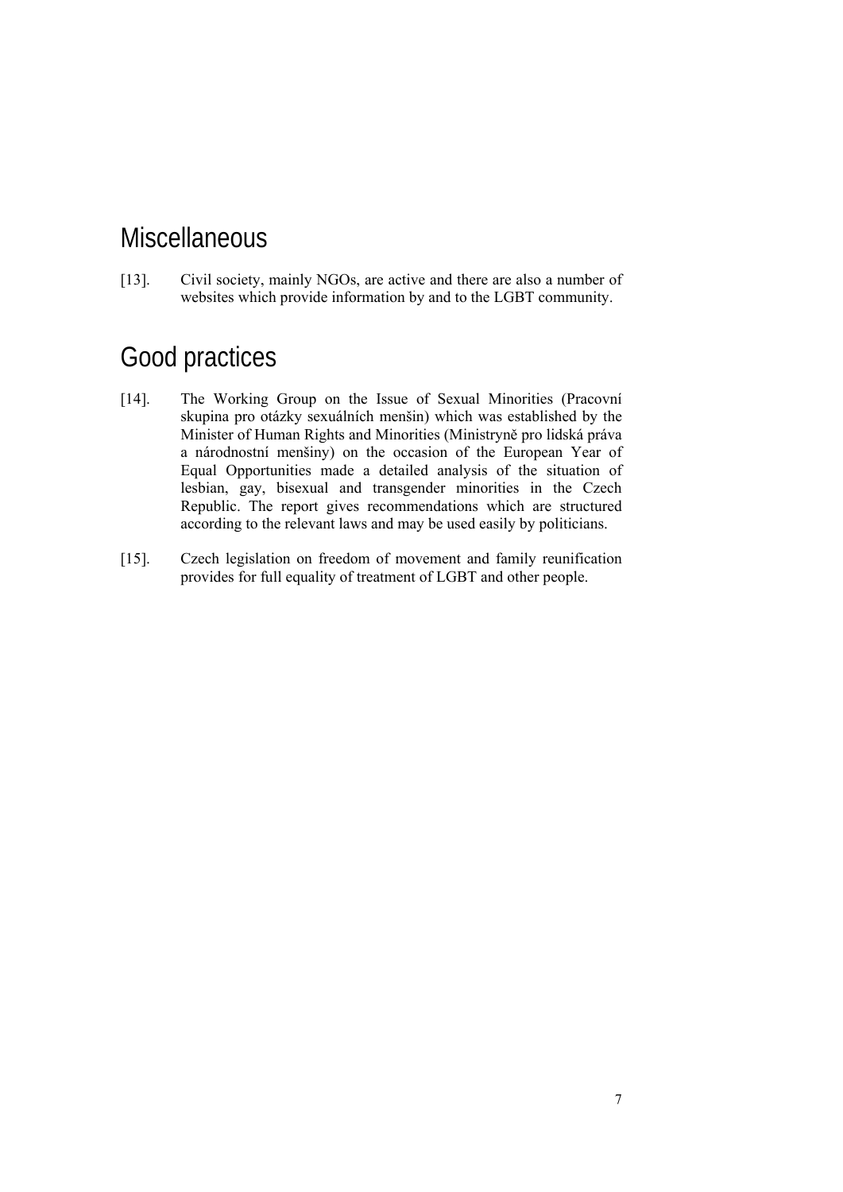# Miscellaneous

[13]. Civil society, mainly NGOs, are active and there are also a number of websites which provide information by and to the LGBT community.

# Good practices

[14]. The Working Group on the Issue of Sexual Minorities (Pracovní skupina pro otázky sexuálních menšin) which was established by the Minister of Human Rights and Minorities (Ministryně pro lidská práva a národnostní menšiny) on the occasion of the European Year of Equal Opportunities made a detailed analysis of the situation of lesbian, gay, bisexual and transgender minorities in the Czech Republic. The report gives recommendations which are structured according to the relevant laws and may be used easily by politicians.

[15]. Czech legislation on freedom of movement and family reunification provides for full equality of treatment of LGBT and other people.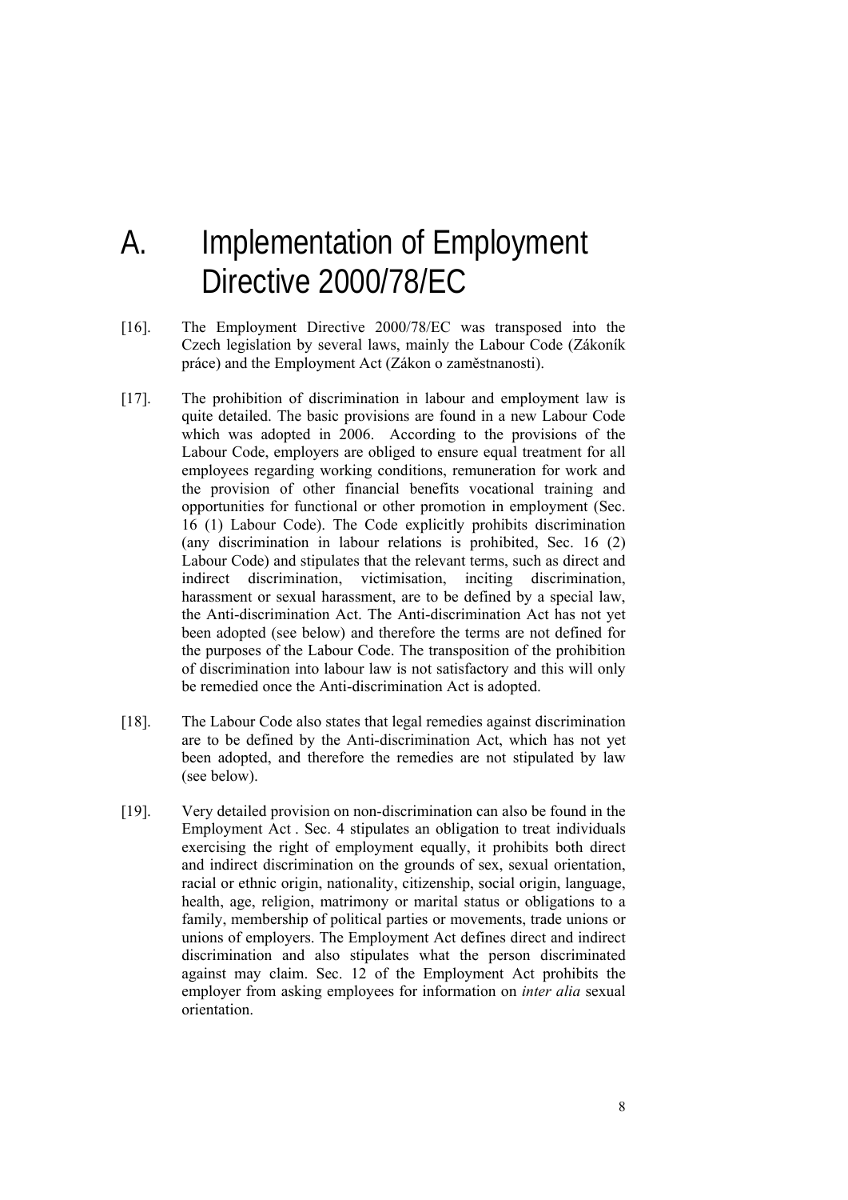# A. Implementation of Employment Directive 2000/78/EC

[16]. The Employment Directive 2000/78/EC was transposed into the Czech legislation by several laws, mainly the Labour Code (Zákoník práce) and the Employment Act (Zákon o zaměstnanosti).

[17]. The prohibition of discrimination in labour and employment law is quite detailed. The basic provisions are found in a new Labour Code which was adopted in 2006. According to the provisions of the Labour Code, employers are obliged to ensure equal treatment for all employees regarding working conditions, remuneration for work and the provision of other financial benefits vocational training and opportunities for functional or other promotion in employment (Sec. 16 (1) Labour Code). The Code explicitly prohibits discrimination (any discrimination in labour relations is prohibited, Sec. 16 (2) Labour Code) and stipulates that the relevant terms, such as direct and indirect discrimination, victimisation, inciting discrimination, harassment or sexual harassment, are to be defined by a special law, the Anti-discrimination Act. The Anti-discrimination Act has not yet been adopted (see below) and therefore the terms are not defined for the purposes of the Labour Code. The transposition of the prohibition of discrimination into labour law is not satisfactory and this will only be remedied once the Anti-discrimination Act is adopted.

[18]. The Labour Code also states that legal remedies against discrimination are to be defined by the Anti-discrimination Act, which has not yet been adopted, and therefore the remedies are not stipulated by law (see below).

[19]. Very detailed provision on non-discrimination can also be found in the Employment Act . Sec. 4 stipulates an obligation to treat individuals exercising the right of employment equally, it prohibits both direct and indirect discrimination on the grounds of sex, sexual orientation, racial or ethnic origin, nationality, citizenship, social origin, language, health, age, religion, matrimony or marital status or obligations to a family, membership of political parties or movements, trade unions or unions of employers. The Employment Act defines direct and indirect discrimination and also stipulates what the person discriminated against may claim. Sec. 12 of the Employment Act prohibits the employer from asking employees for information on *inter alia* sexual orientation.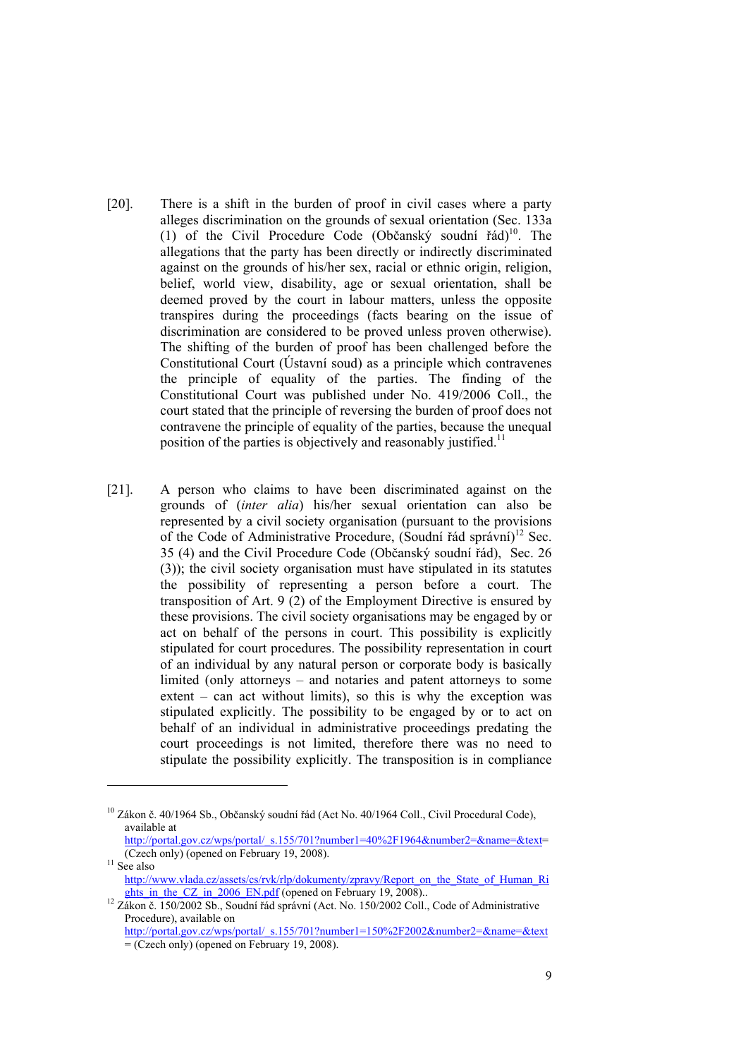[20]. There is a shift in the burden of proof in civil cases where a party alleges discrimination on the grounds of sexual orientation (Sec. 133a (1) of the Civil Procedure Code (Občanský soudní řád)[10]. The allegations that the party has been directly or indirectly discriminated against on the grounds of his/her sex, racial or ethnic origin, religion, belief, world view, disability, age or sexual orientation, shall be deemed proved by the court in labour matters, unless the opposite transpires during the proceedings (facts bearing on the issue of discrimination are considered to be proved unless proven otherwise). The shifting of the burden of proof has been challenged before the Constitutional Court (Ústavní soud) as a principle which contravenes the principle of equality of the parties. The finding of the Constitutional Court was published under No. 419/2006 Coll., the court stated that the principle of reversing the burden of proof does not contravene the principle of equality of the parties, because the unequal position of the parties is objectively and reasonably justified.[11]

[21]. A person who claims to have been discriminated against on the grounds of (*inter alia*) his/her sexual orientation can also be represented by a civil society organisation (pursuant to the provisions of the Code of Administrative Procedure, (Soudní řád správní)[12] Sec. 35 (4) and the Civil Procedure Code (Občanský soudní řád), Sec. 26 (3)); the civil society organisation must have stipulated in its statutes the possibility of representing a person before a court. The transposition of Art. 9 (2) of the Employment Directive is ensured by these provisions. The civil society organisations may be engaged by or act on behalf of the persons in court. This possibility is explicitly stipulated for court procedures. The possibility representation in court of an individual by any natural person or corporate body is basically limited (only attorneys – and notaries and patent attorneys to some extent – can act without limits), so this is why the exception was stipulated explicitly. The possibility to be engaged by or to act on behalf of an individual in administrative proceedings predating the court proceedings is not limited, therefore there was no need to stipulate the possibility explicitly. The transposition is in compliance

---

[10] Zákon č. 40/1964 Sb., Občanský soudní řád (Act No. 40/1964 Coll., Civil Procedural Code), available at http://portal.gov.cz/wps/portal/_s.155/701?number1=40%2F1964&number2=&name=&text= (Czech only) (opened on February 19, 2008).

[11] See also http://www.vlada.cz/assets/cs/rvk/rlp/dokumenty/zpravy/Report_on_the_State_of_Human_Rights_in_the_CZ_in_2006_EN.pdf (opened on February 19, 2008)..

[12] Zákon č. 150/2002 Sb., Soudní řád správní (Act. No. 150/2002 Coll., Code of Administrative Procedure), available on http://portal.gov.cz/wps/portal/_s.155/701?number1=150%2F2002&number2=&name=&text = (Czech only) (opened on February 19, 2008).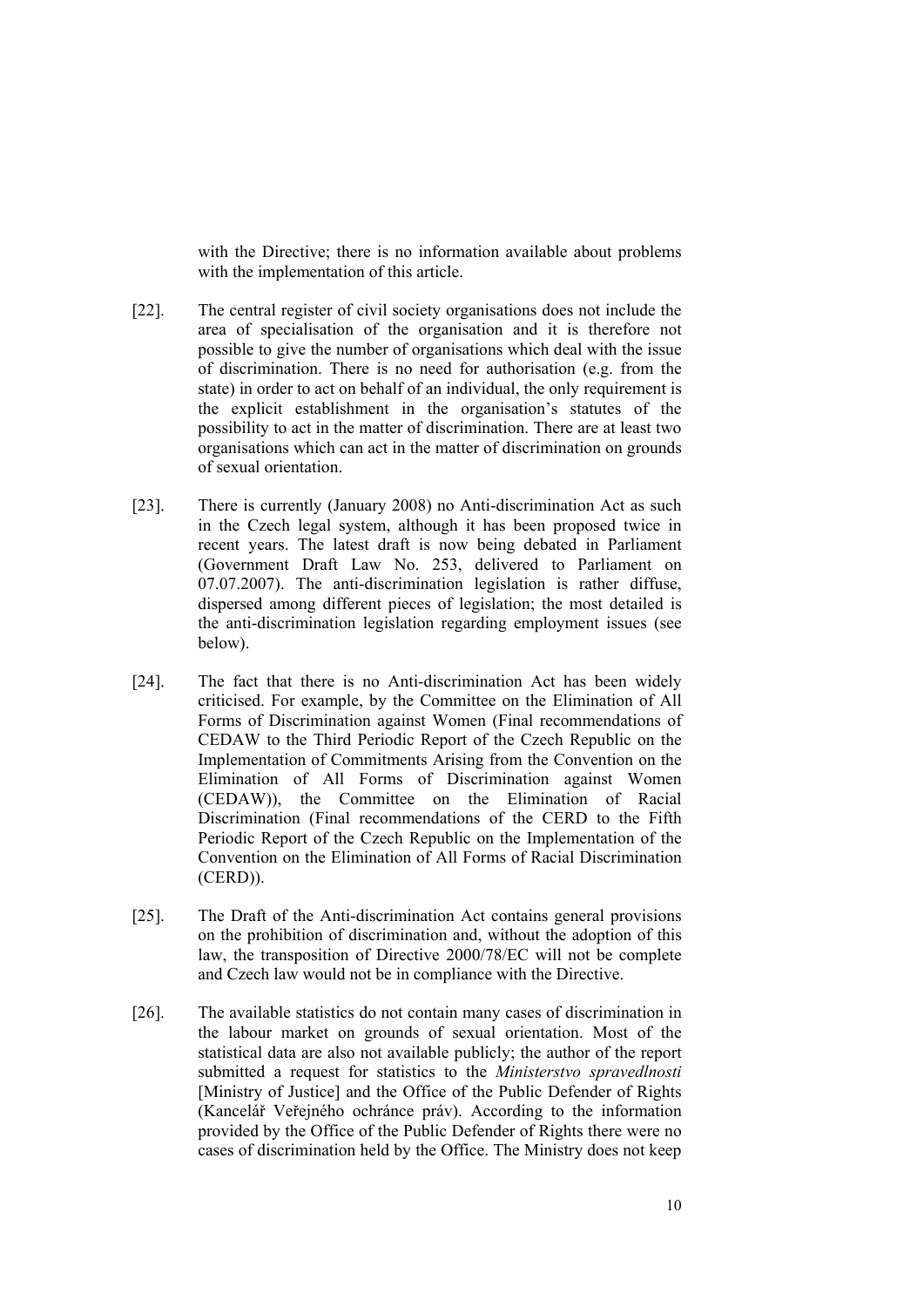with the Directive; there is no information available about problems with the implementation of this article.

[22]. The central register of civil society organisations does not include the area of specialisation of the organisation and it is therefore not possible to give the number of organisations which deal with the issue of discrimination. There is no need for authorisation (e.g. from the state) in order to act on behalf of an individual, the only requirement is the explicit establishment in the organisation's statutes of the possibility to act in the matter of discrimination. There are at least two organisations which can act in the matter of discrimination on grounds of sexual orientation.

[23]. There is currently (January 2008) no Anti-discrimination Act as such in the Czech legal system, although it has been proposed twice in recent years. The latest draft is now being debated in Parliament (Government Draft Law No. 253, delivered to Parliament on 07.07.2007). The anti-discrimination legislation is rather diffuse, dispersed among different pieces of legislation; the most detailed is the anti-discrimination legislation regarding employment issues (see below).

[24]. The fact that there is no Anti-discrimination Act has been widely criticised. For example, by the Committee on the Elimination of All Forms of Discrimination against Women (Final recommendations of CEDAW to the Third Periodic Report of the Czech Republic on the Implementation of Commitments Arising from the Convention on the Elimination of All Forms of Discrimination against Women (CEDAW)), the Committee on the Elimination of Racial Discrimination (Final recommendations of the CERD to the Fifth Periodic Report of the Czech Republic on the Implementation of the Convention on the Elimination of All Forms of Racial Discrimination (CERD)).

[25]. The Draft of the Anti-discrimination Act contains general provisions on the prohibition of discrimination and, without the adoption of this law, the transposition of Directive 2000/78/EC will not be complete and Czech law would not be in compliance with the Directive.

[26]. The available statistics do not contain many cases of discrimination in the labour market on grounds of sexual orientation. Most of the statistical data are also not available publicly; the author of the report submitted a request for statistics to the *Ministerstvo spravedlnosti* [Ministry of Justice] and the Office of the Public Defender of Rights (Kancelář Veřejného ochránce práv). According to the information provided by the Office of the Public Defender of Rights there were no cases of discrimination held by the Office. The Ministry does not keep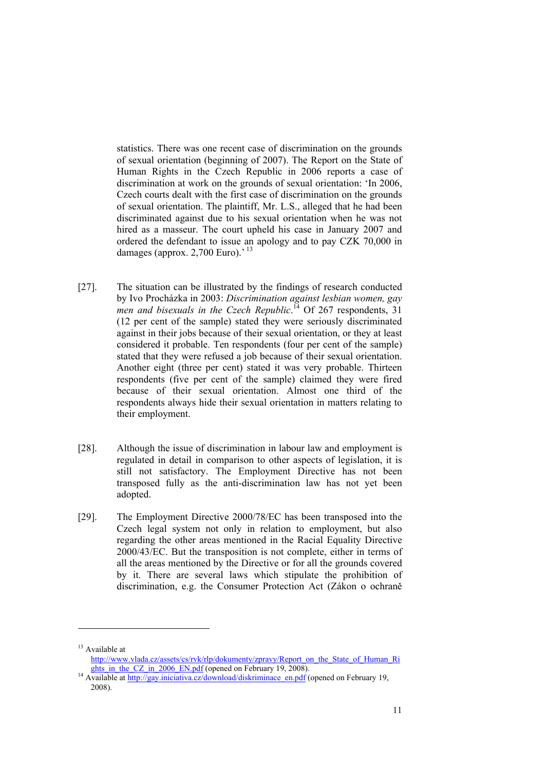statistics. There was one recent case of discrimination on the grounds of sexual orientation (beginning of 2007). The Report on the State of Human Rights in the Czech Republic in 2006 reports a case of discrimination at work on the grounds of sexual orientation: 'In 2006, Czech courts dealt with the first case of discrimination on the grounds of sexual orientation. The plaintiff, Mr. L.S., alleged that he had been discriminated against due to his sexual orientation when he was not hired as a masseur. The court upheld his case in January 2007 and ordered the defendant to issue an apology and to pay CZK 70,000 in damages (approx. 2,700 Euro).' [13]

[27]. The situation can be illustrated by the findings of research conducted by Ivo Procházka in 2003: *Discrimination against lesbian women, gay men and bisexuals in the Czech Republic*.[14] Of 267 respondents, 31 (12 per cent of the sample) stated they were seriously discriminated against in their jobs because of their sexual orientation, or they at least considered it probable. Ten respondents (four per cent of the sample) stated that they were refused a job because of their sexual orientation. Another eight (three per cent) stated it was very probable. Thirteen respondents (five per cent of the sample) claimed they were fired because of their sexual orientation. Almost one third of the respondents always hide their sexual orientation in matters relating to their employment.

[28]. Although the issue of discrimination in labour law and employment is regulated in detail in comparison to other aspects of legislation, it is still not satisfactory. The Employment Directive has not been transposed fully as the anti-discrimination law has not yet been adopted.

[29]. The Employment Directive 2000/78/EC has been transposed into the Czech legal system not only in relation to employment, but also regarding the other areas mentioned in the Racial Equality Directive 2000/43/EC. But the transposition is not complete, either in terms of all the areas mentioned by the Directive or for all the grounds covered by it. There are several laws which stipulate the prohibition of discrimination, e.g. the Consumer Protection Act (Zákon o ochraně

---

[13] Available at http://www.vlada.cz/assets/cs/rvk/rlp/dokumenty/zpravy/Report_on_the_State_of_Human_Rights_in_the_CZ_in_2006_EN.pdf (opened on February 19, 2008).

[14] Available at http://gay.iniciativa.cz/download/diskriminace_en.pdf (opened on February 19, 2008).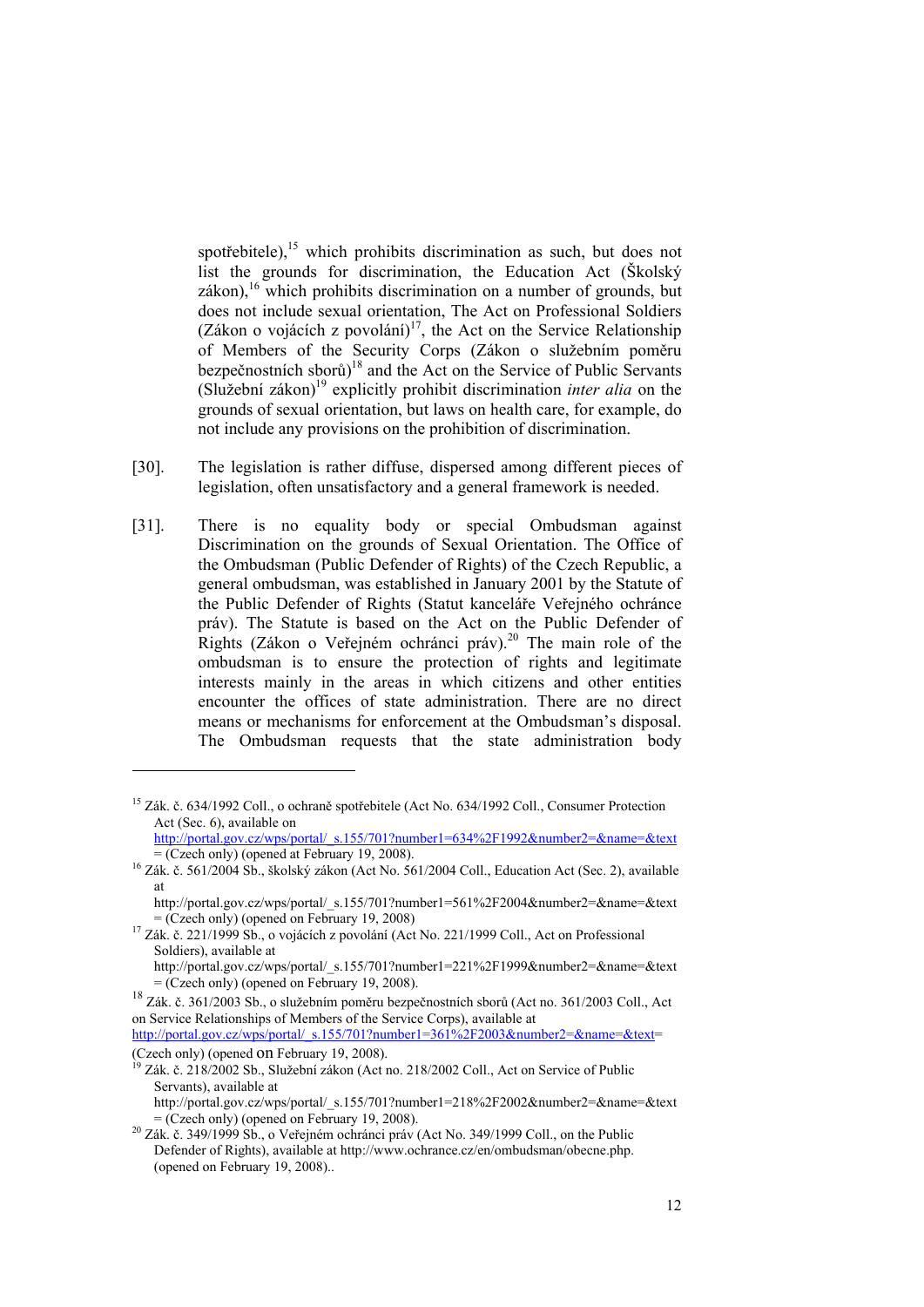spotřebitele),[15] which prohibits discrimination as such, but does not list the grounds for discrimination, the Education Act (Školský zákon),[16] which prohibits discrimination on a number of grounds, but does not include sexual orientation, The Act on Professional Soldiers (Zákon o vojácích z povolání)[17], the Act on the Service Relationship of Members of the Security Corps (Zákon o služebním poměru bezpečnostních sborů)[18] and the Act on the Service of Public Servants (Služební zákon)[19] explicitly prohibit discrimination *inter alia* on the grounds of sexual orientation, but laws on health care, for example, do not include any provisions on the prohibition of discrimination.

[30]. The legislation is rather diffuse, dispersed among different pieces of legislation, often unsatisfactory and a general framework is needed.

[31]. There is no equality body or special Ombudsman against Discrimination on the grounds of Sexual Orientation. The Office of the Ombudsman (Public Defender of Rights) of the Czech Republic, a general ombudsman, was established in January 2001 by the Statute of the Public Defender of Rights (Statut kanceláře Veřejného ochránce práv). The Statute is based on the Act on the Public Defender of Rights (Zákon o Veřejném ochránci práv).[20] The main role of the ombudsman is to ensure the protection of rights and legitimate interests mainly in the areas in which citizens and other entities encounter the offices of state administration. There are no direct means or mechanisms for enforcement at the Ombudsman's disposal. The Ombudsman requests that the state administration body

---

[15] Zák. č. 634/1992 Coll., o ochraně spotřebitele (Act No. 634/1992 Coll., Consumer Protection Act (Sec. 6), available on http://portal.gov.cz/wps/portal/_s.155/701?number1=634%2F1992&number2=&name=&text= (Czech only) (opened at February 19, 2008).

[16] Zák. č. 561/2004 Sb., školský zákon (Act No. 561/2004 Coll., Education Act (Sec. 2), available at http://portal.gov.cz/wps/portal/_s.155/701?number1=561%2F2004&number2=&name=&text= (Czech only) (opened on February 19, 2008)

[17] Zák. č. 221/1999 Sb., o vojácích z povolání (Act No. 221/1999 Coll., Act on Professional Soldiers), available at http://portal.gov.cz/wps/portal/_s.155/701?number1=221%2F1999&number2=&name=&text= (Czech only) (opened on February 19, 2008).

[18] Zák. č. 361/2003 Sb., o služebním poměru bezpečnostních sborů (Act no. 361/2003 Coll., Act on Service Relationships of Members of the Service Corps), available at http://portal.gov.cz/wps/portal/_s.155/701?number1=361%2F2003&number2=&name=&text= (Czech only) (opened on February 19, 2008).

[19] Zák. č. 218/2002 Sb., Služební zákon (Act no. 218/2002 Coll., Act on Service of Public Servants), available at http://portal.gov.cz/wps/portal/_s.155/701?number1=218%2F2002&number2=&name=&text= (Czech only) (opened on February 19, 2008).

[20] Zák. č. 349/1999 Sb., o Veřejném ochránci práv (Act No. 349/1999 Coll., on the Public Defender of Rights), available at http://www.ochrance.cz/en/ombudsman/obecne.php. (opened on February 19, 2008)..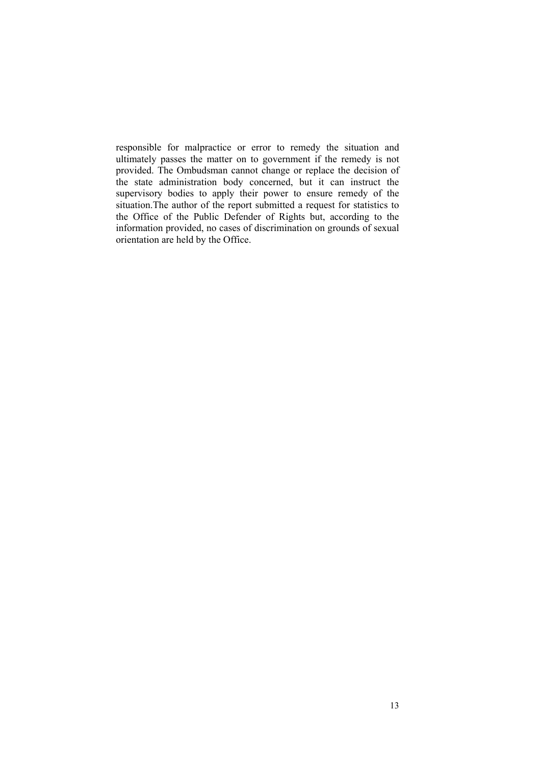responsible for malpractice or error to remedy the situation and ultimately passes the matter on to government if the remedy is not provided. The Ombudsman cannot change or replace the decision of the state administration body concerned, but it can instruct the supervisory bodies to apply their power to ensure remedy of the situation.The author of the report submitted a request for statistics to the Office of the Public Defender of Rights but, according to the information provided, no cases of discrimination on grounds of sexual orientation are held by the Office.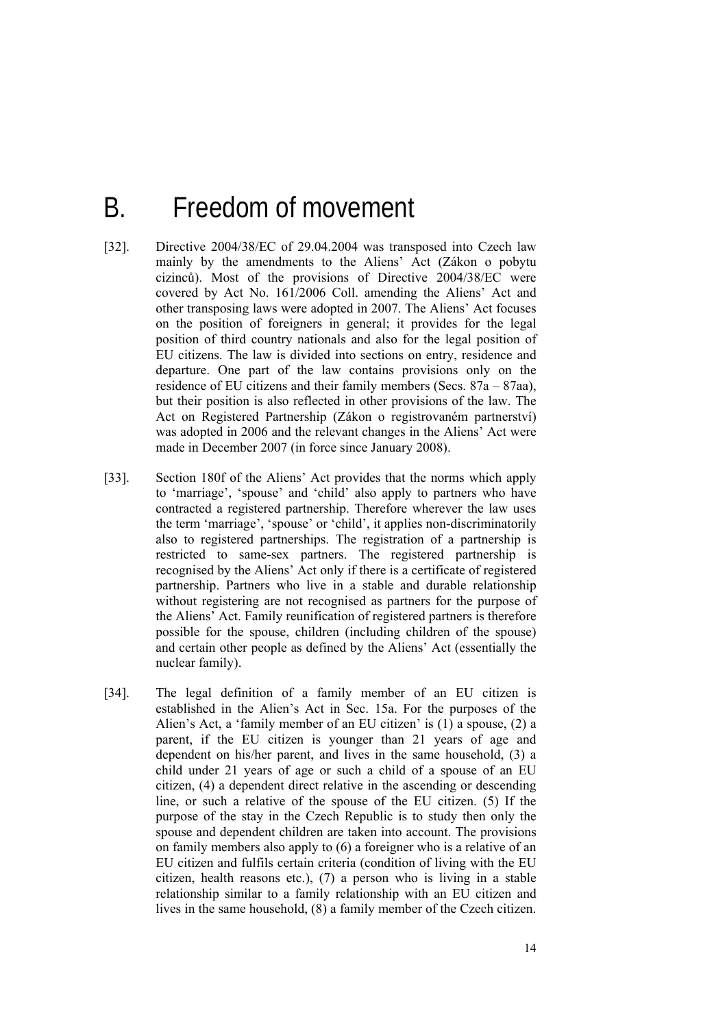# B. Freedom of movement

[32]. Directive 2004/38/EC of 29.04.2004 was transposed into Czech law mainly by the amendments to the Aliens' Act (Zákon o pobytu cizinců). Most of the provisions of Directive 2004/38/EC were covered by Act No. 161/2006 Coll. amending the Aliens' Act and other transposing laws were adopted in 2007. The Aliens' Act focuses on the position of foreigners in general; it provides for the legal position of third country nationals and also for the legal position of EU citizens. The law is divided into sections on entry, residence and departure. One part of the law contains provisions only on the residence of EU citizens and their family members (Secs. 87a – 87aa), but their position is also reflected in other provisions of the law. The Act on Registered Partnership (Zákon o registrovaném partnerství) was adopted in 2006 and the relevant changes in the Aliens' Act were made in December 2007 (in force since January 2008).

[33]. Section 180f of the Aliens' Act provides that the norms which apply to 'marriage', 'spouse' and 'child' also apply to partners who have contracted a registered partnership. Therefore wherever the law uses the term 'marriage', 'spouse' or 'child', it applies non-discriminatorily also to registered partnerships. The registration of a partnership is restricted to same-sex partners. The registered partnership is recognised by the Aliens' Act only if there is a certificate of registered partnership. Partners who live in a stable and durable relationship without registering are not recognised as partners for the purpose of the Aliens' Act. Family reunification of registered partners is therefore possible for the spouse, children (including children of the spouse) and certain other people as defined by the Aliens' Act (essentially the nuclear family).

[34]. The legal definition of a family member of an EU citizen is established in the Alien's Act in Sec. 15a. For the purposes of the Alien's Act, a 'family member of an EU citizen' is (1) a spouse, (2) a parent, if the EU citizen is younger than 21 years of age and dependent on his/her parent, and lives in the same household, (3) a child under 21 years of age or such a child of a spouse of an EU citizen, (4) a dependent direct relative in the ascending or descending line, or such a relative of the spouse of the EU citizen. (5) If the purpose of the stay in the Czech Republic is to study then only the spouse and dependent children are taken into account. The provisions on family members also apply to (6) a foreigner who is a relative of an EU citizen and fulfils certain criteria (condition of living with the EU citizen, health reasons etc.), (7) a person who is living in a stable relationship similar to a family relationship with an EU citizen and lives in the same household, (8) a family member of the Czech citizen.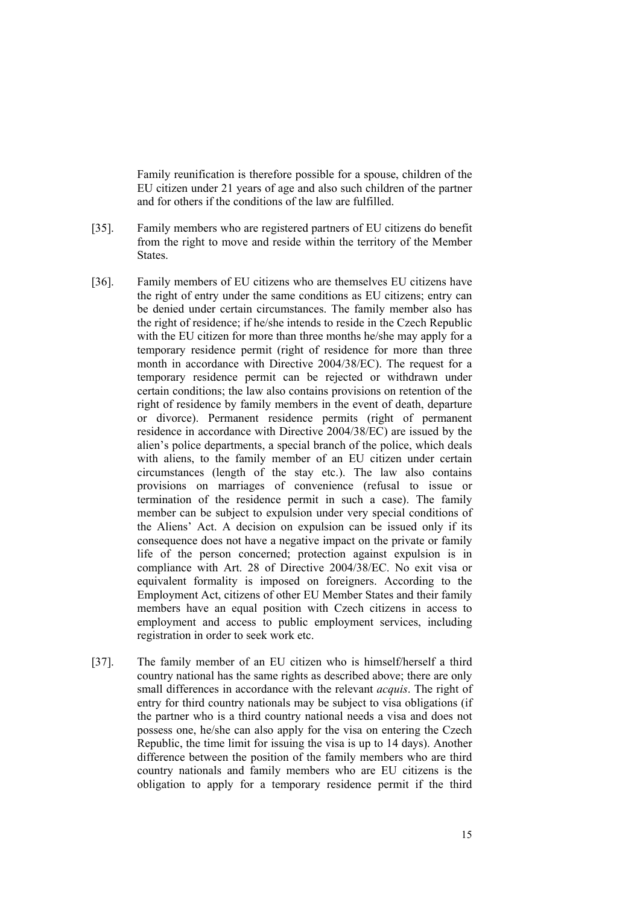Family reunification is therefore possible for a spouse, children of the EU citizen under 21 years of age and also such children of the partner and for others if the conditions of the law are fulfilled.

[35]. Family members who are registered partners of EU citizens do benefit from the right to move and reside within the territory of the Member States.

[36]. Family members of EU citizens who are themselves EU citizens have the right of entry under the same conditions as EU citizens; entry can be denied under certain circumstances. The family member also has the right of residence; if he/she intends to reside in the Czech Republic with the EU citizen for more than three months he/she may apply for a temporary residence permit (right of residence for more than three month in accordance with Directive 2004/38/EC). The request for a temporary residence permit can be rejected or withdrawn under certain conditions; the law also contains provisions on retention of the right of residence by family members in the event of death, departure or divorce). Permanent residence permits (right of permanent residence in accordance with Directive 2004/38/EC) are issued by the alien's police departments, a special branch of the police, which deals with aliens, to the family member of an EU citizen under certain circumstances (length of the stay etc.). The law also contains provisions on marriages of convenience (refusal to issue or termination of the residence permit in such a case). The family member can be subject to expulsion under very special conditions of the Aliens' Act. A decision on expulsion can be issued only if its consequence does not have a negative impact on the private or family life of the person concerned; protection against expulsion is in compliance with Art. 28 of Directive 2004/38/EC. No exit visa or equivalent formality is imposed on foreigners. According to the Employment Act, citizens of other EU Member States and their family members have an equal position with Czech citizens in access to employment and access to public employment services, including registration in order to seek work etc.

[37]. The family member of an EU citizen who is himself/herself a third country national has the same rights as described above; there are only small differences in accordance with the relevant *acquis*. The right of entry for third country nationals may be subject to visa obligations (if the partner who is a third country national needs a visa and does not possess one, he/she can also apply for the visa on entering the Czech Republic, the time limit for issuing the visa is up to 14 days). Another difference between the position of the family members who are third country nationals and family members who are EU citizens is the obligation to apply for a temporary residence permit if the third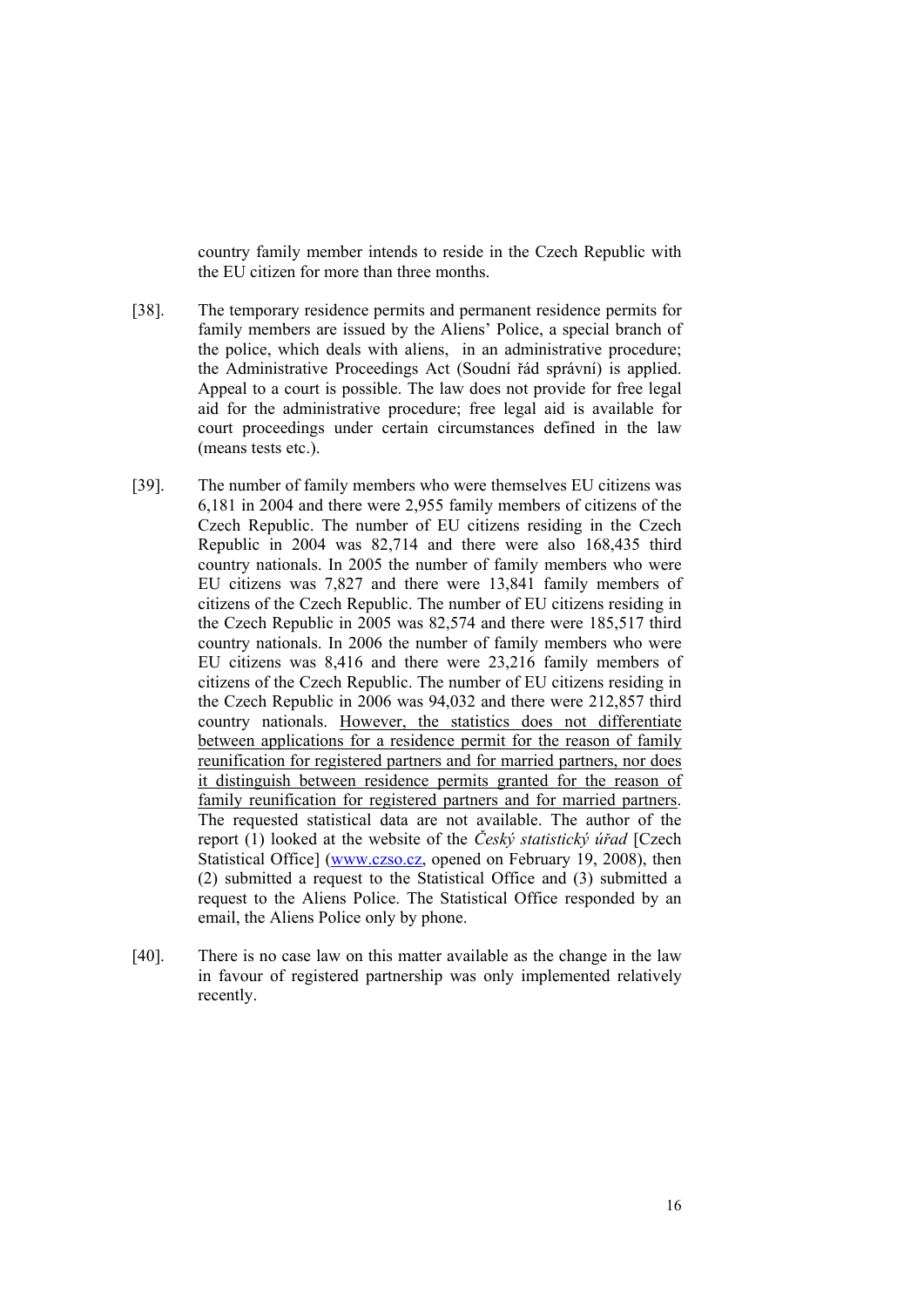country family member intends to reside in the Czech Republic with the EU citizen for more than three months.

[38]. The temporary residence permits and permanent residence permits for family members are issued by the Aliens' Police, a special branch of the police, which deals with aliens, in an administrative procedure; the Administrative Proceedings Act (Soudní řád správní) is applied. Appeal to a court is possible. The law does not provide for free legal aid for the administrative procedure; free legal aid is available for court proceedings under certain circumstances defined in the law (means tests etc.).

[39]. The number of family members who were themselves EU citizens was 6,181 in 2004 and there were 2,955 family members of citizens of the Czech Republic. The number of EU citizens residing in the Czech Republic in 2004 was 82,714 and there were also 168,435 third country nationals. In 2005 the number of family members who were EU citizens was 7,827 and there were 13,841 family members of citizens of the Czech Republic. The number of EU citizens residing in the Czech Republic in 2005 was 82,574 and there were 185,517 third country nationals. In 2006 the number of family members who were EU citizens was 8,416 and there were 23,216 family members of citizens of the Czech Republic. The number of EU citizens residing in the Czech Republic in 2006 was 94,032 and there were 212,857 third country nationals. <u>However, the statistics does not differentiate between applications for a residence permit for the reason of family reunification for registered partners and for married partners, nor does it distinguish between residence permits granted for the reason of family reunification for registered partners and for married partners</u>. The requested statistical data are not available. The author of the report (1) looked at the website of the *Český statistický úřad* [Czech Statistical Office] (www.czso.cz, opened on February 19, 2008), then (2) submitted a request to the Statistical Office and (3) submitted a request to the Aliens Police. The Statistical Office responded by an email, the Aliens Police only by phone.

[40]. There is no case law on this matter available as the change in the law in favour of registered partnership was only implemented relatively recently.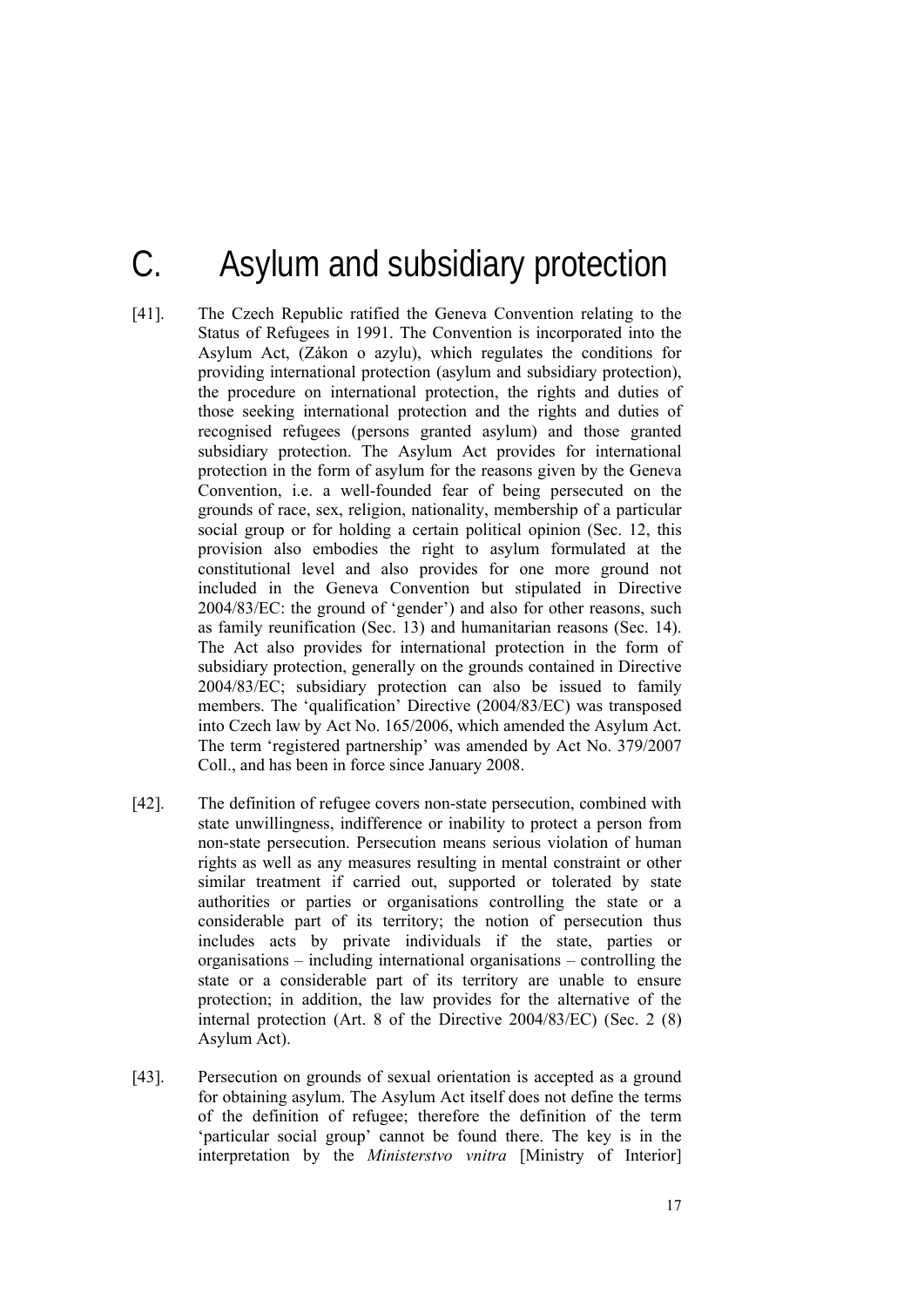# C. Asylum and subsidiary protection

[41]. The Czech Republic ratified the Geneva Convention relating to the Status of Refugees in 1991. The Convention is incorporated into the Asylum Act, (Zákon o azylu), which regulates the conditions for providing international protection (asylum and subsidiary protection), the procedure on international protection, the rights and duties of those seeking international protection and the rights and duties of recognised refugees (persons granted asylum) and those granted subsidiary protection. The Asylum Act provides for international protection in the form of asylum for the reasons given by the Geneva Convention, i.e. a well-founded fear of being persecuted on the grounds of race, sex, religion, nationality, membership of a particular social group or for holding a certain political opinion (Sec. 12, this provision also embodies the right to asylum formulated at the constitutional level and also provides for one more ground not included in the Geneva Convention but stipulated in Directive 2004/83/EC: the ground of 'gender') and also for other reasons, such as family reunification (Sec. 13) and humanitarian reasons (Sec. 14). The Act also provides for international protection in the form of subsidiary protection, generally on the grounds contained in Directive 2004/83/EC; subsidiary protection can also be issued to family members. The 'qualification' Directive (2004/83/EC) was transposed into Czech law by Act No. 165/2006, which amended the Asylum Act. The term 'registered partnership' was amended by Act No. 379/2007 Coll., and has been in force since January 2008.

[42]. The definition of refugee covers non-state persecution, combined with state unwillingness, indifference or inability to protect a person from non-state persecution. Persecution means serious violation of human rights as well as any measures resulting in mental constraint or other similar treatment if carried out, supported or tolerated by state authorities or parties or organisations controlling the state or a considerable part of its territory; the notion of persecution thus includes acts by private individuals if the state, parties or organisations – including international organisations – controlling the state or a considerable part of its territory are unable to ensure protection; in addition, the law provides for the alternative of the internal protection (Art. 8 of the Directive 2004/83/EC) (Sec. 2 (8) Asylum Act).

[43]. Persecution on grounds of sexual orientation is accepted as a ground for obtaining asylum. The Asylum Act itself does not define the terms of the definition of refugee; therefore the definition of the term 'particular social group' cannot be found there. The key is in the interpretation by the *Ministerstvo vnitra* [Ministry of Interior]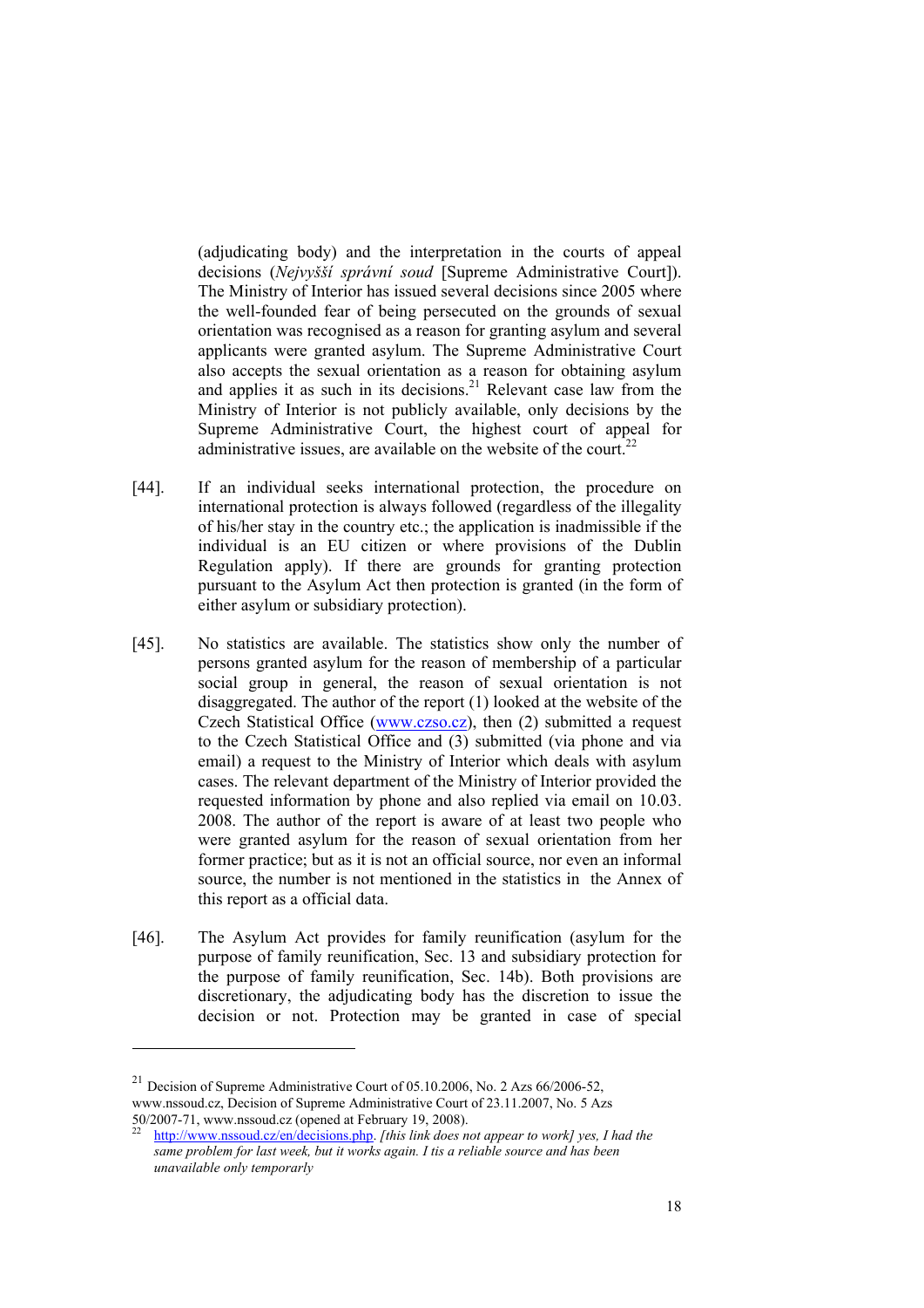(adjudicating body) and the interpretation in the courts of appeal decisions (*Nejvyšší správní soud* [Supreme Administrative Court]). The Ministry of Interior has issued several decisions since 2005 where the well-founded fear of being persecuted on the grounds of sexual orientation was recognised as a reason for granting asylum and several applicants were granted asylum. The Supreme Administrative Court also accepts the sexual orientation as a reason for obtaining asylum and applies it as such in its decisions.[21] Relevant case law from the Ministry of Interior is not publicly available, only decisions by the Supreme Administrative Court, the highest court of appeal for administrative issues, are available on the website of the court.[22]

[44]. If an individual seeks international protection, the procedure on international protection is always followed (regardless of the illegality of his/her stay in the country etc.; the application is inadmissible if the individual is an EU citizen or where provisions of the Dublin Regulation apply). If there are grounds for granting protection pursuant to the Asylum Act then protection is granted (in the form of either asylum or subsidiary protection).

[45]. No statistics are available. The statistics show only the number of persons granted asylum for the reason of membership of a particular social group in general, the reason of sexual orientation is not disaggregated. The author of the report (1) looked at the website of the Czech Statistical Office (www.czso.cz), then (2) submitted a request to the Czech Statistical Office and (3) submitted (via phone and via email) a request to the Ministry of Interior which deals with asylum cases. The relevant department of the Ministry of Interior provided the requested information by phone and also replied via email on 10.03. 2008. The author of the report is aware of at least two people who were granted asylum for the reason of sexual orientation from her former practice; but as it is not an official source, nor even an informal source, the number is not mentioned in the statistics in the Annex of this report as a official data.

[46]. The Asylum Act provides for family reunification (asylum for the purpose of family reunification, Sec. 13 and subsidiary protection for the purpose of family reunification, Sec. 14b). Both provisions are discretionary, the adjudicating body has the discretion to issue the decision or not. Protection may be granted in case of special

---

[21] Decision of Supreme Administrative Court of 05.10.2006, No. 2 Azs 66/2006-52, www.nssoud.cz, Decision of Supreme Administrative Court of 23.11.2007, No. 5 Azs 50/2007-71, www.nssoud.cz (opened at February 19, 2008).

[22] http://www.nssoud.cz/en/decisions.php. *[this link does not appear to work] yes, I had the same problem for last week, but it works again. I tis a reliable source and has been unavailable only temporarily*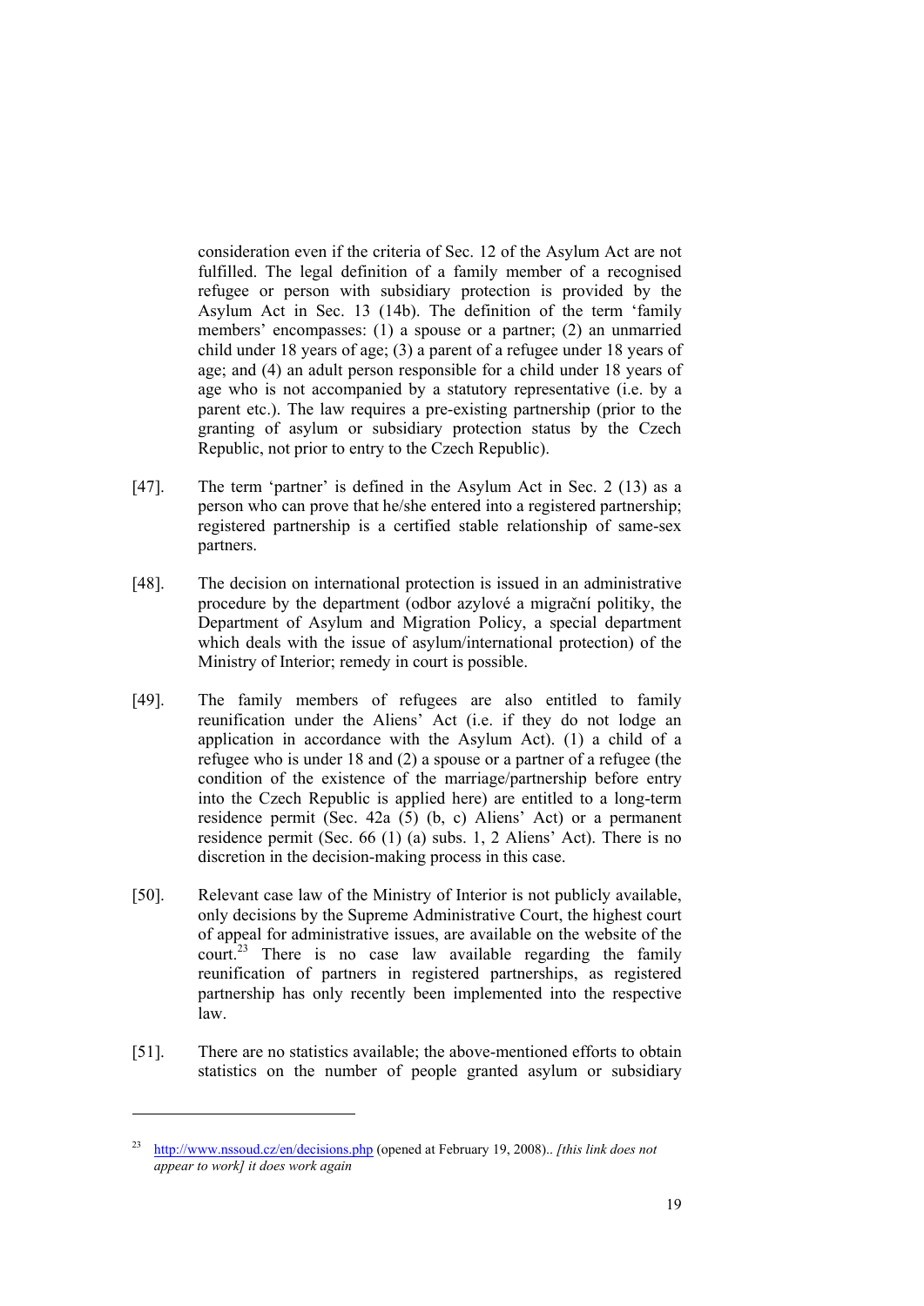consideration even if the criteria of Sec. 12 of the Asylum Act are not fulfilled. The legal definition of a family member of a recognised refugee or person with subsidiary protection is provided by the Asylum Act in Sec. 13 (14b). The definition of the term 'family members' encompasses: (1) a spouse or a partner; (2) an unmarried child under 18 years of age; (3) a parent of a refugee under 18 years of age; and (4) an adult person responsible for a child under 18 years of age who is not accompanied by a statutory representative (i.e. by a parent etc.). The law requires a pre-existing partnership (prior to the granting of asylum or subsidiary protection status by the Czech Republic, not prior to entry to the Czech Republic).

[47]. The term 'partner' is defined in the Asylum Act in Sec. 2 (13) as a person who can prove that he/she entered into a registered partnership; registered partnership is a certified stable relationship of same-sex partners.

[48]. The decision on international protection is issued in an administrative procedure by the department (odbor azylové a migrační politiky, the Department of Asylum and Migration Policy, a special department which deals with the issue of asylum/international protection) of the Ministry of Interior; remedy in court is possible.

[49]. The family members of refugees are also entitled to family reunification under the Aliens' Act (i.e. if they do not lodge an application in accordance with the Asylum Act). (1) a child of a refugee who is under 18 and (2) a spouse or a partner of a refugee (the condition of the existence of the marriage/partnership before entry into the Czech Republic is applied here) are entitled to a long-term residence permit (Sec. 42a (5) (b, c) Aliens' Act) or a permanent residence permit (Sec. 66 (1) (a) subs. 1, 2 Aliens' Act). There is no discretion in the decision-making process in this case.

[50]. Relevant case law of the Ministry of Interior is not publicly available, only decisions by the Supreme Administrative Court, the highest court of appeal for administrative issues, are available on the website of the court.[23] There is no case law available regarding the family reunification of partners in registered partnerships, as registered partnership has only recently been implemented into the respective law.

[51]. There are no statistics available; the above-mentioned efforts to obtain statistics on the number of people granted asylum or subsidiary

---

[23] http://www.nssoud.cz/en/decisions.php (opened at February 19, 2008).. *[this link does not appear to work] it does work again*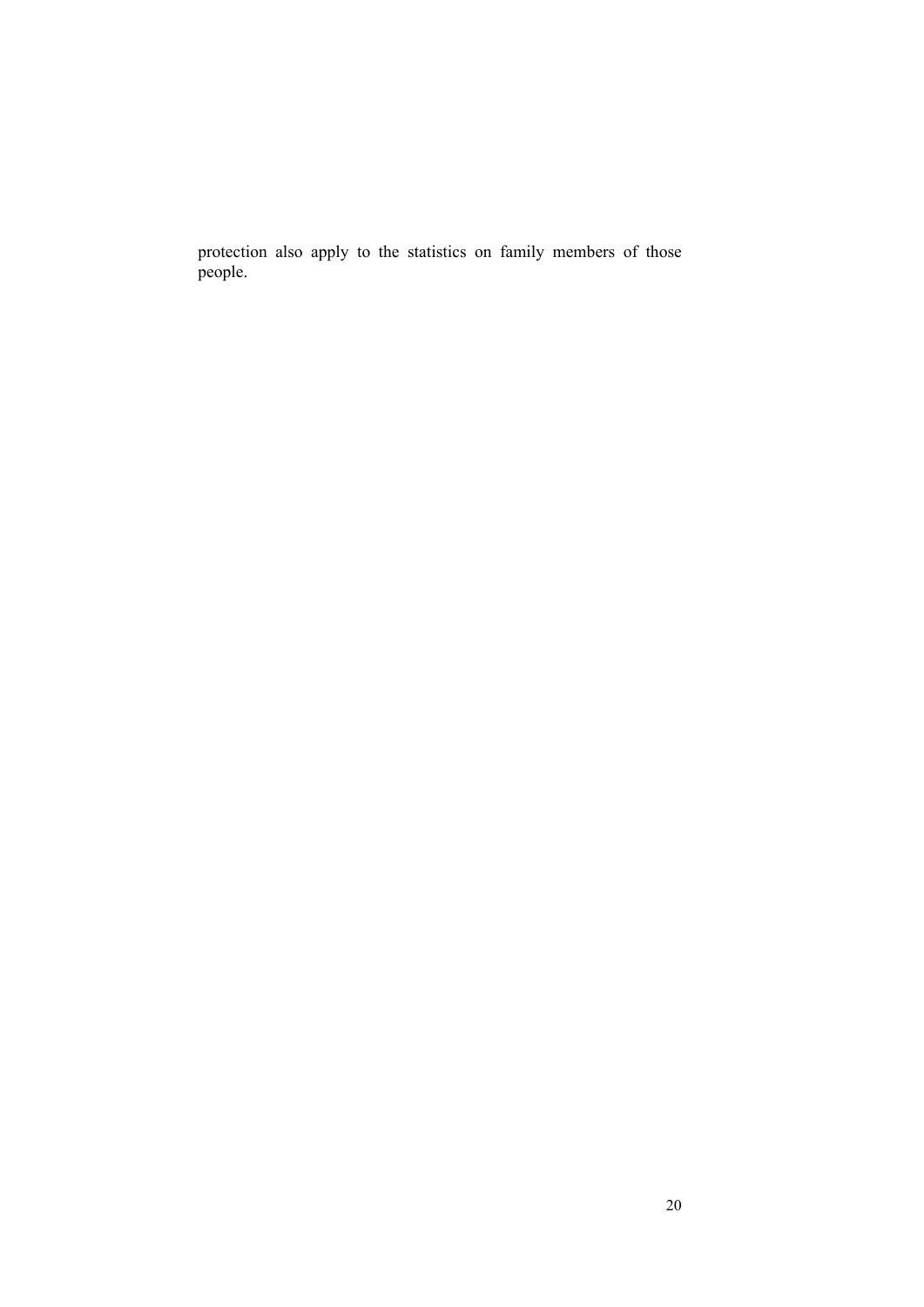protection also apply to the statistics on family members of those people.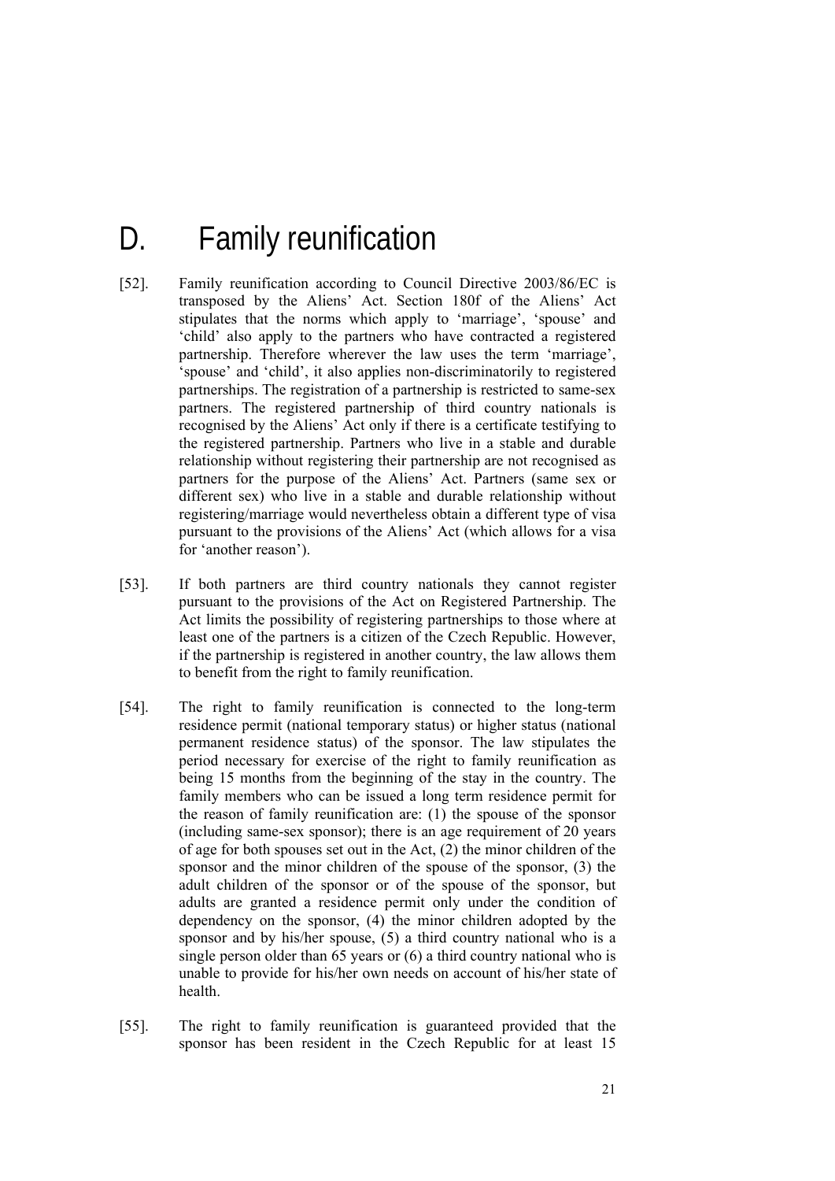# D. Family reunification

[52]. Family reunification according to Council Directive 2003/86/EC is transposed by the Aliens' Act. Section 180f of the Aliens' Act stipulates that the norms which apply to 'marriage', 'spouse' and 'child' also apply to the partners who have contracted a registered partnership. Therefore wherever the law uses the term 'marriage', 'spouse' and 'child', it also applies non-discriminatorily to registered partnerships. The registration of a partnership is restricted to same-sex partners. The registered partnership of third country nationals is recognised by the Aliens' Act only if there is a certificate testifying to the registered partnership. Partners who live in a stable and durable relationship without registering their partnership are not recognised as partners for the purpose of the Aliens' Act. Partners (same sex or different sex) who live in a stable and durable relationship without registering/marriage would nevertheless obtain a different type of visa pursuant to the provisions of the Aliens' Act (which allows for a visa for 'another reason').

[53]. If both partners are third country nationals they cannot register pursuant to the provisions of the Act on Registered Partnership. The Act limits the possibility of registering partnerships to those where at least one of the partners is a citizen of the Czech Republic. However, if the partnership is registered in another country, the law allows them to benefit from the right to family reunification.

[54]. The right to family reunification is connected to the long-term residence permit (national temporary status) or higher status (national permanent residence status) of the sponsor. The law stipulates the period necessary for exercise of the right to family reunification as being 15 months from the beginning of the stay in the country. The family members who can be issued a long term residence permit for the reason of family reunification are: (1) the spouse of the sponsor (including same-sex sponsor); there is an age requirement of 20 years of age for both spouses set out in the Act, (2) the minor children of the sponsor and the minor children of the spouse of the sponsor, (3) the adult children of the sponsor or of the spouse of the sponsor, but adults are granted a residence permit only under the condition of dependency on the sponsor, (4) the minor children adopted by the sponsor and by his/her spouse, (5) a third country national who is a single person older than 65 years or (6) a third country national who is unable to provide for his/her own needs on account of his/her state of health.

[55]. The right to family reunification is guaranteed provided that the sponsor has been resident in the Czech Republic for at least 15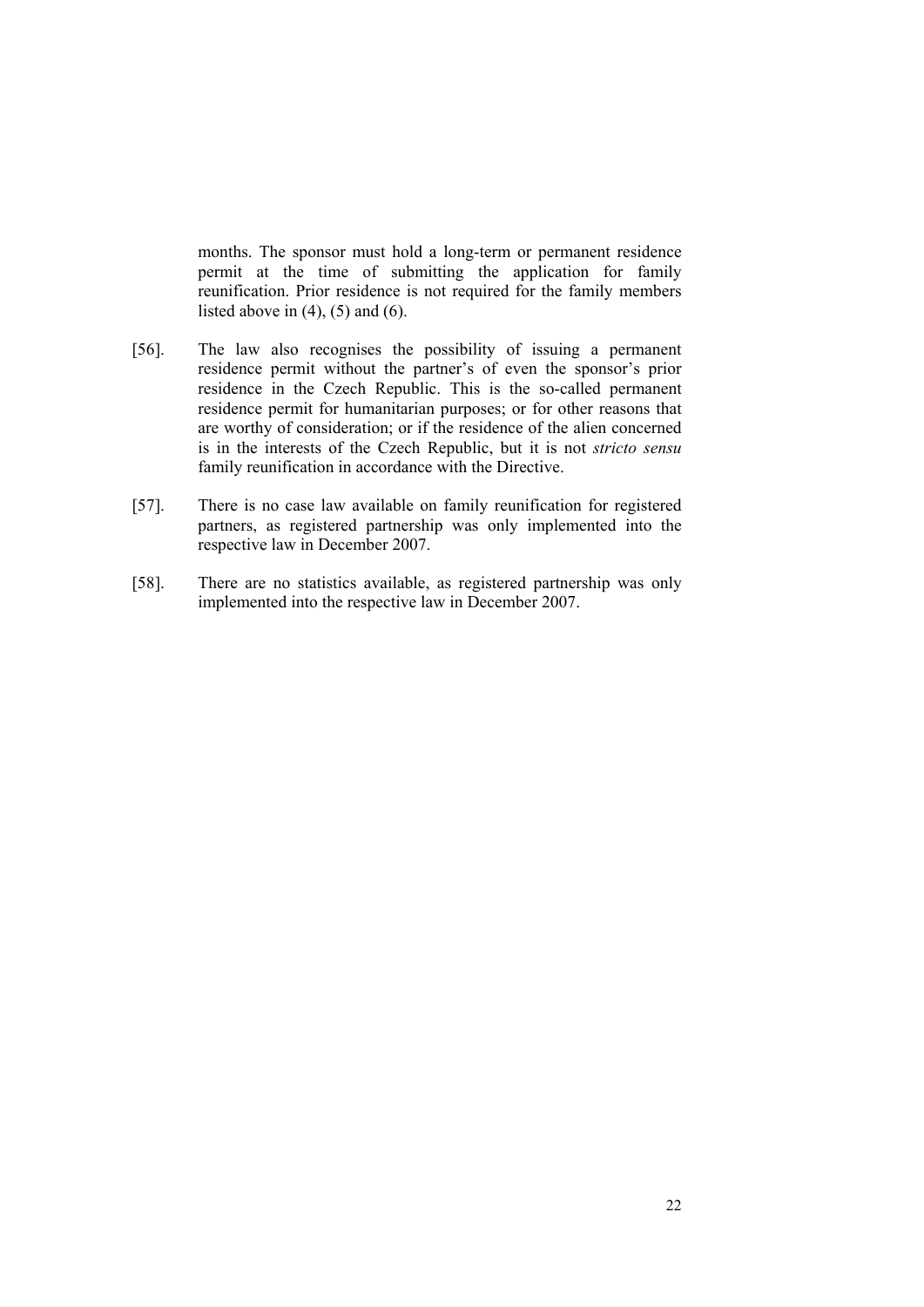months. The sponsor must hold a long-term or permanent residence permit at the time of submitting the application for family reunification. Prior residence is not required for the family members listed above in (4), (5) and (6).

[56]. The law also recognises the possibility of issuing a permanent residence permit without the partner's of even the sponsor's prior residence in the Czech Republic. This is the so-called permanent residence permit for humanitarian purposes; or for other reasons that are worthy of consideration; or if the residence of the alien concerned is in the interests of the Czech Republic, but it is not *stricto sensu* family reunification in accordance with the Directive.

[57]. There is no case law available on family reunification for registered partners, as registered partnership was only implemented into the respective law in December 2007.

[58]. There are no statistics available, as registered partnership was only implemented into the respective law in December 2007.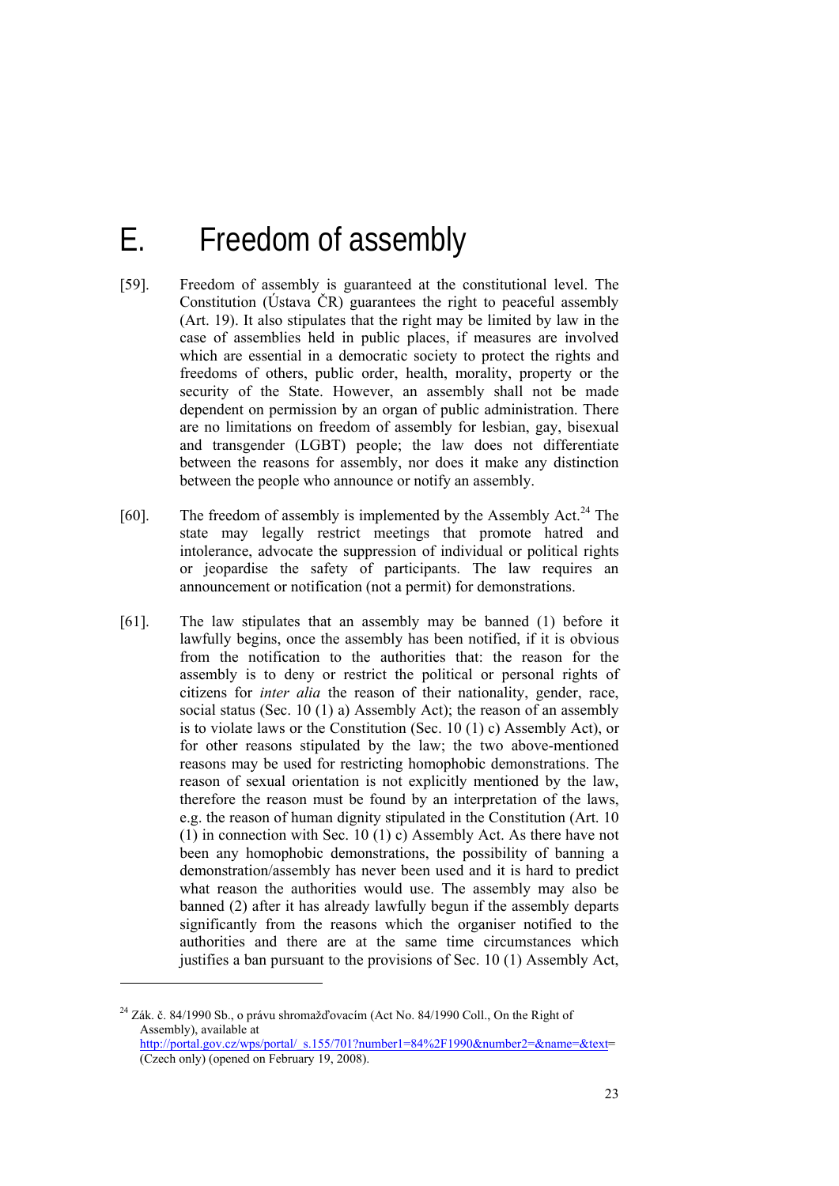# E. Freedom of assembly

[59]. Freedom of assembly is guaranteed at the constitutional level. The Constitution (Ústava ČR) guarantees the right to peaceful assembly (Art. 19). It also stipulates that the right may be limited by law in the case of assemblies held in public places, if measures are involved which are essential in a democratic society to protect the rights and freedoms of others, public order, health, morality, property or the security of the State. However, an assembly shall not be made dependent on permission by an organ of public administration. There are no limitations on freedom of assembly for lesbian, gay, bisexual and transgender (LGBT) people; the law does not differentiate between the reasons for assembly, nor does it make any distinction between the people who announce or notify an assembly.

[60]. The freedom of assembly is implemented by the Assembly Act.[24] The state may legally restrict meetings that promote hatred and intolerance, advocate the suppression of individual or political rights or jeopardise the safety of participants. The law requires an announcement or notification (not a permit) for demonstrations.

[61]. The law stipulates that an assembly may be banned (1) before it lawfully begins, once the assembly has been notified, if it is obvious from the notification to the authorities that: the reason for the assembly is to deny or restrict the political or personal rights of citizens for *inter alia* the reason of their nationality, gender, race, social status (Sec. 10 (1) a) Assembly Act); the reason of an assembly is to violate laws or the Constitution (Sec. 10 (1) c) Assembly Act), or for other reasons stipulated by the law; the two above-mentioned reasons may be used for restricting homophobic demonstrations. The reason of sexual orientation is not explicitly mentioned by the law, therefore the reason must be found by an interpretation of the laws, e.g. the reason of human dignity stipulated in the Constitution (Art. 10 (1) in connection with Sec. 10 (1) c) Assembly Act. As there have not been any homophobic demonstrations, the possibility of banning a demonstration/assembly has never been used and it is hard to predict what reason the authorities would use. The assembly may also be banned (2) after it has already lawfully begun if the assembly departs significantly from the reasons which the organiser notified to the authorities and there are at the same time circumstances which justifies a ban pursuant to the provisions of Sec. 10 (1) Assembly Act,

---

[24] Zák. č. 84/1990 Sb., o právu shromažďovacím (Act No. 84/1990 Coll., On the Right of Assembly), available at http://portal.gov.cz/wps/portal/_s.155/701?number1=84%2F1990&number2=&name=&text= (Czech only) (opened on February 19, 2008).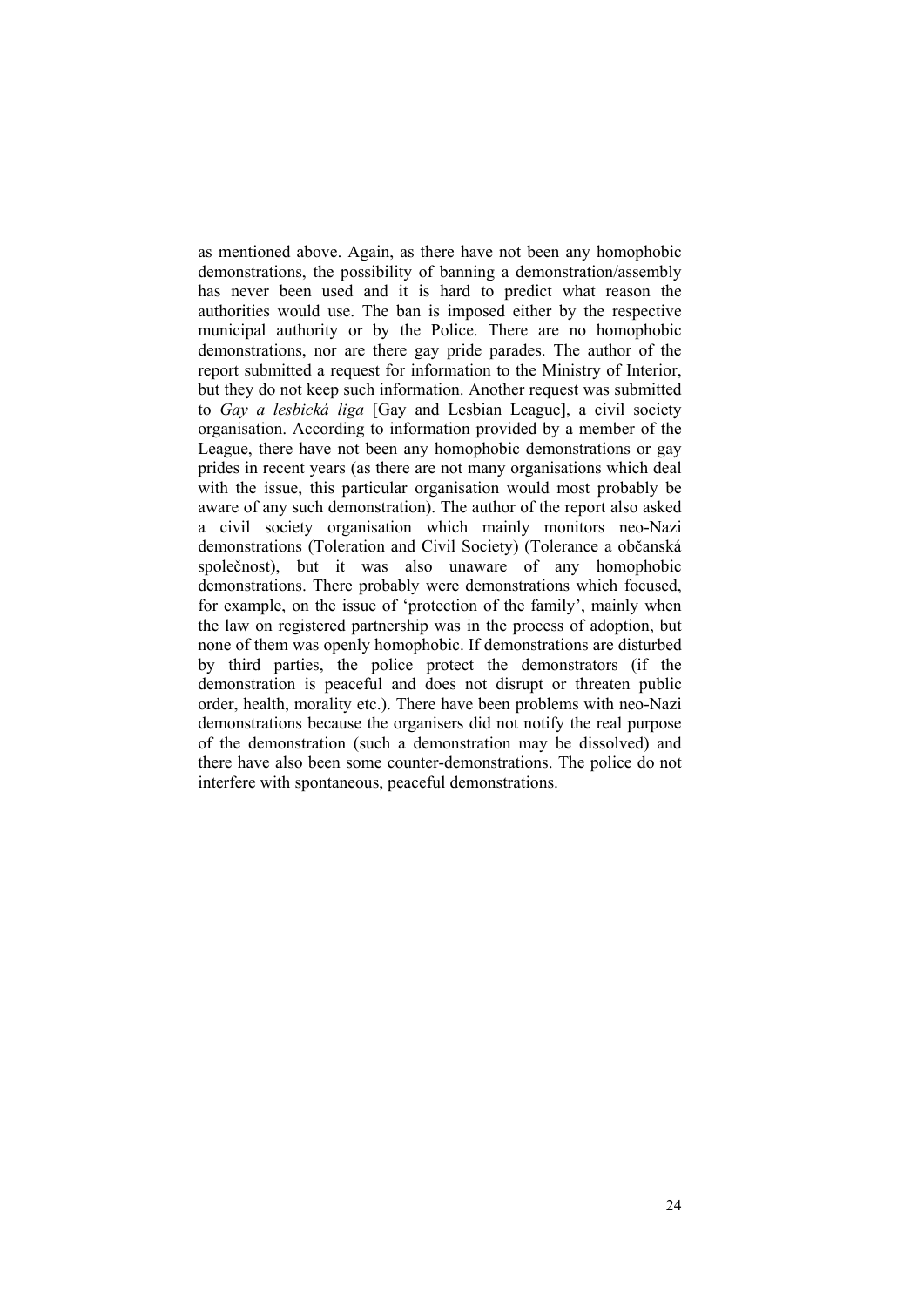as mentioned above. Again, as there have not been any homophobic demonstrations, the possibility of banning a demonstration/assembly has never been used and it is hard to predict what reason the authorities would use. The ban is imposed either by the respective municipal authority or by the Police. There are no homophobic demonstrations, nor are there gay pride parades. The author of the report submitted a request for information to the Ministry of Interior, but they do not keep such information. Another request was submitted to *Gay a lesbická liga* [Gay and Lesbian League], a civil society organisation. According to information provided by a member of the League, there have not been any homophobic demonstrations or gay prides in recent years (as there are not many organisations which deal with the issue, this particular organisation would most probably be aware of any such demonstration). The author of the report also asked a civil society organisation which mainly monitors neo-Nazi demonstrations (Toleration and Civil Society) (Tolerance a občanská společnost), but it was also unaware of any homophobic demonstrations. There probably were demonstrations which focused, for example, on the issue of 'protection of the family', mainly when the law on registered partnership was in the process of adoption, but none of them was openly homophobic. If demonstrations are disturbed by third parties, the police protect the demonstrators (if the demonstration is peaceful and does not disrupt or threaten public order, health, morality etc.). There have been problems with neo-Nazi demonstrations because the organisers did not notify the real purpose of the demonstration (such a demonstration may be dissolved) and there have also been some counter-demonstrations. The police do not interfere with spontaneous, peaceful demonstrations.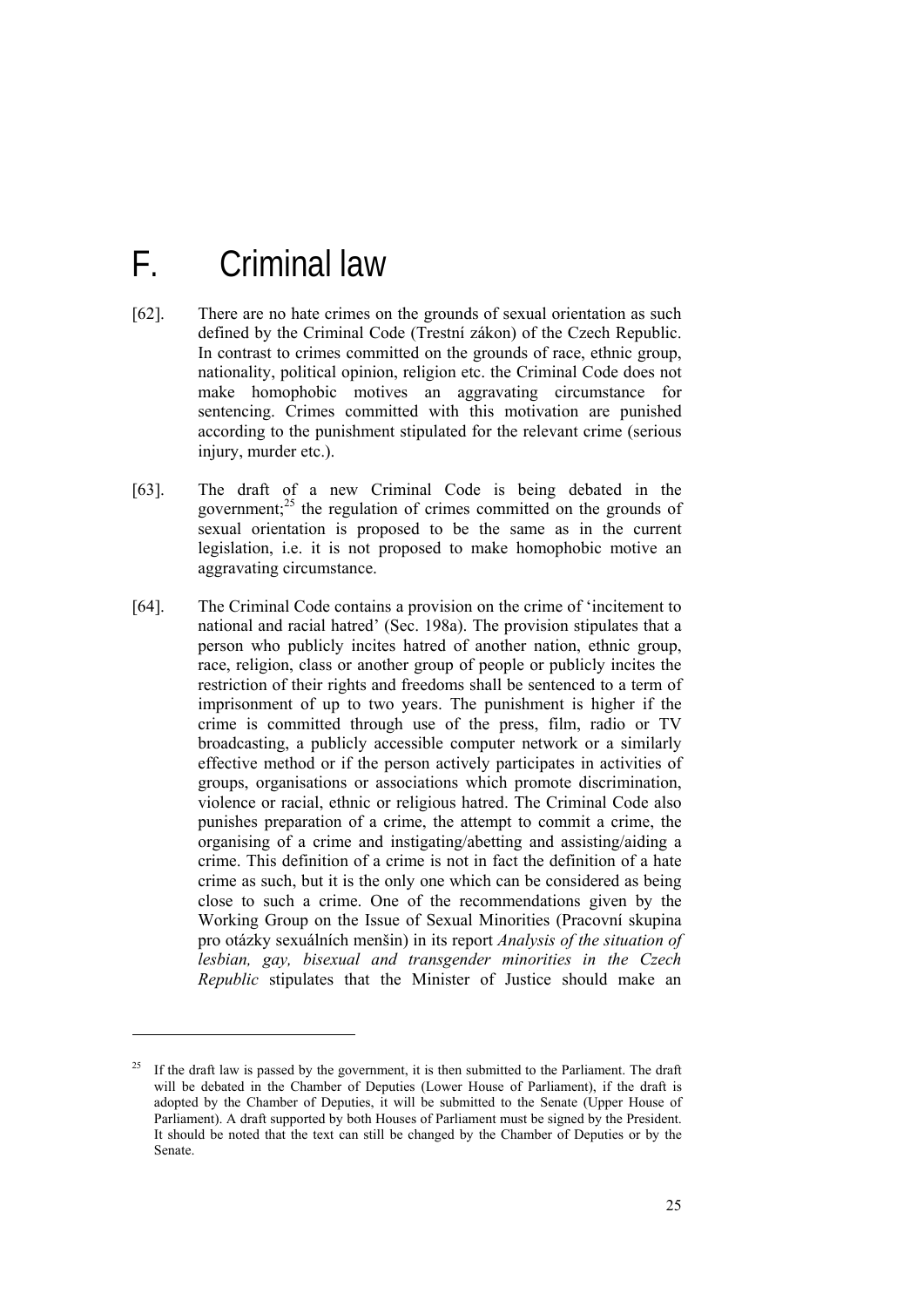# F. Criminal law

[62]. There are no hate crimes on the grounds of sexual orientation as such defined by the Criminal Code (Trestní zákon) of the Czech Republic. In contrast to crimes committed on the grounds of race, ethnic group, nationality, political opinion, religion etc. the Criminal Code does not make homophobic motives an aggravating circumstance for sentencing. Crimes committed with this motivation are punished according to the punishment stipulated for the relevant crime (serious injury, murder etc.).

[63]. The draft of a new Criminal Code is being debated in the government;[25] the regulation of crimes committed on the grounds of sexual orientation is proposed to be the same as in the current legislation, i.e. it is not proposed to make homophobic motive an aggravating circumstance.

[64]. The Criminal Code contains a provision on the crime of 'incitement to national and racial hatred' (Sec. 198a). The provision stipulates that a person who publicly incites hatred of another nation, ethnic group, race, religion, class or another group of people or publicly incites the restriction of their rights and freedoms shall be sentenced to a term of imprisonment of up to two years. The punishment is higher if the crime is committed through use of the press, film, radio or TV broadcasting, a publicly accessible computer network or a similarly effective method or if the person actively participates in activities of groups, organisations or associations which promote discrimination, violence or racial, ethnic or religious hatred. The Criminal Code also punishes preparation of a crime, the attempt to commit a crime, the organising of a crime and instigating/abetting and assisting/aiding a crime. This definition of a crime is not in fact the definition of a hate crime as such, but it is the only one which can be considered as being close to such a crime. One of the recommendations given by the Working Group on the Issue of Sexual Minorities (Pracovní skupina pro otázky sexuálních menšin) in its report *Analysis of the situation of lesbian, gay, bisexual and transgender minorities in the Czech Republic* stipulates that the Minister of Justice should make an

---

[25] If the draft law is passed by the government, it is then submitted to the Parliament. The draft will be debated in the Chamber of Deputies (Lower House of Parliament), if the draft is adopted by the Chamber of Deputies, it will be submitted to the Senate (Upper House of Parliament). A draft supported by both Houses of Parliament must be signed by the President. It should be noted that the text can still be changed by the Chamber of Deputies or by the Senate.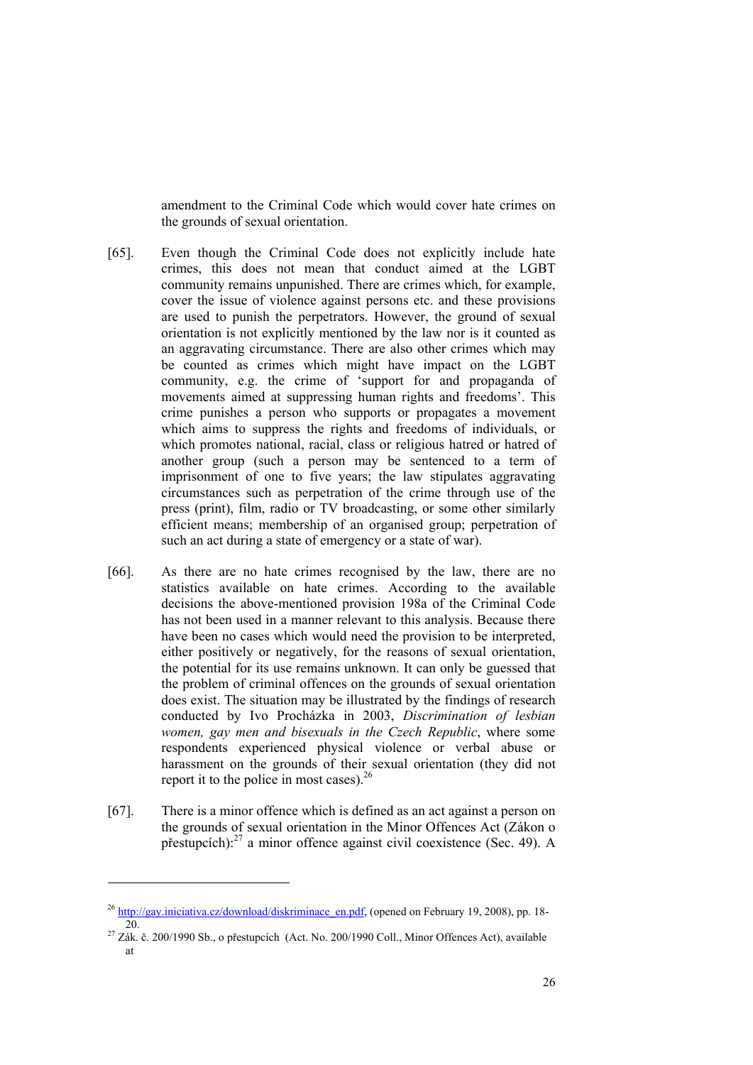amendment to the Criminal Code which would cover hate crimes on the grounds of sexual orientation.

[65]. Even though the Criminal Code does not explicitly include hate crimes, this does not mean that conduct aimed at the LGBT community remains unpunished. There are crimes which, for example, cover the issue of violence against persons etc. and these provisions are used to punish the perpetrators. However, the ground of sexual orientation is not explicitly mentioned by the law nor is it counted as an aggravating circumstance. There are also other crimes which may be counted as crimes which might have impact on the LGBT community, e.g. the crime of 'support for and propaganda of movements aimed at suppressing human rights and freedoms'. This crime punishes a person who supports or propagates a movement which aims to suppress the rights and freedoms of individuals, or which promotes national, racial, class or religious hatred or hatred of another group (such a person may be sentenced to a term of imprisonment of one to five years; the law stipulates aggravating circumstances such as perpetration of the crime through use of the press (print), film, radio or TV broadcasting, or some other similarly efficient means; membership of an organised group; perpetration of such an act during a state of emergency or a state of war).

[66]. As there are no hate crimes recognised by the law, there are no statistics available on hate crimes. According to the available decisions the above-mentioned provision 198a of the Criminal Code has not been used in a manner relevant to this analysis. Because there have been no cases which would need the provision to be interpreted, either positively or negatively, for the reasons of sexual orientation, the potential for its use remains unknown. It can only be guessed that the problem of criminal offences on the grounds of sexual orientation does exist. The situation may be illustrated by the findings of research conducted by Ivo Procházka in 2003, *Discrimination of lesbian women, gay men and bisexuals in the Czech Republic*, where some respondents experienced physical violence or verbal abuse or harassment on the grounds of their sexual orientation (they did not report it to the police in most cases).[26]

[67]. There is a minor offence which is defined as an act against a person on the grounds of sexual orientation in the Minor Offences Act (Zákon o přestupcích):[27] a minor offence against civil coexistence (Sec. 49). A

---

[26] http://gay.iniciativa.cz/download/diskriminace_en.pdf, (opened on February 19, 2008), pp. 18-20.

[27] Zák. č. 200/1990 Sb., o přestupcích (Act. No. 200/1990 Coll., Minor Offences Act), available at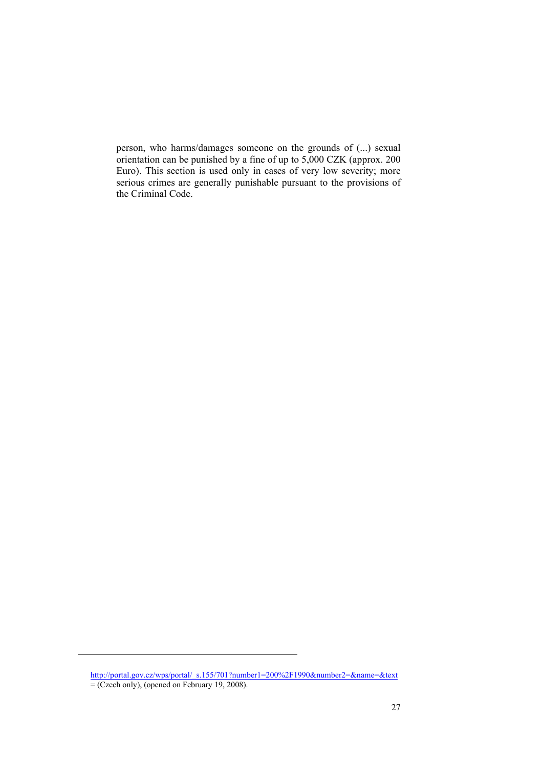person, who harms/damages someone on the grounds of (...) sexual orientation can be punished by a fine of up to 5,000 CZK (approx. 200 Euro). This section is used only in cases of very low severity; more serious crimes are generally punishable pursuant to the provisions of the Criminal Code.

---

http://portal.gov.cz/wps/portal/_s.155/701?number1=200%2F1990&number2=&name=&text = (Czech only), (opened on February 19, 2008).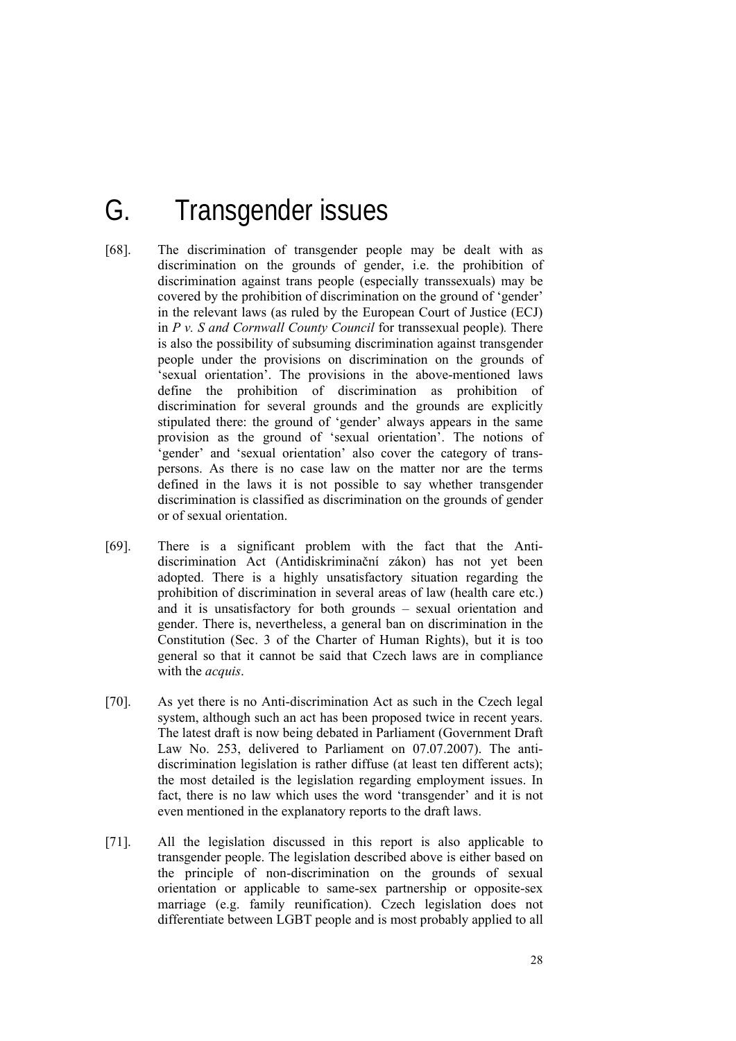# G. Transgender issues

[68]. The discrimination of transgender people may be dealt with as discrimination on the grounds of gender, i.e. the prohibition of discrimination against trans people (especially transsexuals) may be covered by the prohibition of discrimination on the ground of 'gender' in the relevant laws (as ruled by the European Court of Justice (ECJ) in *P v. S and Cornwall County Council* for transsexual people). There is also the possibility of subsuming discrimination against transgender people under the provisions on discrimination on the grounds of 'sexual orientation'. The provisions in the above-mentioned laws define the prohibition of discrimination as prohibition of discrimination for several grounds and the grounds are explicitly stipulated there: the ground of 'gender' always appears in the same provision as the ground of 'sexual orientation'. The notions of 'gender' and 'sexual orientation' also cover the category of trans-persons. As there is no case law on the matter nor are the terms defined in the laws it is not possible to say whether transgender discrimination is classified as discrimination on the grounds of gender or of sexual orientation.

[69]. There is a significant problem with the fact that the Anti-discrimination Act (Antidiskriminační zákon) has not yet been adopted. There is a highly unsatisfactory situation regarding the prohibition of discrimination in several areas of law (health care etc.) and it is unsatisfactory for both grounds – sexual orientation and gender. There is, nevertheless, a general ban on discrimination in the Constitution (Sec. 3 of the Charter of Human Rights), but it is too general so that it cannot be said that Czech laws are in compliance with the *acquis*.

[70]. As yet there is no Anti-discrimination Act as such in the Czech legal system, although such an act has been proposed twice in recent years. The latest draft is now being debated in Parliament (Government Draft Law No. 253, delivered to Parliament on 07.07.2007). The anti-discrimination legislation is rather diffuse (at least ten different acts); the most detailed is the legislation regarding employment issues. In fact, there is no law which uses the word 'transgender' and it is not even mentioned in the explanatory reports to the draft laws.

[71]. All the legislation discussed in this report is also applicable to transgender people. The legislation described above is either based on the principle of non-discrimination on the grounds of sexual orientation or applicable to same-sex partnership or opposite-sex marriage (e.g. family reunification). Czech legislation does not differentiate between LGBT people and is most probably applied to all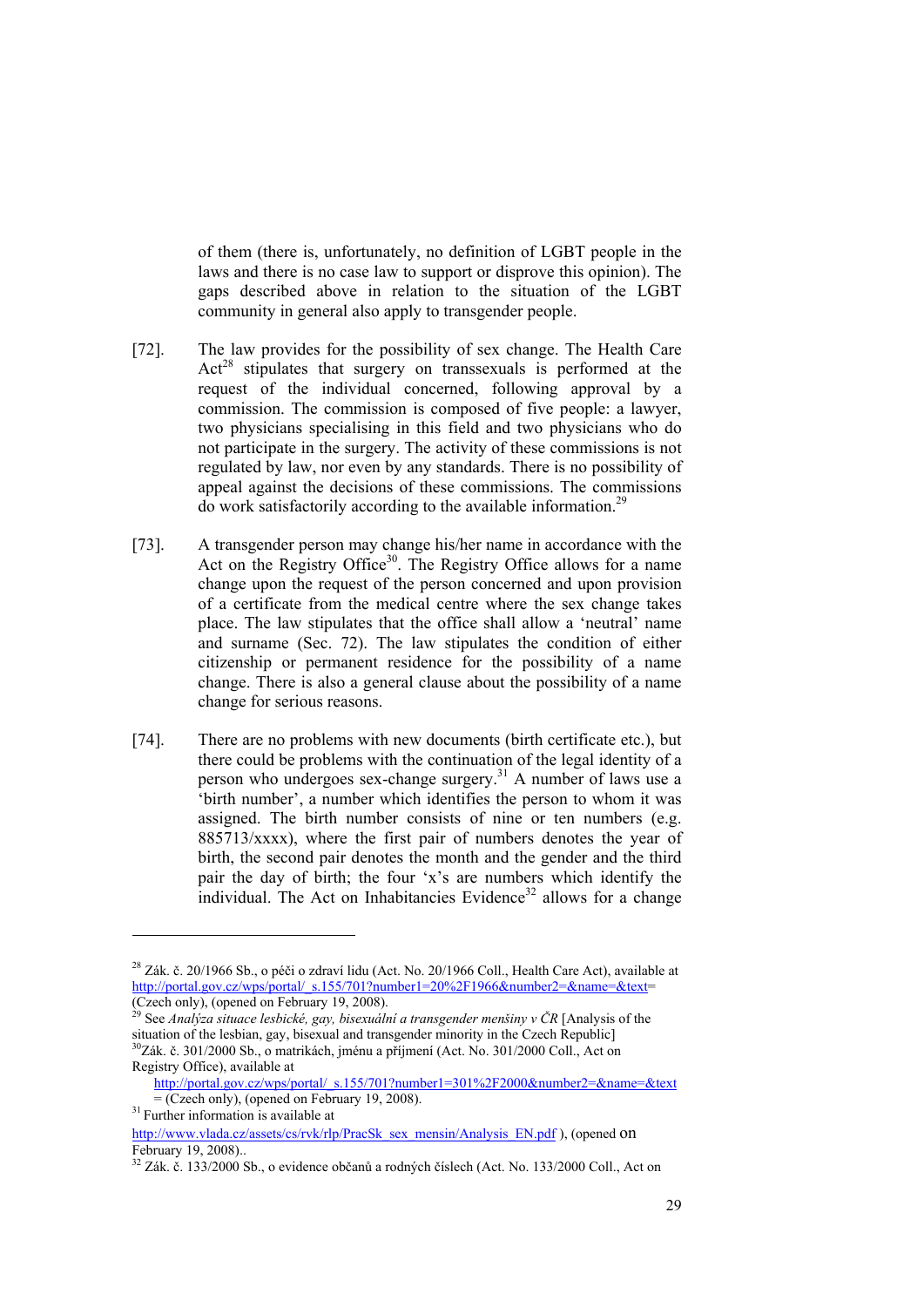of them (there is, unfortunately, no definition of LGBT people in the laws and there is no case law to support or disprove this opinion). The gaps described above in relation to the situation of the LGBT community in general also apply to transgender people.

[72]. The law provides for the possibility of sex change. The Health Care Act[28] stipulates that surgery on transsexuals is performed at the request of the individual concerned, following approval by a commission. The commission is composed of five people: a lawyer, two physicians specialising in this field and two physicians who do not participate in the surgery. The activity of these commissions is not regulated by law, nor even by any standards. There is no possibility of appeal against the decisions of these commissions. The commissions do work satisfactorily according to the available information.[29]

[73]. A transgender person may change his/her name in accordance with the Act on the Registry Office[30]. The Registry Office allows for a name change upon the request of the person concerned and upon provision of a certificate from the medical centre where the sex change takes place. The law stipulates that the office shall allow a 'neutral' name and surname (Sec. 72). The law stipulates the condition of either citizenship or permanent residence for the possibility of a name change. There is also a general clause about the possibility of a name change for serious reasons.

[74]. There are no problems with new documents (birth certificate etc.), but there could be problems with the continuation of the legal identity of a person who undergoes sex-change surgery.[31] A number of laws use a 'birth number', a number which identifies the person to whom it was assigned. The birth number consists of nine or ten numbers (e.g. 885713/xxxx), where the first pair of numbers denotes the year of birth, the second pair denotes the month and the gender and the third pair the day of birth; the four 'x's are numbers which identify the individual. The Act on Inhabitancies Evidence[32] allows for a change

---

[28] Zák. č. 20/1966 Sb., o péči o zdraví lidu (Act. No. 20/1966 Coll., Health Care Act), available at http://portal.gov.cz/wps/portal/_s.155/701?number1=20%2F1966&number2=&name=&text= (Czech only), (opened on February 19, 2008).

[29] See *Analýza situace lesbické, gay, bisexuální a transgender menšiny v ČR* [Analysis of the situation of the lesbian, gay, bisexual and transgender minority in the Czech Republic]

[30] Zák. č. 301/2000 Sb., o matrikách, jménu a příjmení (Act. No. 301/2000 Coll., Act on Registry Office), available at http://portal.gov.cz/wps/portal/_s.155/701?number1=301%2F2000&number2=&name=&text = (Czech only), (opened on February 19, 2008).

[31] Further information is available at http://www.vlada.cz/assets/cs/rvk/rlp/PracSk_sex_mensin/Analysis_EN.pdf ), (opened on February 19, 2008)..

[32] Zák. č. 133/2000 Sb., o evidence občanů a rodných číslech (Act. No. 133/2000 Coll., Act on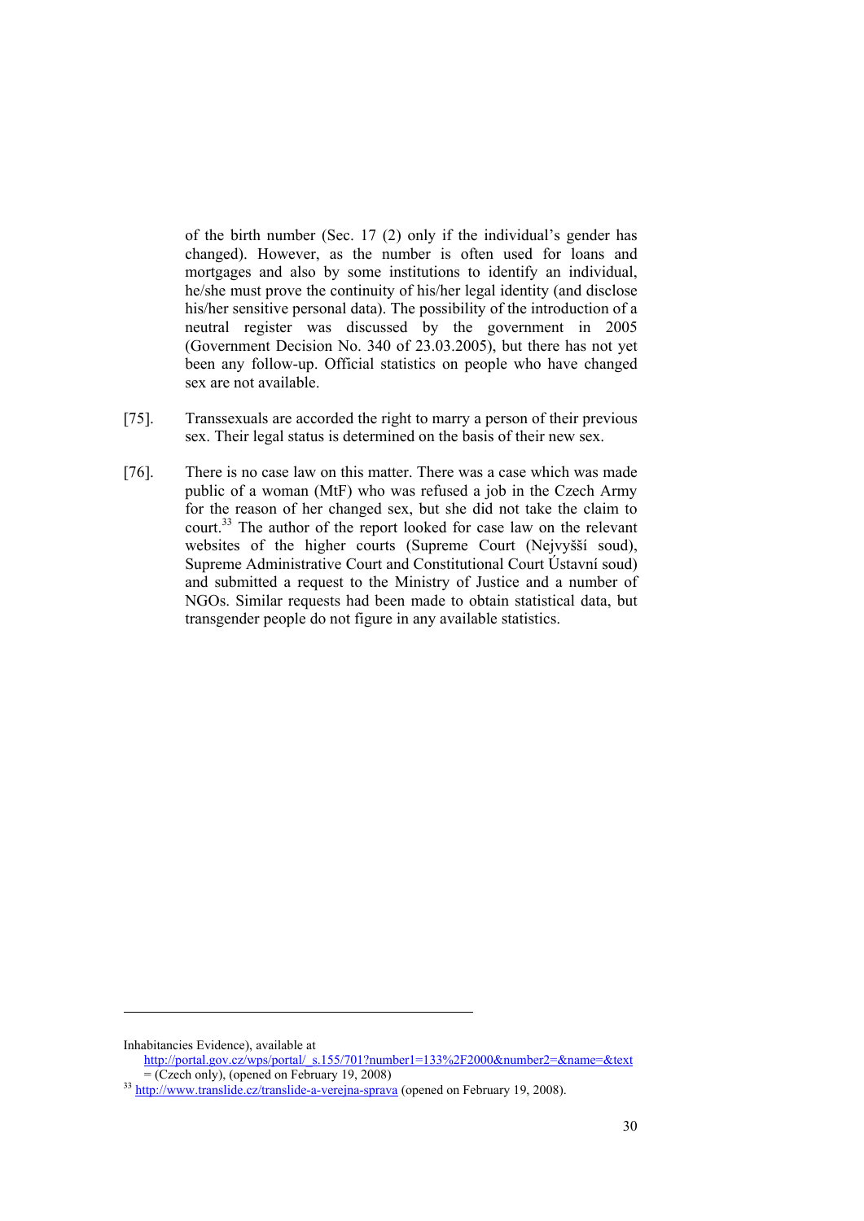of the birth number (Sec. 17 (2) only if the individual's gender has changed). However, as the number is often used for loans and mortgages and also by some institutions to identify an individual, he/she must prove the continuity of his/her legal identity (and disclose his/her sensitive personal data). The possibility of the introduction of a neutral register was discussed by the government in 2005 (Government Decision No. 340 of 23.03.2005), but there has not yet been any follow-up. Official statistics on people who have changed sex are not available.

[75]. Transsexuals are accorded the right to marry a person of their previous sex. Their legal status is determined on the basis of their new sex.

[76]. There is no case law on this matter. There was a case which was made public of a woman (MtF) who was refused a job in the Czech Army for the reason of her changed sex, but she did not take the claim to court.[33] The author of the report looked for case law on the relevant websites of the higher courts (Supreme Court (Nejvyšší soud), Supreme Administrative Court and Constitutional Court Ústavní soud) and submitted a request to the Ministry of Justice and a number of NGOs. Similar requests had been made to obtain statistical data, but transgender people do not figure in any available statistics.

---

Inhabitancies Evidence), available at http://portal.gov.cz/wps/portal/_s.155/701?number1=133%2F2000&number2=&name=&text = (Czech only), (opened on February 19, 2008)

[33] http://www.translide.cz/translide-a-verejna-sprava (opened on February 19, 2008).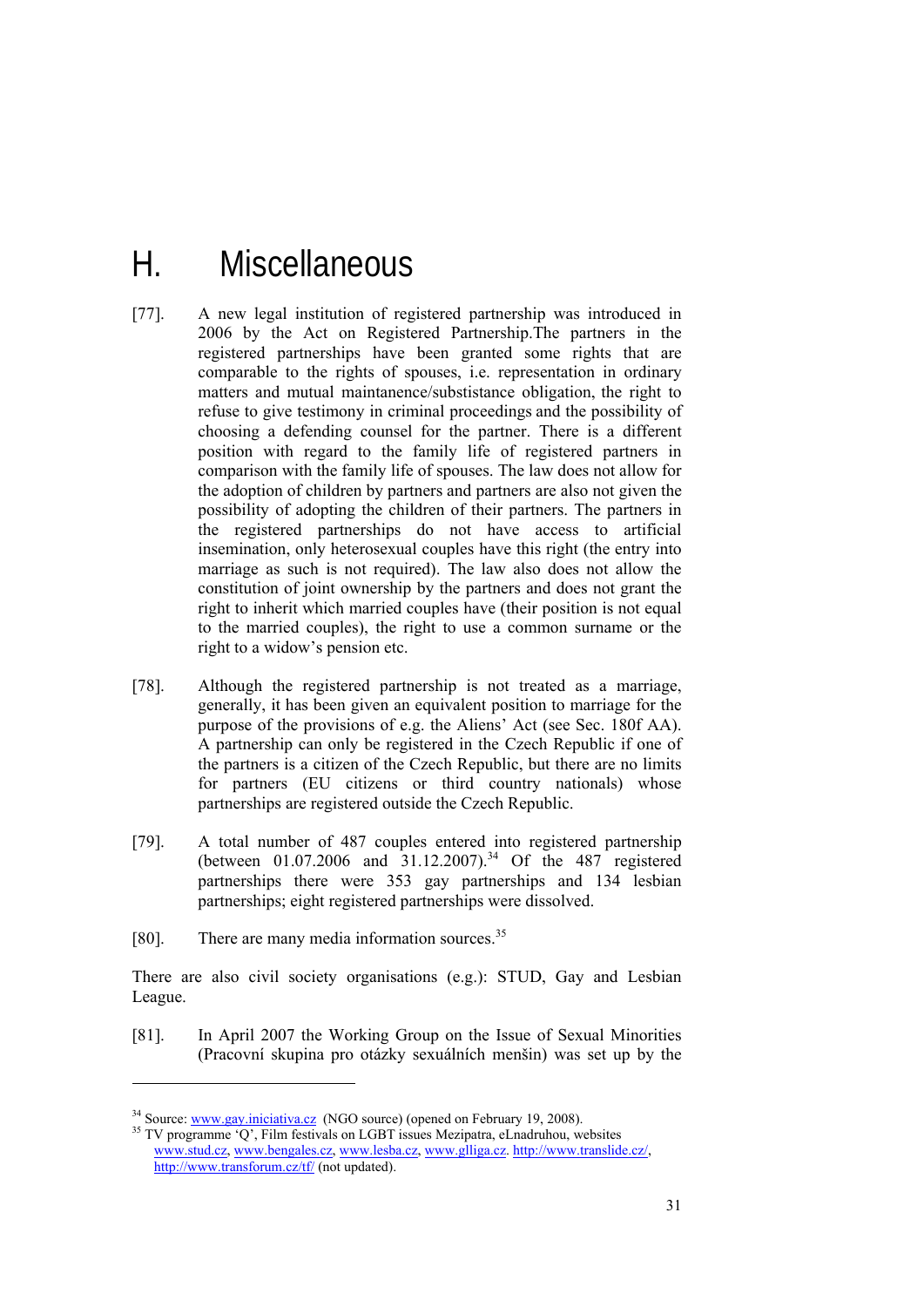# H. Miscellaneous

[77]. A new legal institution of registered partnership was introduced in 2006 by the Act on Registered Partnership.The partners in the registered partnerships have been granted some rights that are comparable to the rights of spouses, i.e. representation in ordinary matters and mutual maintanence/substistance obligation, the right to refuse to give testimony in criminal proceedings and the possibility of choosing a defending counsel for the partner. There is a different position with regard to the family life of registered partners in comparison with the family life of spouses. The law does not allow for the adoption of children by partners and partners are also not given the possibility of adopting the children of their partners. The partners in the registered partnerships do not have access to artificial insemination, only heterosexual couples have this right (the entry into marriage as such is not required). The law also does not allow the constitution of joint ownership by the partners and does not grant the right to inherit which married couples have (their position is not equal to the married couples), the right to use a common surname or the right to a widow's pension etc.

[78]. Although the registered partnership is not treated as a marriage, generally, it has been given an equivalent position to marriage for the purpose of the provisions of e.g. the Aliens' Act (see Sec. 180f AA). A partnership can only be registered in the Czech Republic if one of the partners is a citizen of the Czech Republic, but there are no limits for partners (EU citizens or third country nationals) whose partnerships are registered outside the Czech Republic.

[79]. A total number of 487 couples entered into registered partnership (between 01.07.2006 and 31.12.2007).[34] Of the 487 registered partnerships there were 353 gay partnerships and 134 lesbian partnerships; eight registered partnerships were dissolved.

[80]. There are many media information sources.[35]

There are also civil society organisations (e.g.): STUD, Gay and Lesbian League.

[81]. In April 2007 the Working Group on the Issue of Sexual Minorities (Pracovní skupina pro otázky sexuálních menšin) was set up by the

---

[34] Source: www.gay.iniciativa.cz (NGO source) (opened on February 19, 2008).

[35] TV programme 'Q', Film festivals on LGBT issues Mezipatra, eLnadruhou, websites www.stud.cz, www.bengales.cz, www.lesba.cz, www.glliga.cz. http://www.translide.cz/, http://www.transforum.cz/tf/ (not updated).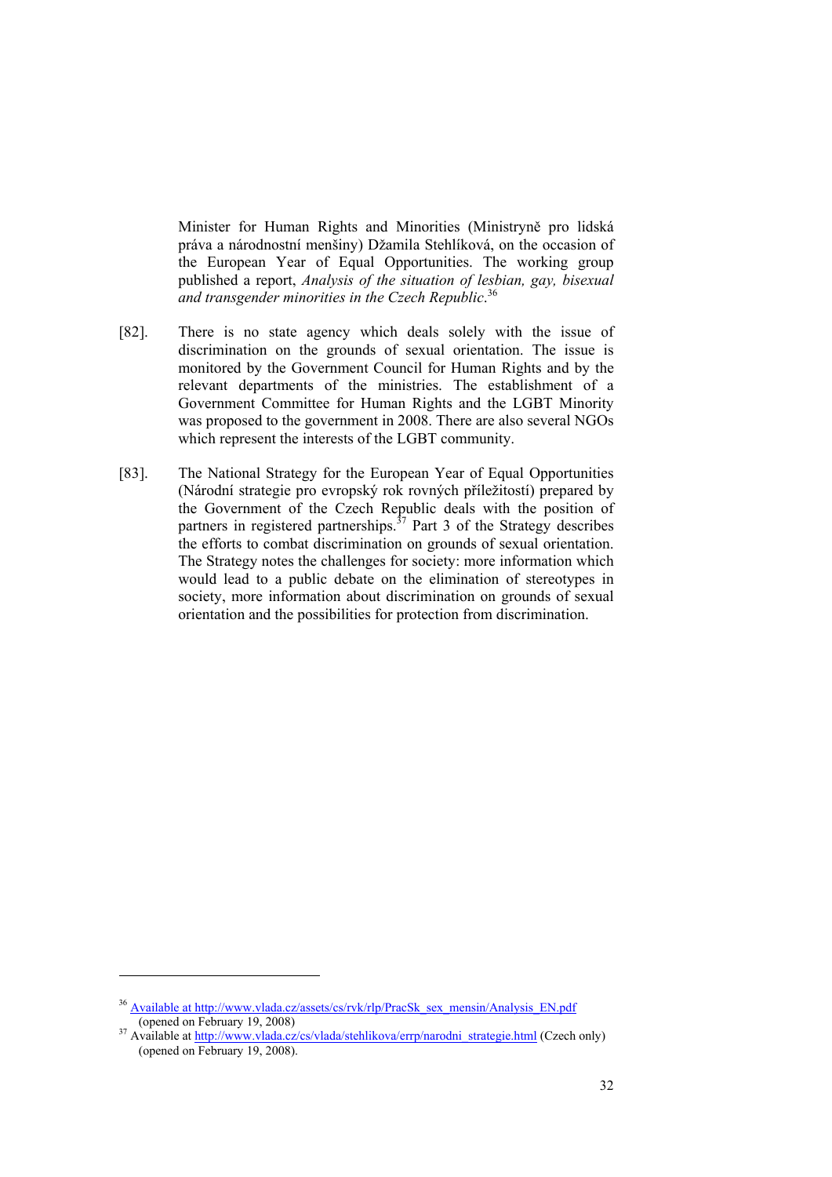Minister for Human Rights and Minorities (Ministryně pro lidská práva a národnostní menšiny) Džamila Stehlíková, on the occasion of the European Year of Equal Opportunities. The working group published a report, *Analysis of the situation of lesbian, gay, bisexual and transgender minorities in the Czech Republic*.[36]

[82]. There is no state agency which deals solely with the issue of discrimination on the grounds of sexual orientation. The issue is monitored by the Government Council for Human Rights and by the relevant departments of the ministries. The establishment of a Government Committee for Human Rights and the LGBT Minority was proposed to the government in 2008. There are also several NGOs which represent the interests of the LGBT community.

[83]. The National Strategy for the European Year of Equal Opportunities (Národní strategie pro evropský rok rovných příležitostí) prepared by the Government of the Czech Republic deals with the position of partners in registered partnerships.[37] Part 3 of the Strategy describes the efforts to combat discrimination on grounds of sexual orientation. The Strategy notes the challenges for society: more information which would lead to a public debate on the elimination of stereotypes in society, more information about discrimination on grounds of sexual orientation and the possibilities for protection from discrimination.

---

[36] Available at http://www.vlada.cz/assets/cs/rvk/rlp/PracSk_sex_mensin/Analysis_EN.pdf (opened on February 19, 2008)

[37] Available at http://www.vlada.cz/cs/vlada/stehlikova/errp/narodni_strategie.html (Czech only) (opened on February 19, 2008).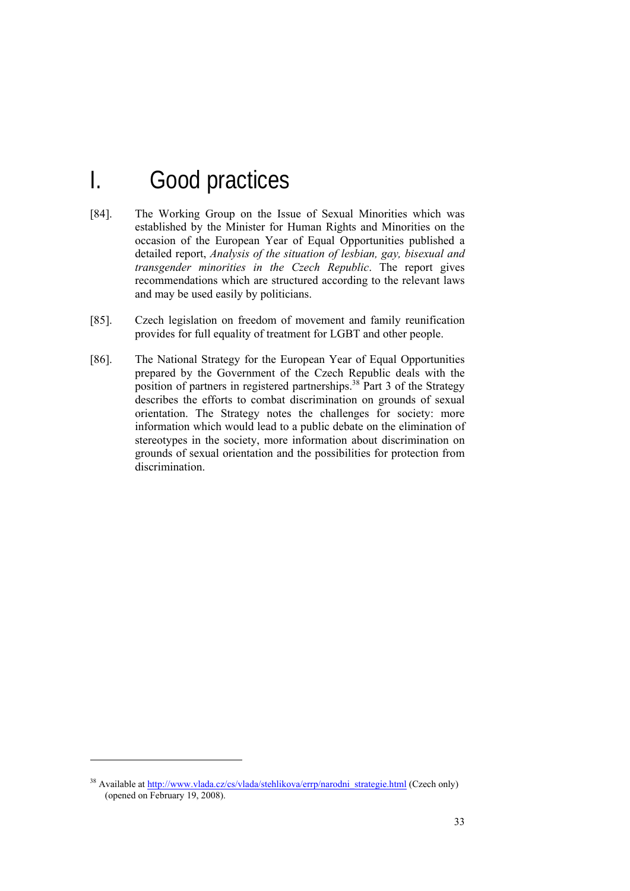# I. Good practices

[84]. The Working Group on the Issue of Sexual Minorities which was established by the Minister for Human Rights and Minorities on the occasion of the European Year of Equal Opportunities published a detailed report, *Analysis of the situation of lesbian, gay, bisexual and transgender minorities in the Czech Republic*. The report gives recommendations which are structured according to the relevant laws and may be used easily by politicians.

[85]. Czech legislation on freedom of movement and family reunification provides for full equality of treatment for LGBT and other people.

[86]. The National Strategy for the European Year of Equal Opportunities prepared by the Government of the Czech Republic deals with the position of partners in registered partnerships.[38] Part 3 of the Strategy describes the efforts to combat discrimination on grounds of sexual orientation. The Strategy notes the challenges for society: more information which would lead to a public debate on the elimination of stereotypes in the society, more information about discrimination on grounds of sexual orientation and the possibilities for protection from discrimination.

---

[38] Available at http://www.vlada.cz/cs/vlada/stehlikova/errp/narodni_strategie.html (Czech only) (opened on February 19, 2008).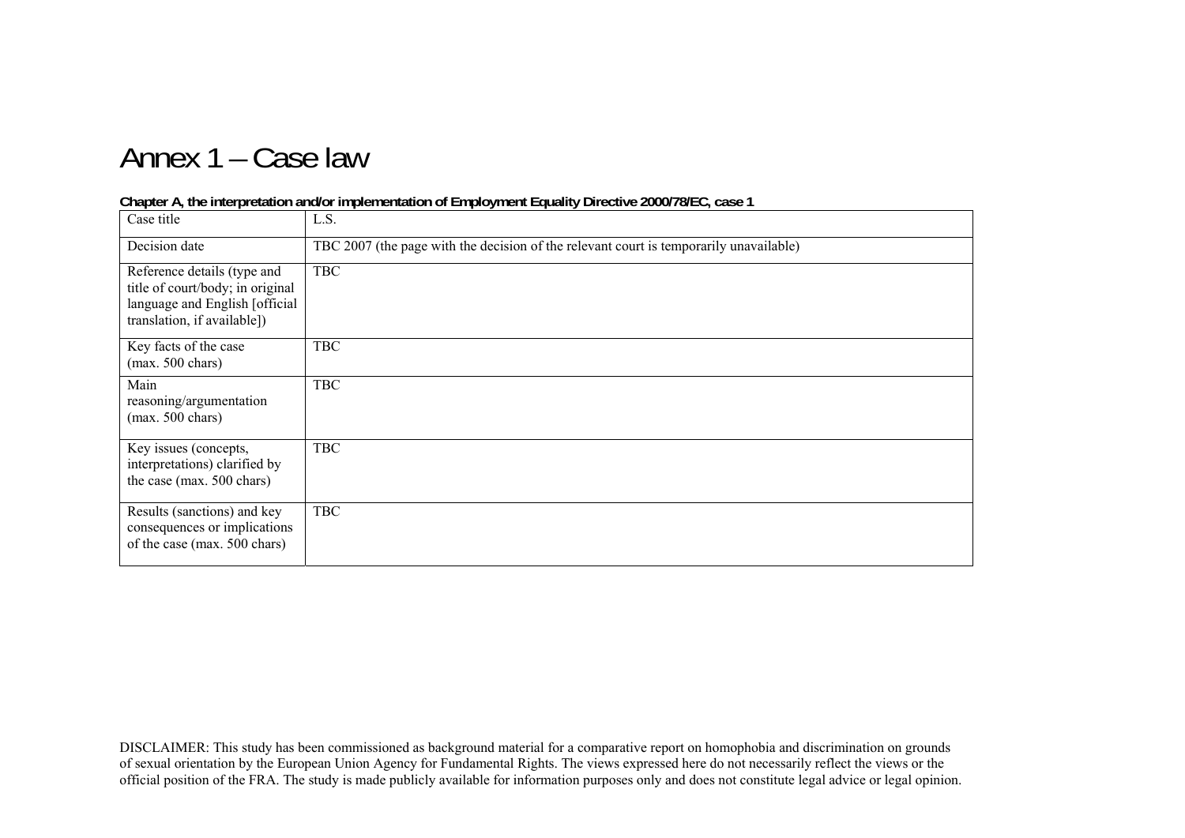# Annex 1 – Case law

**Chapter A, the interpretation and/or implementation of Employment Equality Directive 2000/78/EC, case 1**

| Case title | L.S. |
|---|---|
| Decision date | TBC 2007 (the page with the decision of the relevant court is temporarily unavailable) |
| Reference details (type and title of court/body; in original language and English [official translation, if available]) | TBC |
| Key facts of the case (max. 500 chars) | TBC |
| Main reasoning/argumentation (max. 500 chars) | TBC |
| Key issues (concepts, interpretations) clarified by the case (max. 500 chars) | TBC |
| Results (sanctions) and key consequences or implications of the case (max. 500 chars) | TBC |

DISCLAIMER: This study has been commissioned as background material for a comparative report on homophobia and discrimination on grounds of sexual orientation by the European Union Agency for Fundamental Rights. The views expressed here do not necessarily reflect the views or the official position of the FRA. The study is made publicly available for information purposes only and does not constitute legal advice or legal opinion.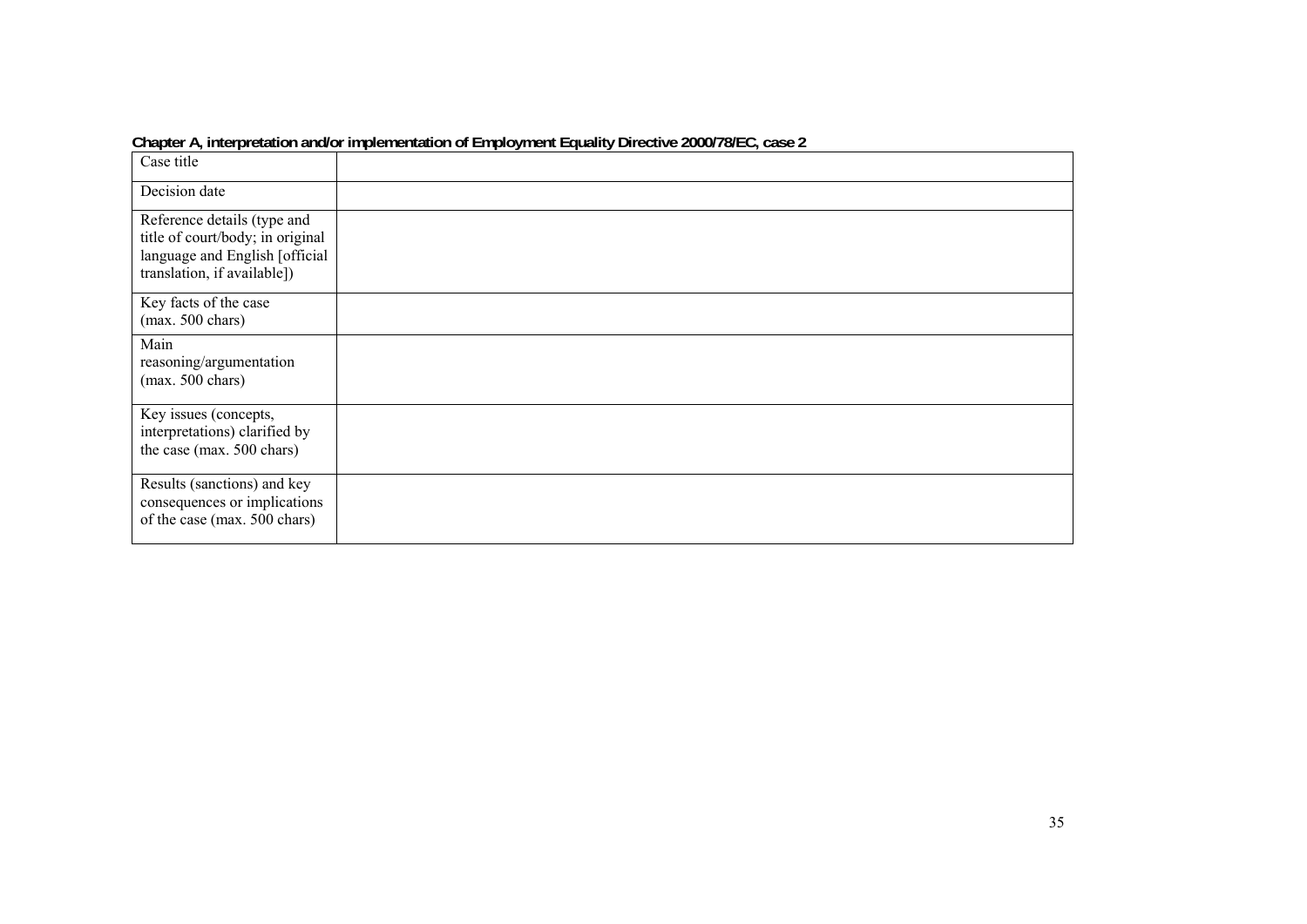**Chapter A, interpretation and/or implementation of Employment Equality Directive 2000/78/EC, case 2**

| Case title | |
|---|---|
| Decision date | |
| Reference details (type and title of court/body; in original language and English [official translation, if available]) | |
| Key facts of the case (max. 500 chars) | |
| Main reasoning/argumentation (max. 500 chars) | |
| Key issues (concepts, interpretations) clarified by the case (max. 500 chars) | |
| Results (sanctions) and key consequences or implications of the case (max. 500 chars) | |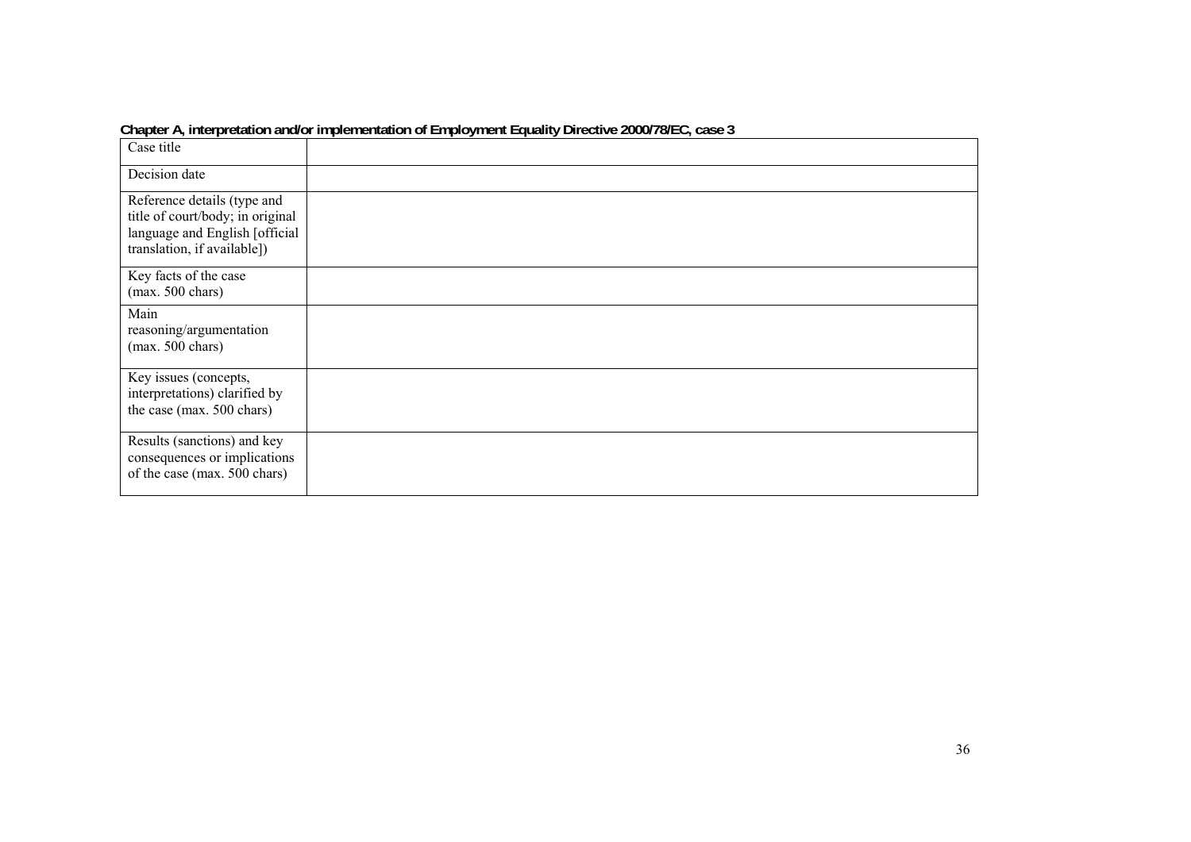**Chapter A, interpretation and/or implementation of Employment Equality Directive 2000/78/EC, case 3**

| | |
|---|---|
| Case title | |
| Decision date | |
| Reference details (type and title of court/body; in original language and English [official translation, if available]) | |
| Key facts of the case (max. 500 chars) | |
| Main reasoning/argumentation (max. 500 chars) | |
| Key issues (concepts, interpretations) clarified by the case (max. 500 chars) | |
| Results (sanctions) and key consequences or implications of the case (max. 500 chars) | |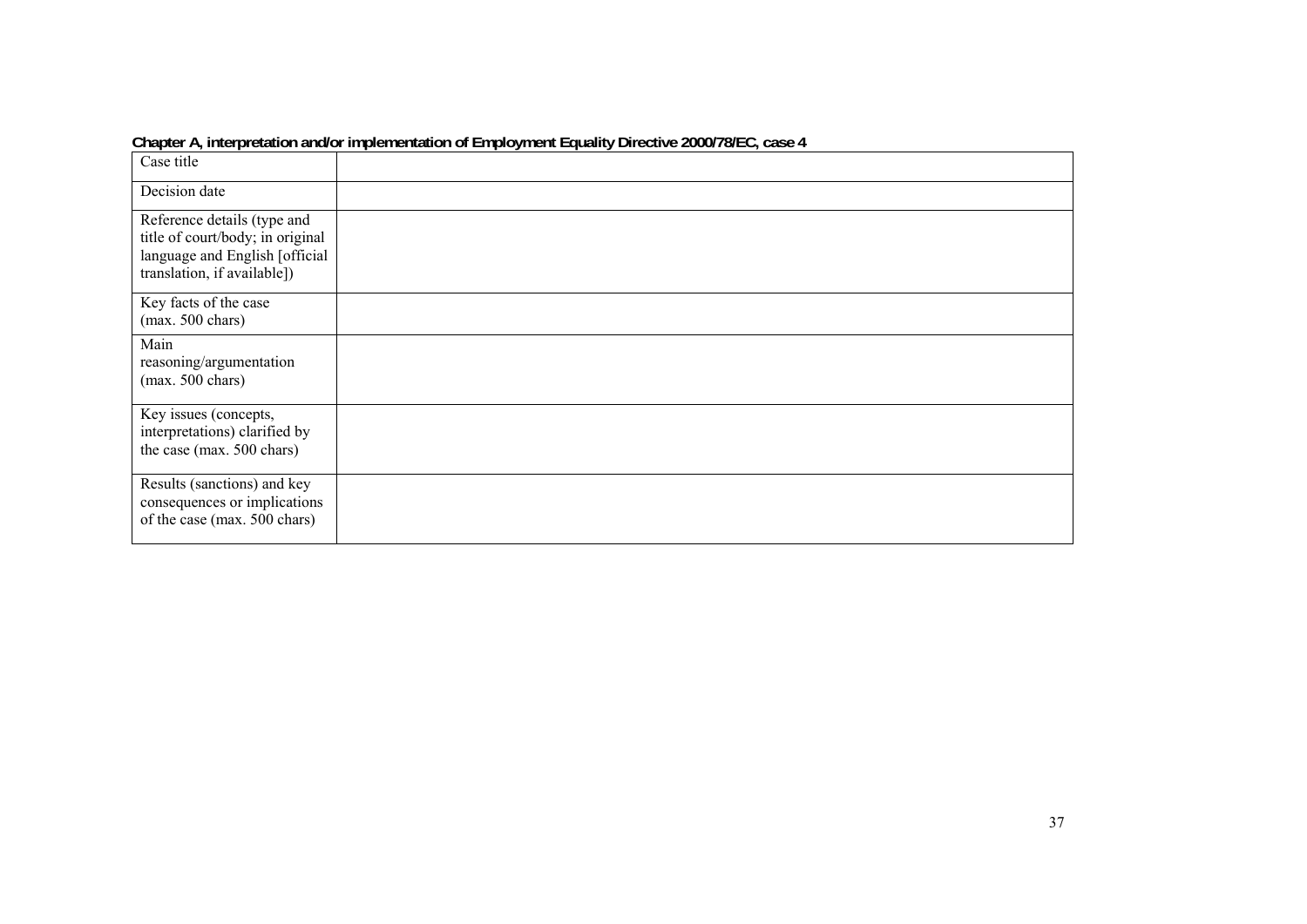**Chapter A, interpretation and/or implementation of Employment Equality Directive 2000/78/EC, case 4**

| Case title | |
|---|---|
| Decision date | |
| Reference details (type and title of court/body; in original language and English [official translation, if available]) | |
| Key facts of the case (max. 500 chars) | |
| Main reasoning/argumentation (max. 500 chars) | |
| Key issues (concepts, interpretations) clarified by the case (max. 500 chars) | |
| Results (sanctions) and key consequences or implications of the case (max. 500 chars) | |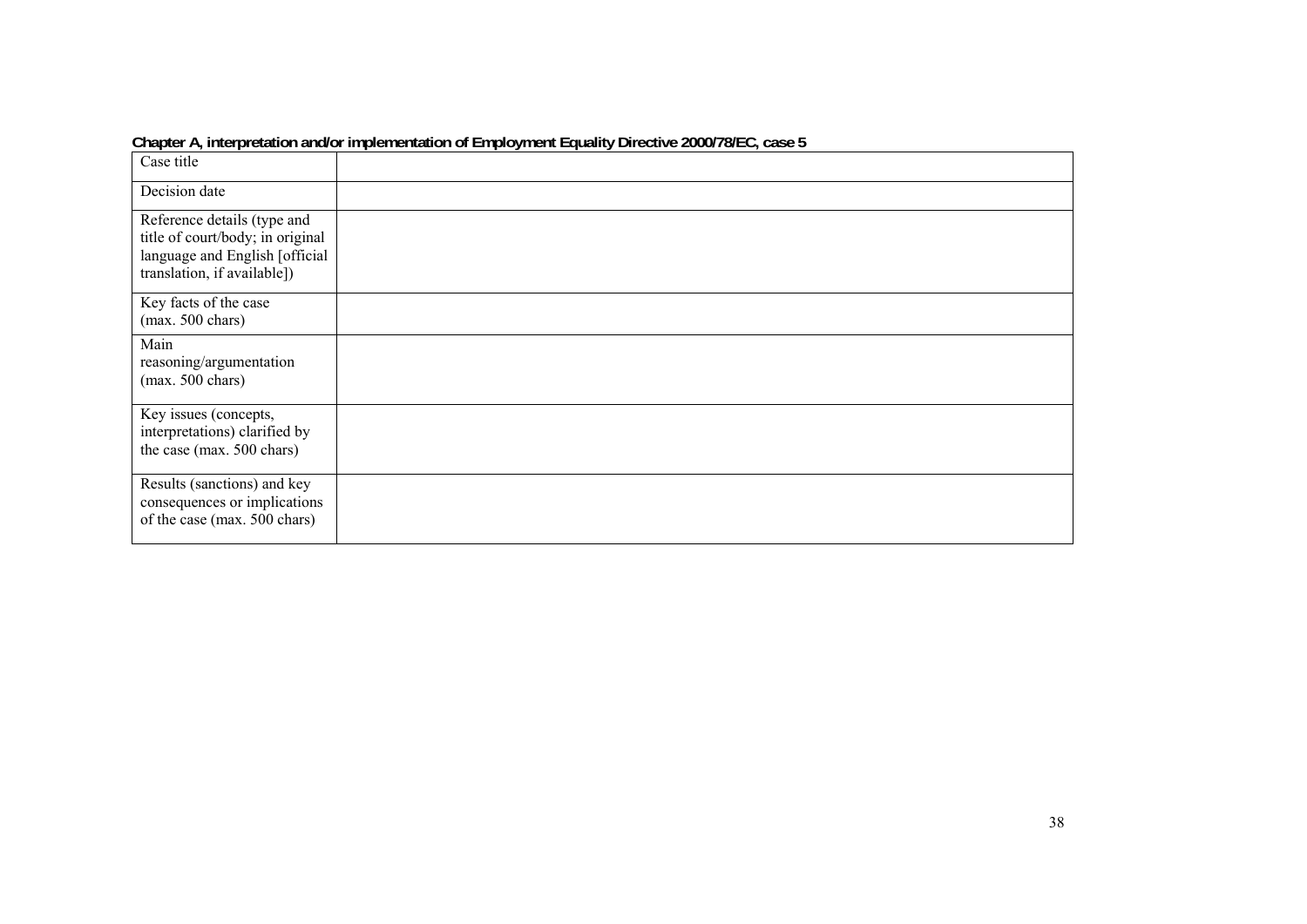**Chapter A, interpretation and/or implementation of Employment Equality Directive 2000/78/EC, case 5**

| Case title | |
|---|---|
| Decision date | |
| Reference details (type and title of court/body; in original language and English [official translation, if available]) | |
| Key facts of the case (max. 500 chars) | |
| Main reasoning/argumentation (max. 500 chars) | |
| Key issues (concepts, interpretations) clarified by the case (max. 500 chars) | |
| Results (sanctions) and key consequences or implications of the case (max. 500 chars) | |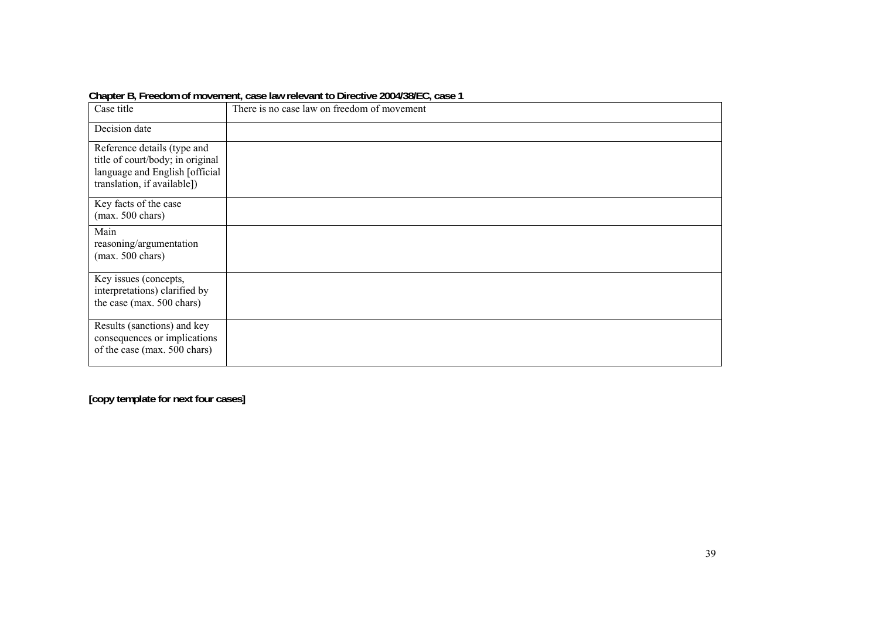**Chapter B, Freedom of movement, case law relevant to Directive 2004/38/EC, case 1**

| Case title | There is no case law on freedom of movement |
|---|---|
| Decision date | |
| Reference details (type and title of court/body; in original language and English [official translation, if available]) | |
| Key facts of the case (max. 500 chars) | |
| Main reasoning/argumentation (max. 500 chars) | |
| Key issues (concepts, interpretations) clarified by the case (max. 500 chars) | |
| Results (sanctions) and key consequences or implications of the case (max. 500 chars) | |

**[copy template for next four cases]**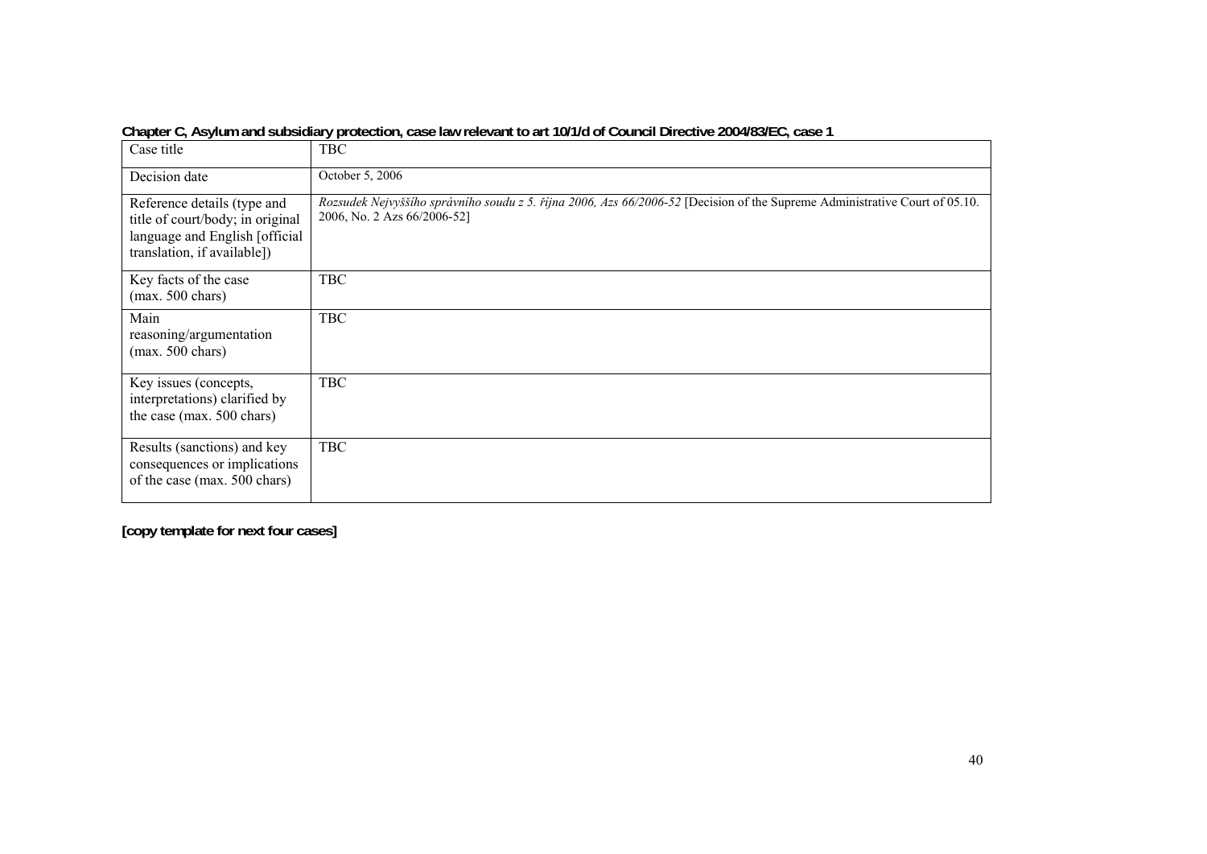**Chapter C, Asylum and subsidiary protection, case law relevant to art 10/1/d of Council Directive 2004/83/EC, case 1**

| Case title | TBC |
|---|---|
| Decision date | October 5, 2006 |
| Reference details (type and title of court/body; in original language and English [official translation, if available]) | *Rozsudek Nejvyššího správního soudu z 5. října 2006, Azs 66/2006-52* [Decision of the Supreme Administrative Court of 05.10. 2006, No. 2 Azs 66/2006-52] |
| Key facts of the case (max. 500 chars) | TBC |
| Main reasoning/argumentation (max. 500 chars) | TBC |
| Key issues (concepts, interpretations) clarified by the case (max. 500 chars) | TBC |
| Results (sanctions) and key consequences or implications of the case (max. 500 chars) | TBC |

**[copy template for next four cases]**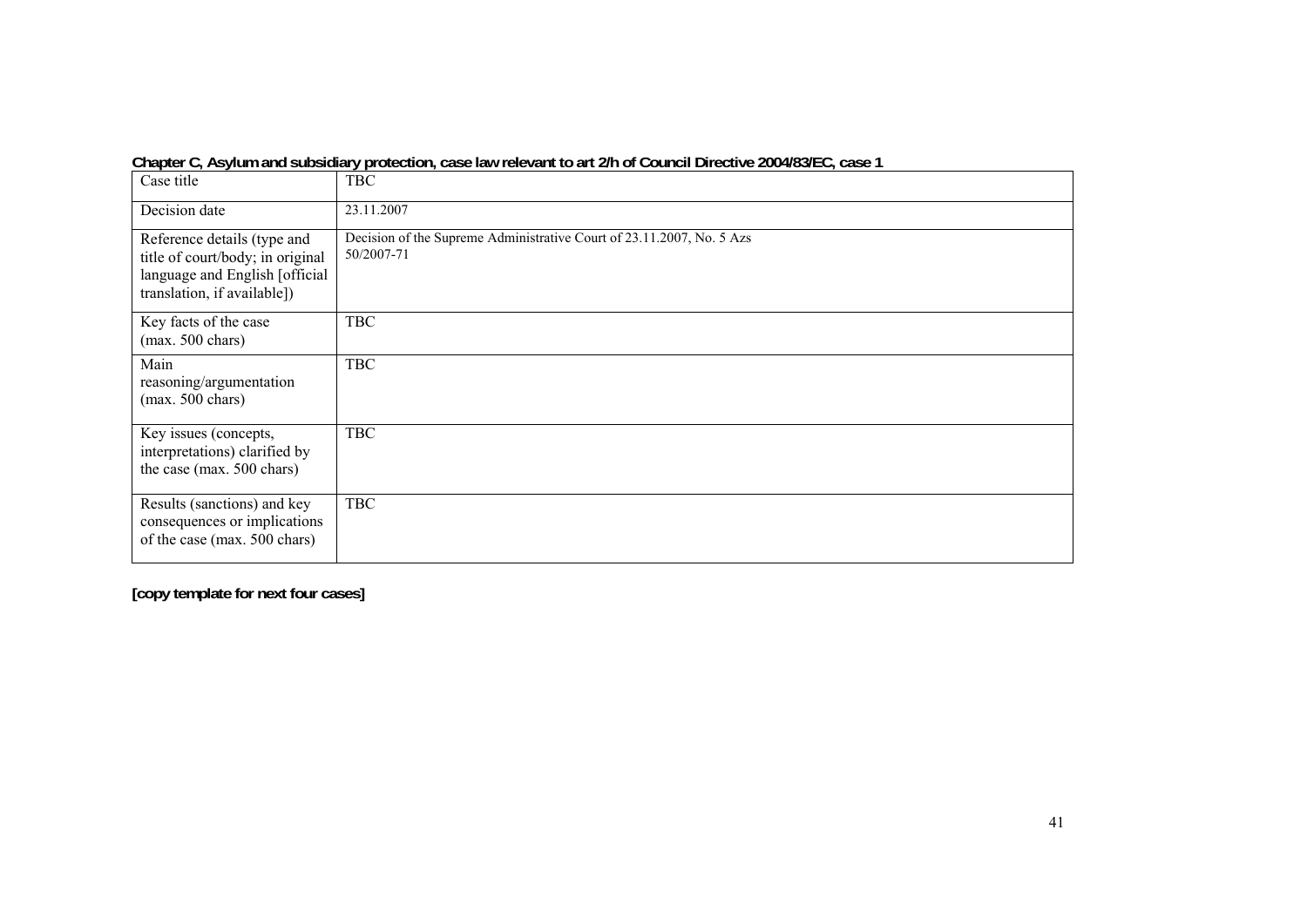**Chapter C, Asylum and subsidiary protection, case law relevant to art 2/h of Council Directive 2004/83/EC, case 1**

| Case title | TBC |
|---|---|
| Decision date | 23.11.2007 |
| Reference details (type and title of court/body; in original language and English [official translation, if available]) | Decision of the Supreme Administrative Court of 23.11.2007, No. 5 Azs 50/2007-71 |
| Key facts of the case (max. 500 chars) | TBC |
| Main reasoning/argumentation (max. 500 chars) | TBC |
| Key issues (concepts, interpretations) clarified by the case (max. 500 chars) | TBC |
| Results (sanctions) and key consequences or implications of the case (max. 500 chars) | TBC |

**[copy template for next four cases]**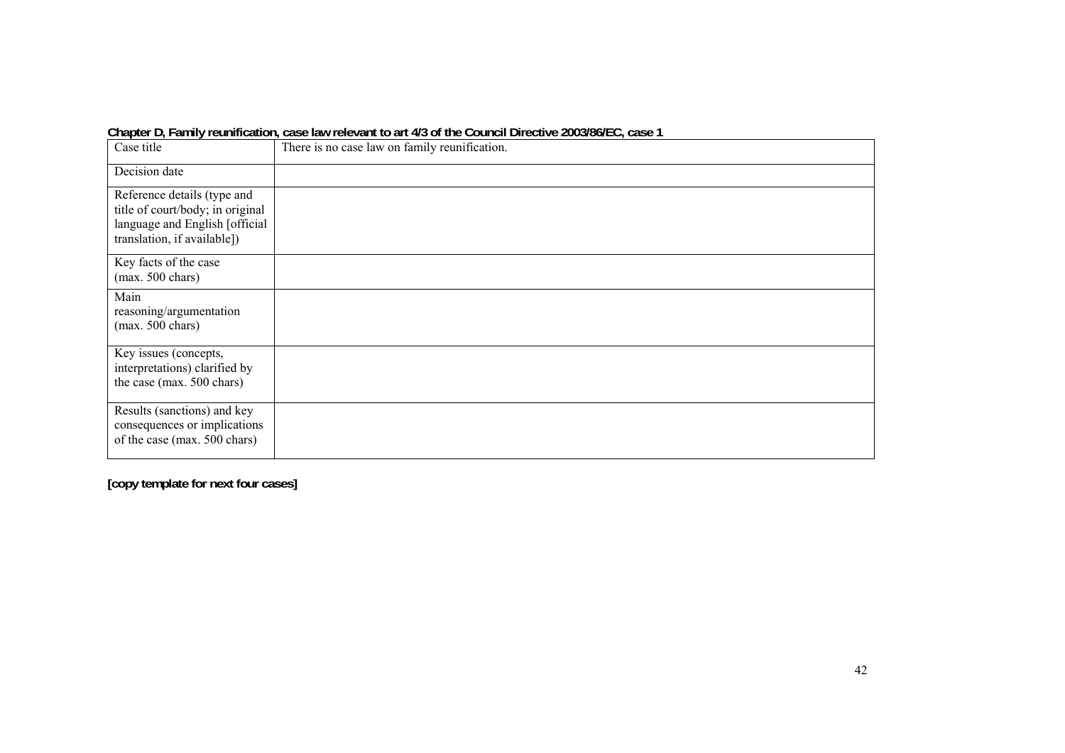**Chapter D, Family reunification, case law relevant to art 4/3 of the Council Directive 2003/86/EC, case 1**

| Case title | There is no case law on family reunification. |
|---|---|
| Decision date | |
| Reference details (type and title of court/body; in original language and English [official translation, if available]) | |
| Key facts of the case (max. 500 chars) | |
| Main reasoning/argumentation (max. 500 chars) | |
| Key issues (concepts, interpretations) clarified by the case (max. 500 chars) | |
| Results (sanctions) and key consequences or implications of the case (max. 500 chars) | |

**[copy template for next four cases]**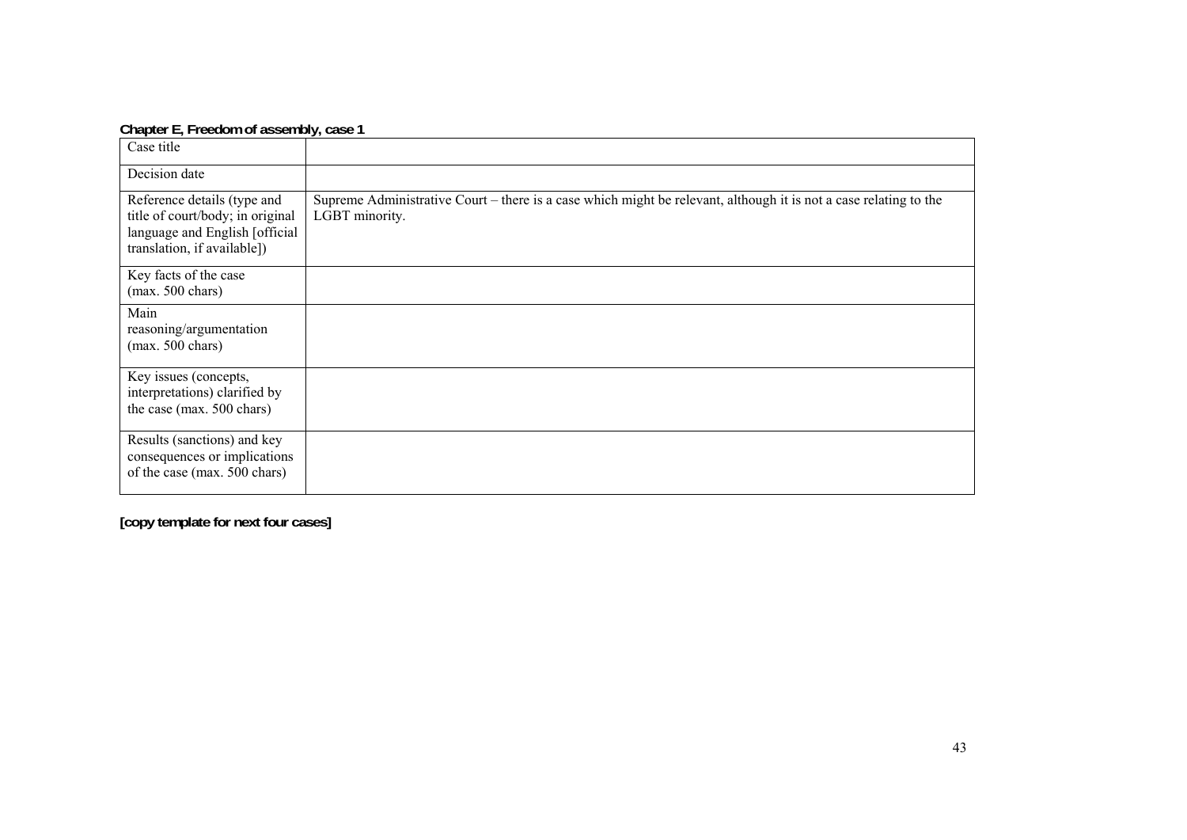**Chapter E, Freedom of assembly, case 1**

| | |
|---|---|
| Case title | |
| Decision date | |
| Reference details (type and title of court/body; in original language and English [official translation, if available]) | Supreme Administrative Court – there is a case which might be relevant, although it is not a case relating to the LGBT minority. |
| Key facts of the case (max. 500 chars) | |
| Main reasoning/argumentation (max. 500 chars) | |
| Key issues (concepts, interpretations) clarified by the case (max. 500 chars) | |
| Results (sanctions) and key consequences or implications of the case (max. 500 chars) | |

**[copy template for next four cases]**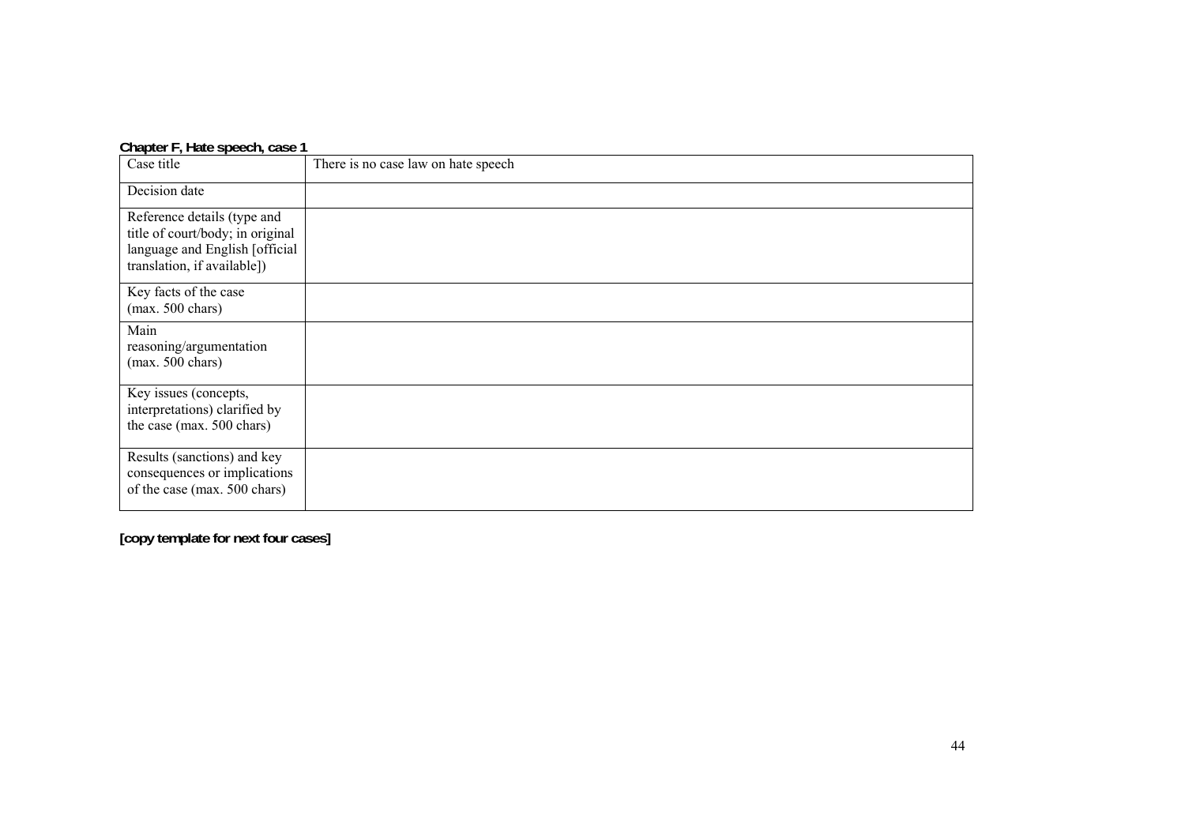**Chapter F, Hate speech, case 1**

| Case title | There is no case law on hate speech |
|---|---|
| Decision date | |
| Reference details (type and title of court/body; in original language and English [official translation, if available]) | |
| Key facts of the case (max. 500 chars) | |
| Main reasoning/argumentation (max. 500 chars) | |
| Key issues (concepts, interpretations) clarified by the case (max. 500 chars) | |
| Results (sanctions) and key consequences or implications of the case (max. 500 chars) | |

**[copy template for next four cases]**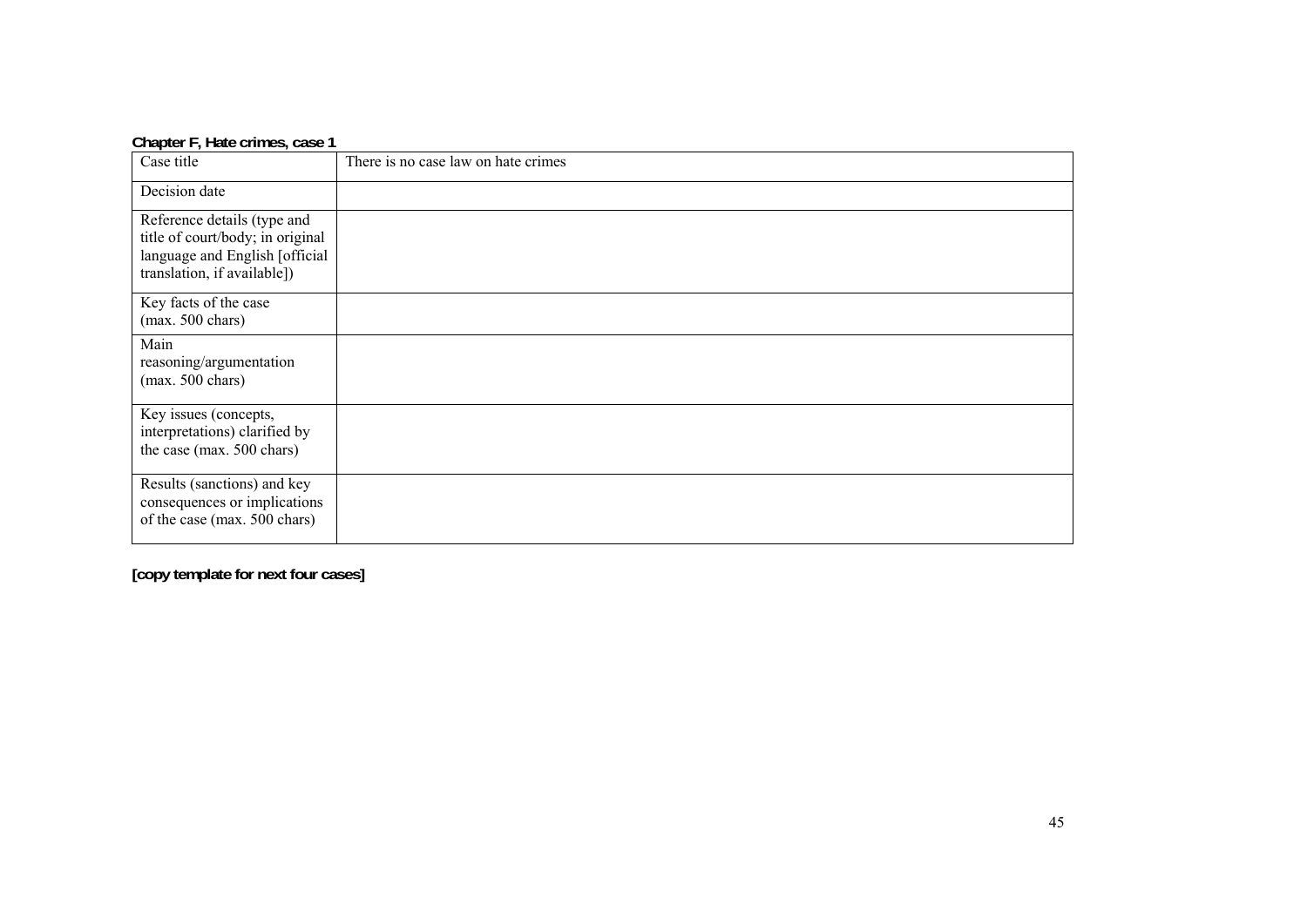**Chapter F, Hate crimes, case 1**

| Case title | There is no case law on hate crimes |
|---|---|
| Decision date | |
| Reference details (type and title of court/body; in original language and English [official translation, if available]) | |
| Key facts of the case (max. 500 chars) | |
| Main reasoning/argumentation (max. 500 chars) | |
| Key issues (concepts, interpretations) clarified by the case (max. 500 chars) | |
| Results (sanctions) and key consequences or implications of the case (max. 500 chars) | |

**[copy template for next four cases]**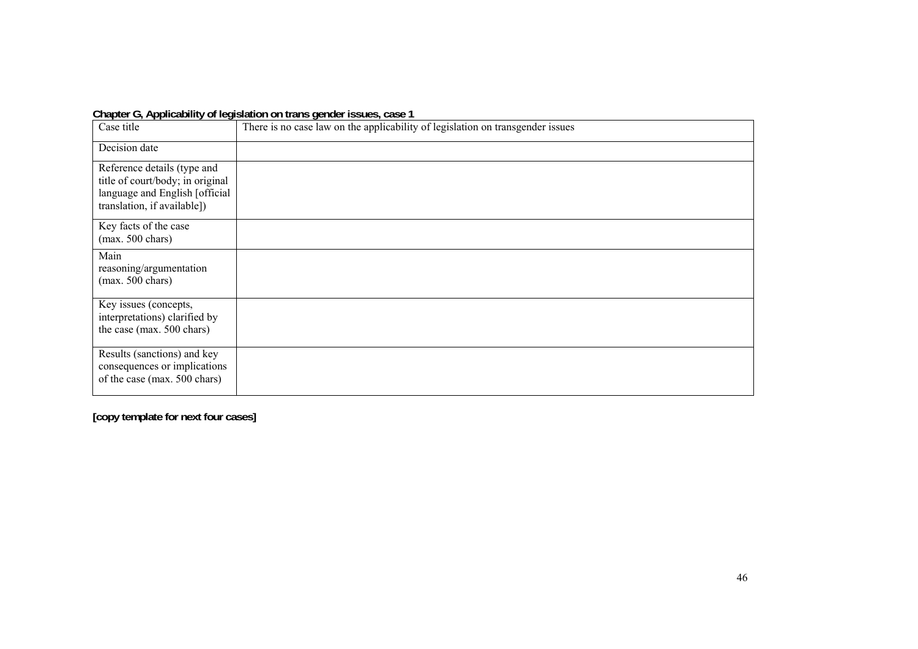**Chapter G, Applicability of legislation on trans gender issues, case 1**

| Case title | There is no case law on the applicability of legislation on transgender issues |
|---|---|
| Decision date | |
| Reference details (type and title of court/body; in original language and English [official translation, if available]) | |
| Key facts of the case (max. 500 chars) | |
| Main reasoning/argumentation (max. 500 chars) | |
| Key issues (concepts, interpretations) clarified by the case (max. 500 chars) | |
| Results (sanctions) and key consequences or implications of the case (max. 500 chars) | |

**[copy template for next four cases]**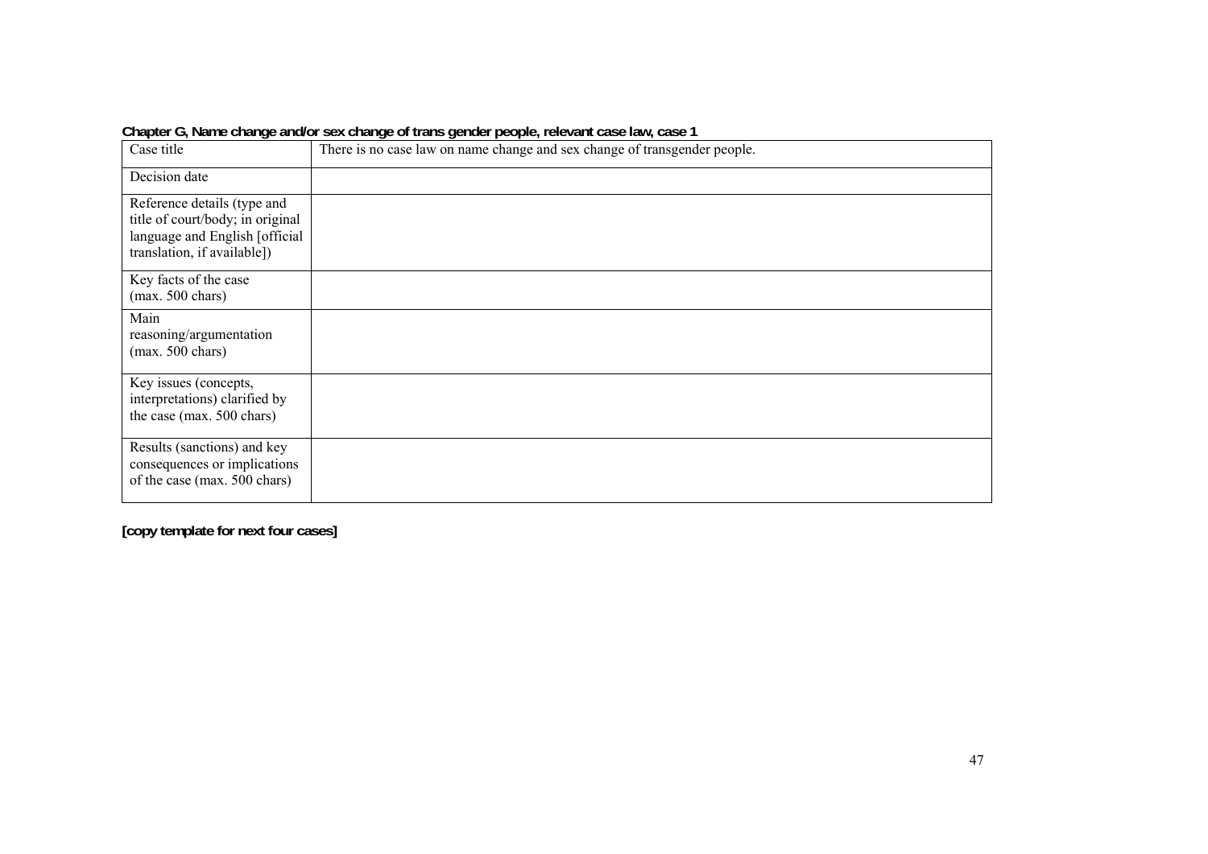**Chapter G, Name change and/or sex change of trans gender people, relevant case law, case 1**

| Case title | There is no case law on name change and sex change of transgender people. |
|---|---|
| Decision date | |
| Reference details (type and title of court/body; in original language and English [official translation, if available]) | |
| Key facts of the case (max. 500 chars) | |
| Main reasoning/argumentation (max. 500 chars) | |
| Key issues (concepts, interpretations) clarified by the case (max. 500 chars) | |
| Results (sanctions) and key consequences or implications of the case (max. 500 chars) | |

**[copy template for next four cases]**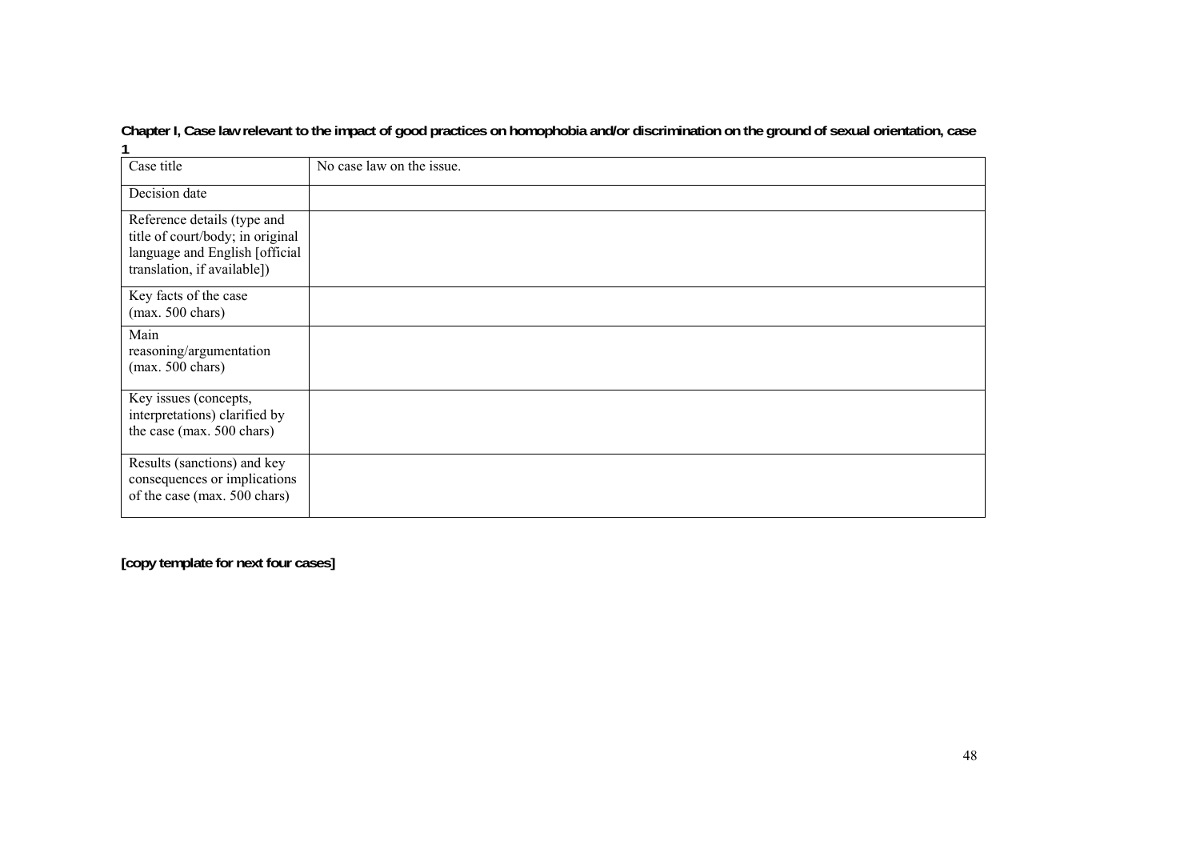**Chapter I, Case law relevant to the impact of good practices on homophobia and/or discrimination on the ground of sexual orientation, case 1**

| Case title | No case law on the issue. |
|---|---|
| Decision date | |
| Reference details (type and title of court/body; in original language and English [official translation, if available]) | |
| Key facts of the case (max. 500 chars) | |
| Main reasoning/argumentation (max. 500 chars) | |
| Key issues (concepts, interpretations) clarified by the case (max. 500 chars) | |
| Results (sanctions) and key consequences or implications of the case (max. 500 chars) | |

**[copy template for next four cases]**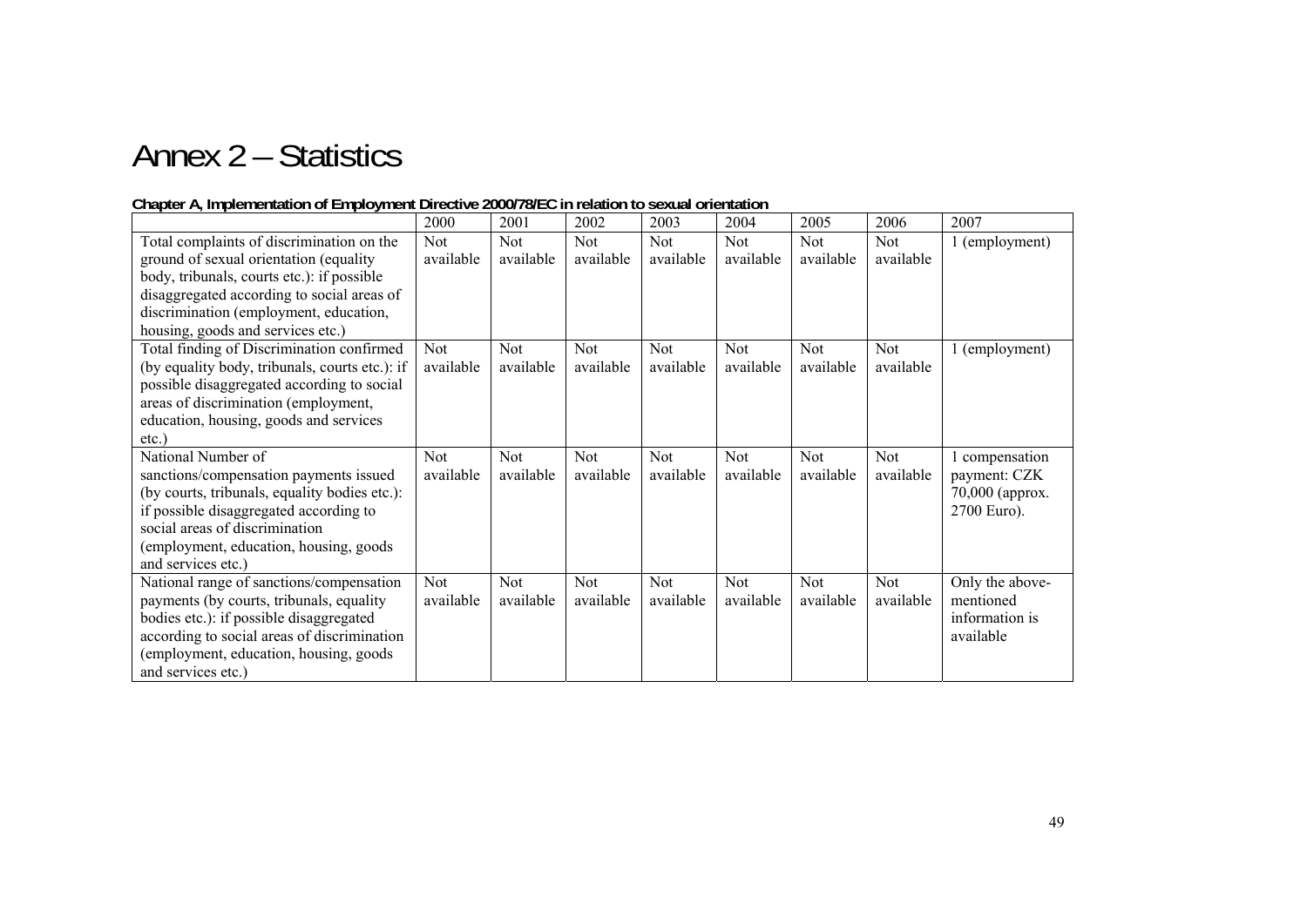# Annex 2 – Statistics

**Chapter A, Implementation of Employment Directive 2000/78/EC in relation to sexual orientation**

| | 2000 | 2001 | 2002 | 2003 | 2004 | 2005 | 2006 | 2007 |
|---|---|---|---|---|---|---|---|---|
| Total complaints of discrimination on the ground of sexual orientation (equality body, tribunals, courts etc.): if possible disaggregated according to social areas of discrimination (employment, education, housing, goods and services etc.) | Not available | Not available | Not available | Not available | Not available | Not available | Not available | 1 (employment) |
| Total finding of Discrimination confirmed (by equality body, tribunals, courts etc.): if possible disaggregated according to social areas of discrimination (employment, education, housing, goods and services etc.) | Not available | Not available | Not available | Not available | Not available | Not available | Not available | 1 (employment) |
| National Number of sanctions/compensation payments issued (by courts, tribunals, equality bodies etc.): if possible disaggregated according to social areas of discrimination (employment, education, housing, goods and services etc.) | Not available | Not available | Not available | Not available | Not available | Not available | Not available | 1 compensation payment: CZK 70,000 (approx. 2700 Euro). |
| National range of sanctions/compensation payments (by courts, tribunals, equality bodies etc.): if possible disaggregated according to social areas of discrimination (employment, education, housing, goods and services etc.) | Not available | Not available | Not available | Not available | Not available | Not available | Not available | Only the above-mentioned information is available |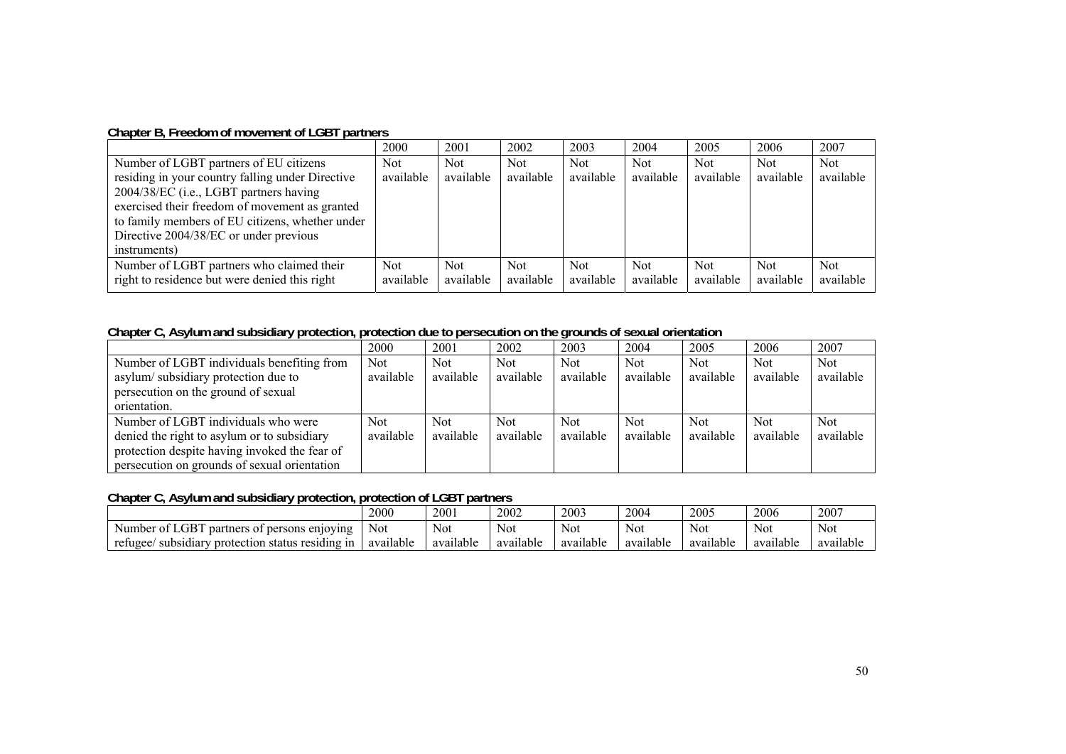**Chapter B, Freedom of movement of LGBT partners**

| | 2000 | 2001 | 2002 | 2003 | 2004 | 2005 | 2006 | 2007 |
|---|---|---|---|---|---|---|---|---|
| Number of LGBT partners of EU citizens residing in your country falling under Directive 2004/38/EC (i.e., LGBT partners having exercised their freedom of movement as granted to family members of EU citizens, whether under Directive 2004/38/EC or under previous instruments) | Not available | Not available | Not available | Not available | Not available | Not available | Not available | Not available |
| Number of LGBT partners who claimed their right to residence but were denied this right | Not available | Not available | Not available | Not available | Not available | Not available | Not available | Not available |

**Chapter C, Asylum and subsidiary protection, protection due to persecution on the grounds of sexual orientation**

| | 2000 | 2001 | 2002 | 2003 | 2004 | 2005 | 2006 | 2007 |
|---|---|---|---|---|---|---|---|---|
| Number of LGBT individuals benefiting from asylum/ subsidiary protection due to persecution on the ground of sexual orientation. | Not available | Not available | Not available | Not available | Not available | Not available | Not available | Not available |
| Number of LGBT individuals who were denied the right to asylum or to subsidiary protection despite having invoked the fear of persecution on grounds of sexual orientation | Not available | Not available | Not available | Not available | Not available | Not available | Not available | Not available |

**Chapter C, Asylum and subsidiary protection, protection of LGBT partners**

| | 2000 | 2001 | 2002 | 2003 | 2004 | 2005 | 2006 | 2007 |
|---|---|---|---|---|---|---|---|---|
| Number of LGBT partners of persons enjoying refugee/ subsidiary protection status residing in | Not available | Not available | Not available | Not available | Not available | Not available | Not available | Not available |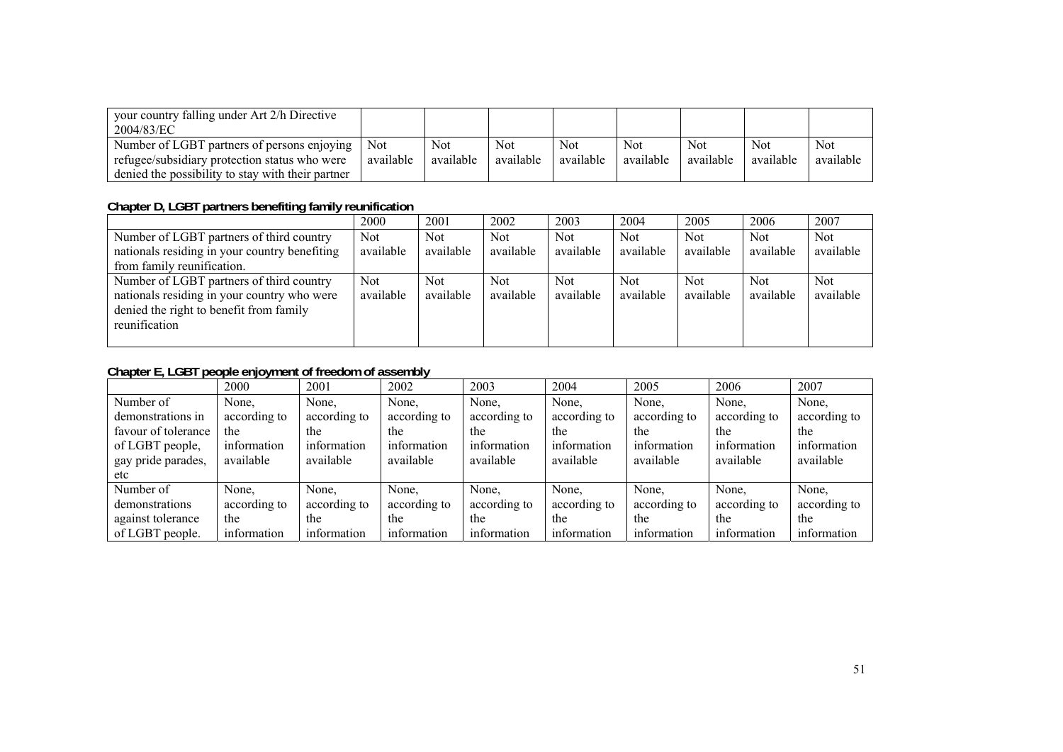| | | | | | | | | |
|---|---|---|---|---|---|---|---|---|
| your country falling under Art 2/h Directive 2004/83/EC | | | | | | | | |
| Number of LGBT partners of persons enjoying refugee/subsidiary protection status who were denied the possibility to stay with their partner | Not available | Not available | Not available | Not available | Not available | Not available | Not available | Not available |

**Chapter D, LGBT partners benefiting family reunification**

| | 2000 | 2001 | 2002 | 2003 | 2004 | 2005 | 2006 | 2007 |
|---|---|---|---|---|---|---|---|---|
| Number of LGBT partners of third country nationals residing in your country benefiting from family reunification. | Not available | Not available | Not available | Not available | Not available | Not available | Not available | Not available |
| Number of LGBT partners of third country nationals residing in your country who were denied the right to benefit from family reunification | Not available | Not available | Not available | Not available | Not available | Not available | Not available | Not available |

**Chapter E, LGBT people enjoyment of freedom of assembly**

| | 2000 | 2001 | 2002 | 2003 | 2004 | 2005 | 2006 | 2007 |
|---|---|---|---|---|---|---|---|---|
| Number of demonstrations in favour of tolerance of LGBT people, gay pride parades, etc | None, according to the information available | None, according to the information available | None, according to the information available | None, according to the information available | None, according to the information available | None, according to the information available | None, according to the information available | None, according to the information available |
| Number of demonstrations against tolerance of LGBT people. | None, according to the information | None, according to the information | None, according to the information | None, according to the information | None, according to the information | None, according to the information | None, according to the information | None, according to the information |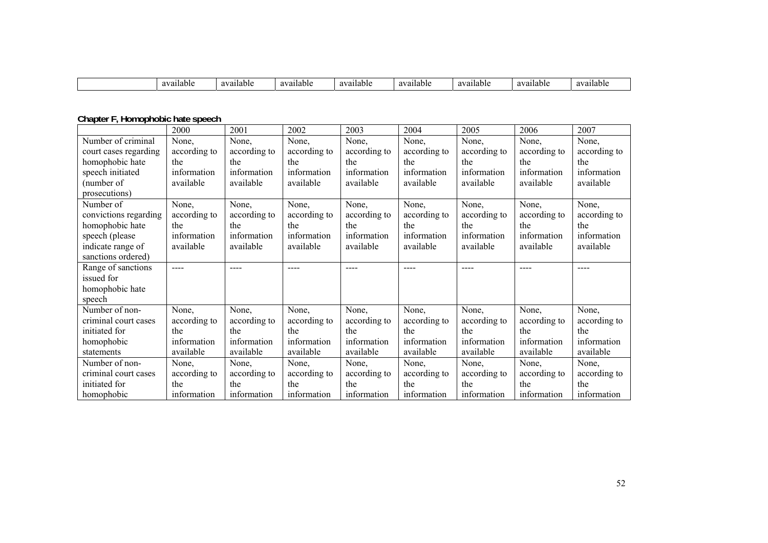| | available | available | available | available | available | available | available | available |
|---|---|---|---|---|---|---|---|---|

**Chapter F, Homophobic hate speech**

| | 2000 | 2001 | 2002 | 2003 | 2004 | 2005 | 2006 | 2007 |
|---|---|---|---|---|---|---|---|---|
| Number of criminal court cases regarding homophobic hate speech initiated (number of prosecutions) | None, according to the information available | None, according to the information available | None, according to the information available | None, according to the information available | None, according to the information available | None, according to the information available | None, according to the information available | None, according to the information available |
| Number of convictions regarding homophobic hate speech (please indicate range of sanctions ordered) | None, according to the information available | None, according to the information available | None, according to the information available | None, according to the information available | None, according to the information available | None, according to the information available | None, according to the information available | None, according to the information available |
| Range of sanctions issued for homophobic hate speech | ---- | ---- | ---- | ---- | ---- | ---- | ---- | ---- |
| Number of non-criminal court cases initiated for homophobic statements | None, according to the information available | None, according to the information available | None, according to the information available | None, according to the information available | None, according to the information available | None, according to the information available | None, according to the information available | None, according to the information available |
| Number of non-criminal court cases initiated for homophobic | None, according to the information | None, according to the information | None, according to the information | None, according to the information | None, according to the information | None, according to the information | None, according to the information | None, according to the information |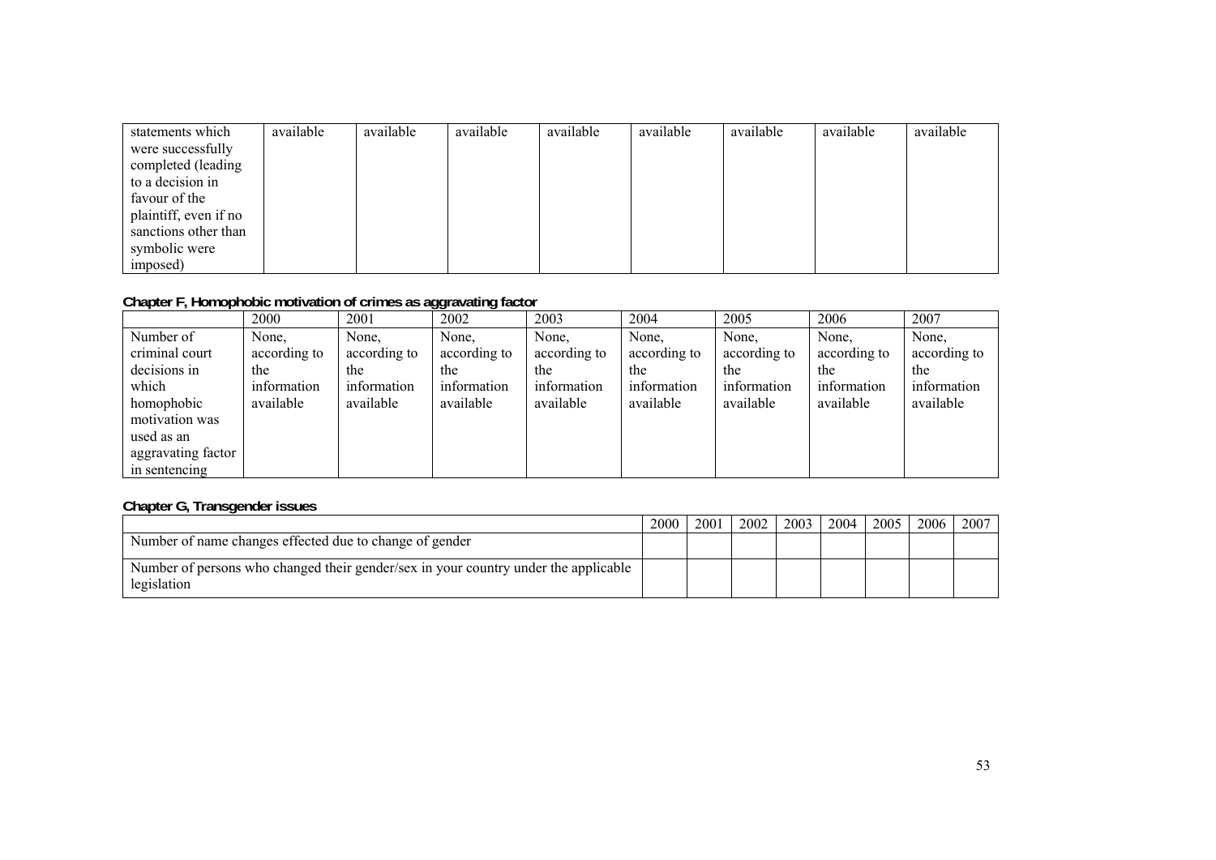| statements which were successfully completed (leading to a decision in favour of the plaintiff, even if no sanctions other than symbolic were imposed) | available | available | available | available | available | available | available | available |
|---|---|---|---|---|---|---|---|---|

**Chapter F, Homophobic motivation of crimes as aggravating factor**

| | 2000 | 2001 | 2002 | 2003 | 2004 | 2005 | 2006 | 2007 |
|---|---|---|---|---|---|---|---|---|
| Number of criminal court decisions in which homophobic motivation was used as an aggravating factor in sentencing | None, according to the information available | None, according to the information available | None, according to the information available | None, according to the information available | None, according to the information available | None, according to the information available | None, according to the information available | None, according to the information available |

**Chapter G, Transgender issues**

| | 2000 | 2001 | 2002 | 2003 | 2004 | 2005 | 2006 | 2007 |
|---|---|---|---|---|---|---|---|---|
| Number of name changes effected due to change of gender | | | | | | | | |
| Number of persons who changed their gender/sex in your country under the applicable legislation | | | | | | | | |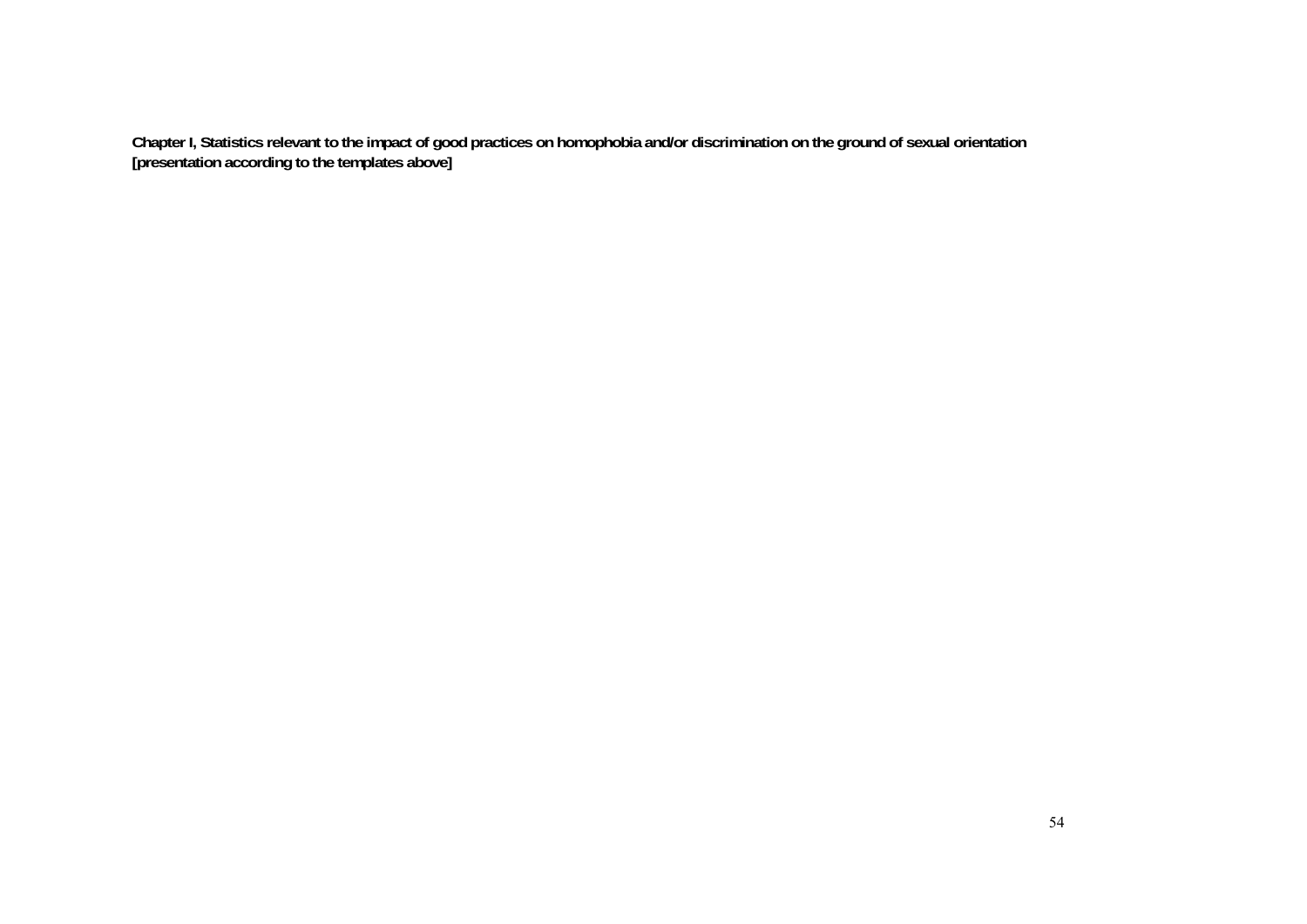**Chapter I, Statistics relevant to the impact of good practices on homophobia and/or discrimination on the ground of sexual orientation [presentation according to the templates above]**